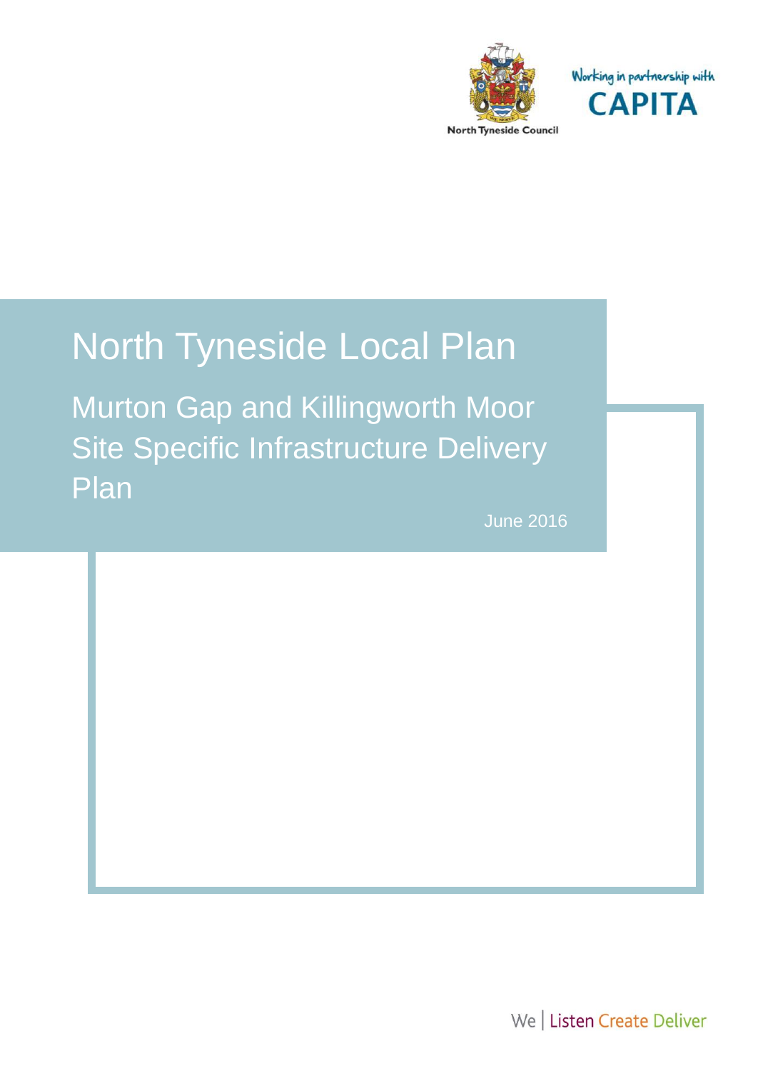North Tyneside Council

Working in partnership with CAPITA

# North Tyneside Local Plan

## Murton Gap and Killingworth Moor Site Specific Infrastructure Delivery Plan

June 2016

We | Listen Create Deliver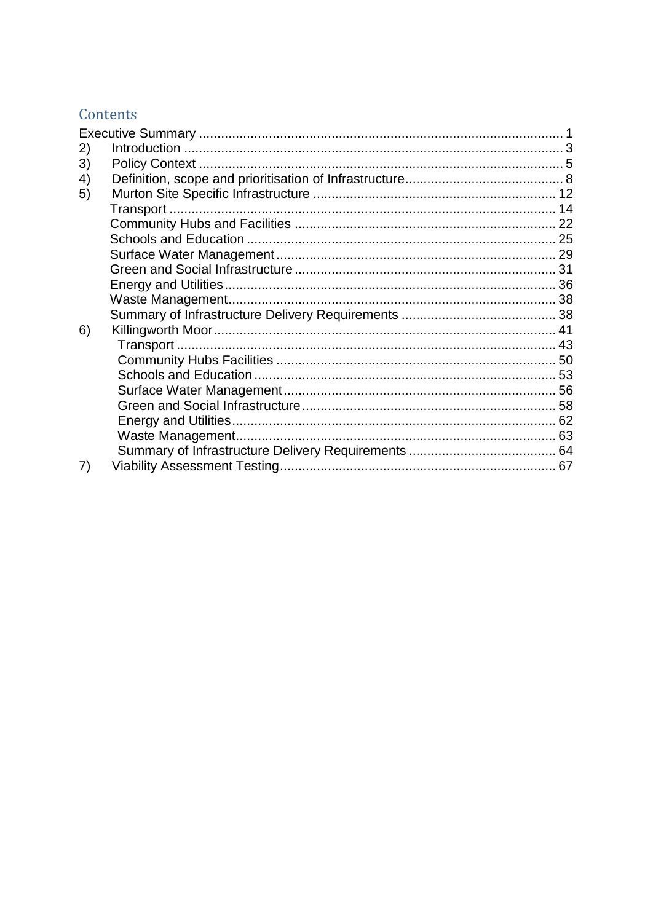## Contents

Executive Summary .................................................................................................. 1

2) Introduction ...................................................................................................... 3

3) Policy Context .................................................................................................. 5

4) Definition, scope and prioritisation of Infrastructure ........................................... 8

5) Murton Site Specific Infrastructure .................................................................. 12

- Transport ......................................................................................................... 14
- Community Hubs and Facilities ....................................................................... 22
- Schools and Education .................................................................................... 25
- Surface Water Management ............................................................................ 29
- Green and Social Infrastructure ....................................................................... 31
- Energy and Utilities ......................................................................................... 36
- Waste Management ......................................................................................... 38
- Summary of Infrastructure Delivery Requirements .......................................... 38

6) Killingworth Moor ............................................................................................ 41

- Transport ....................................................................................................... 43
- Community Hubs Facilities ............................................................................ 50
- Schools and Education .................................................................................. 53
- Surface Water Management .......................................................................... 56
- Green and Social Infrastructure ..................................................................... 58
- Energy and Utilities ....................................................................................... 62
- Waste Management ....................................................................................... 63
- Summary of Infrastructure Delivery Requirements ........................................ 64

7) Viability Assessment Testing ........................................................................... 67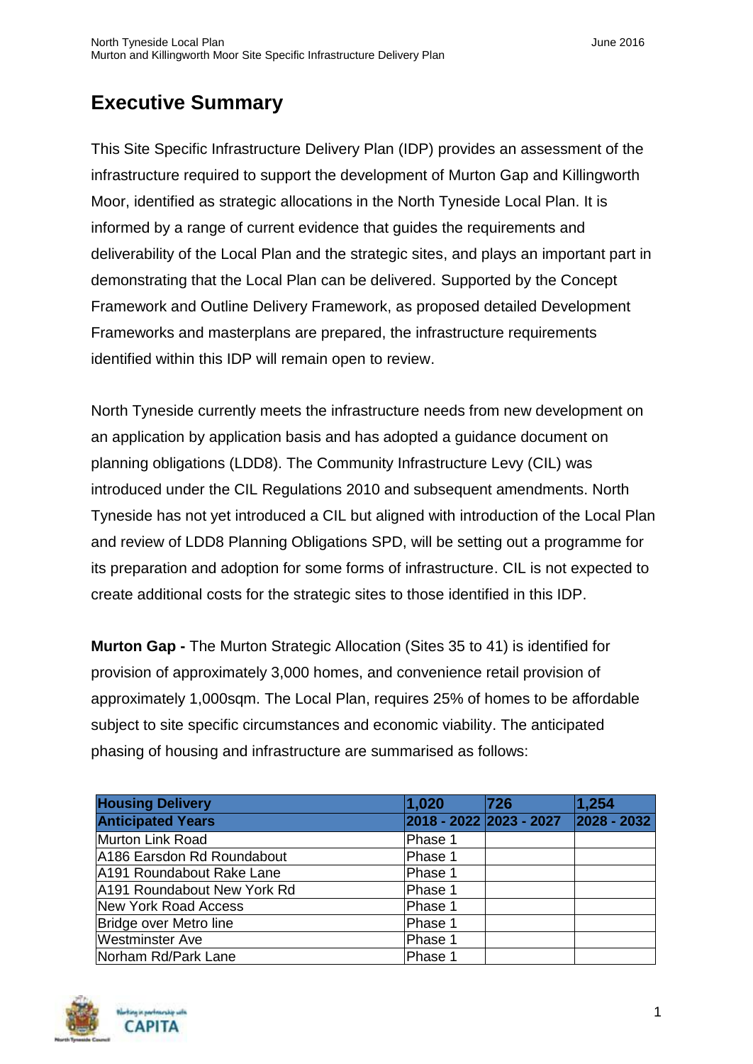# Executive Summary

This Site Specific Infrastructure Delivery Plan (IDP) provides an assessment of the infrastructure required to support the development of Murton Gap and Killingworth Moor, identified as strategic allocations in the North Tyneside Local Plan. It is informed by a range of current evidence that guides the requirements and deliverability of the Local Plan and the strategic sites, and plays an important part in demonstrating that the Local Plan can be delivered. Supported by the Concept Framework and Outline Delivery Framework, as proposed detailed Development Frameworks and masterplans are prepared, the infrastructure requirements identified within this IDP will remain open to review.

North Tyneside currently meets the infrastructure needs from new development on an application by application basis and has adopted a guidance document on planning obligations (LDD8). The Community Infrastructure Levy (CIL) was introduced under the CIL Regulations 2010 and subsequent amendments. North Tyneside has not yet introduced a CIL but aligned with introduction of the Local Plan and review of LDD8 Planning Obligations SPD, will be setting out a programme for its preparation and adoption for some forms of infrastructure. CIL is not expected to create additional costs for the strategic sites to those identified in this IDP.

**Murton Gap -** The Murton Strategic Allocation (Sites 35 to 41) is identified for provision of approximately 3,000 homes, and convenience retail provision of approximately 1,000sqm. The Local Plan, requires 25% of homes to be affordable subject to site specific circumstances and economic viability. The anticipated phasing of housing and infrastructure are summarised as follows:

| **Housing Delivery** | **1,020** | **726** | **1,254** |
|---|---|---|---|
| **Anticipated Years** | **2018 - 2022** | **2023 - 2027** | **2028 - 2032** |
| Murton Link Road | Phase 1 | | |
| A186 Earsdon Rd Roundabout | Phase 1 | | |
| A191 Roundabout Rake Lane | Phase 1 | | |
| A191 Roundabout New York Rd | Phase 1 | | |
| New York Road Access | Phase 1 | | |
| Bridge over Metro line | Phase 1 | | |
| Westminster Ave | Phase 1 | | |
| Norham Rd/Park Lane | Phase 1 | | |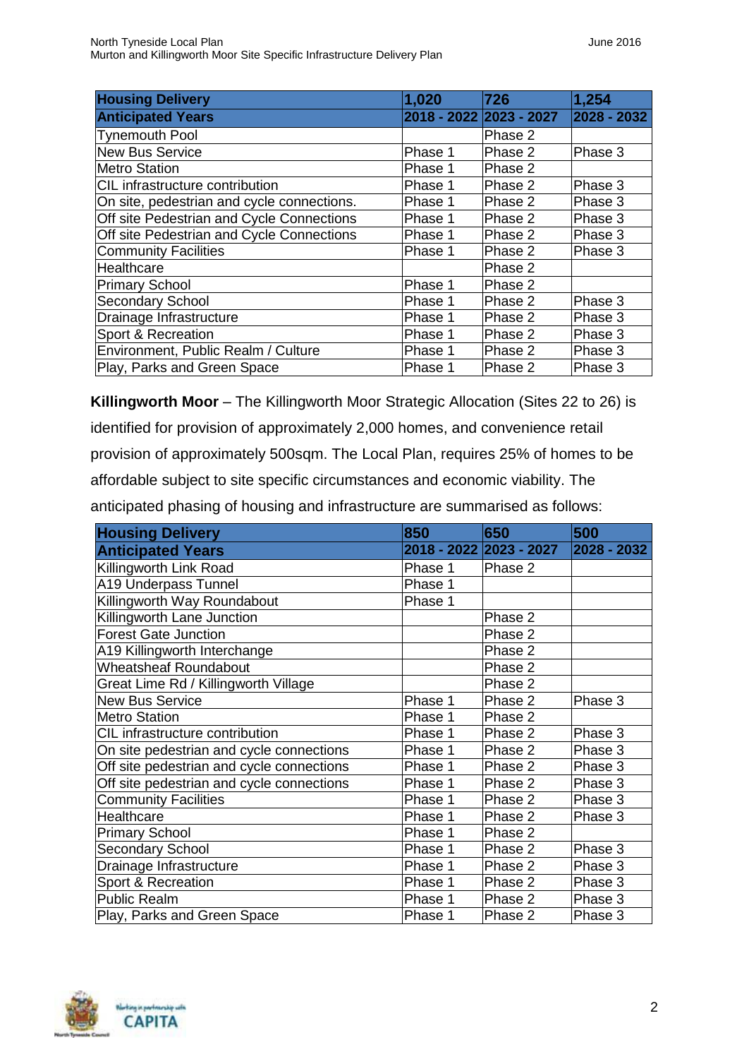| Housing Delivery | 1,020 | 726 | 1,254 |
|---|---|---|---|
| **Anticipated Years** | **2018 - 2022** | **2023 - 2027** | **2028 - 2032** |
| Tynemouth Pool | | Phase 2 | |
| New Bus Service | Phase 1 | Phase 2 | Phase 3 |
| Metro Station | Phase 1 | Phase 2 | |
| CIL infrastructure contribution | Phase 1 | Phase 2 | Phase 3 |
| On site, pedestrian and cycle connections. | Phase 1 | Phase 2 | Phase 3 |
| Off site Pedestrian and Cycle Connections | Phase 1 | Phase 2 | Phase 3 |
| Off site Pedestrian and Cycle Connections | Phase 1 | Phase 2 | Phase 3 |
| Community Facilities | Phase 1 | Phase 2 | Phase 3 |
| Healthcare | | Phase 2 | |
| Primary School | Phase 1 | Phase 2 | |
| Secondary School | Phase 1 | Phase 2 | Phase 3 |
| Drainage Infrastructure | Phase 1 | Phase 2 | Phase 3 |
| Sport & Recreation | Phase 1 | Phase 2 | Phase 3 |
| Environment, Public Realm / Culture | Phase 1 | Phase 2 | Phase 3 |
| Play, Parks and Green Space | Phase 1 | Phase 2 | Phase 3 |

**Killingworth Moor** – The Killingworth Moor Strategic Allocation (Sites 22 to 26) is identified for provision of approximately 2,000 homes, and convenience retail provision of approximately 500sqm. The Local Plan, requires 25% of homes to be affordable subject to site specific circumstances and economic viability. The anticipated phasing of housing and infrastructure are summarised as follows:

| Housing Delivery | 850 | 650 | 500 |
|---|---|---|---|
| **Anticipated Years** | **2018 - 2022** | **2023 - 2027** | **2028 - 2032** |
| Killingworth Link Road | Phase 1 | Phase 2 | |
| A19 Underpass Tunnel | Phase 1 | | |
| Killingworth Way Roundabout | Phase 1 | | |
| Killingworth Lane Junction | | Phase 2 | |
| Forest Gate Junction | | Phase 2 | |
| A19 Killingworth Interchange | | Phase 2 | |
| Wheatsheaf Roundabout | | Phase 2 | |
| Great Lime Rd / Killingworth Village | | Phase 2 | |
| New Bus Service | Phase 1 | Phase 2 | Phase 3 |
| Metro Station | Phase 1 | Phase 2 | |
| CIL infrastructure contribution | Phase 1 | Phase 2 | Phase 3 |
| On site pedestrian and cycle connections | Phase 1 | Phase 2 | Phase 3 |
| Off site pedestrian and cycle connections | Phase 1 | Phase 2 | Phase 3 |
| Off site pedestrian and cycle connections | Phase 1 | Phase 2 | Phase 3 |
| Community Facilities | Phase 1 | Phase 2 | Phase 3 |
| Healthcare | Phase 1 | Phase 2 | Phase 3 |
| Primary School | Phase 1 | Phase 2 | |
| Secondary School | Phase 1 | Phase 2 | Phase 3 |
| Drainage Infrastructure | Phase 1 | Phase 2 | Phase 3 |
| Sport & Recreation | Phase 1 | Phase 2 | Phase 3 |
| Public Realm | Phase 1 | Phase 2 | Phase 3 |
| Play, Parks and Green Space | Phase 1 | Phase 2 | Phase 3 |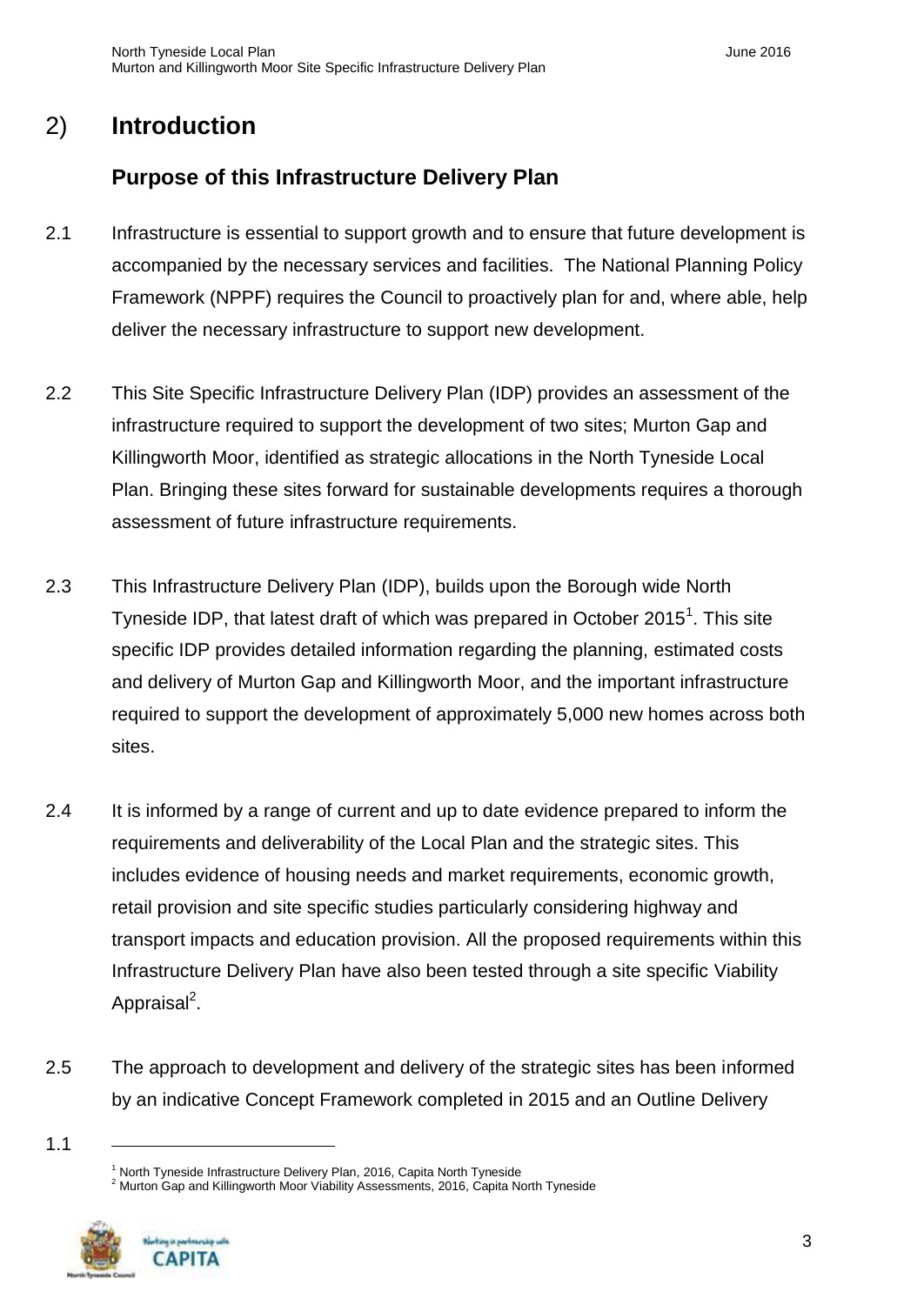# 2) Introduction

## Purpose of this Infrastructure Delivery Plan

2.1 Infrastructure is essential to support growth and to ensure that future development is accompanied by the necessary services and facilities. The National Planning Policy Framework (NPPF) requires the Council to proactively plan for and, where able, help deliver the necessary infrastructure to support new development.

2.2 This Site Specific Infrastructure Delivery Plan (IDP) provides an assessment of the infrastructure required to support the development of two sites; Murton Gap and Killingworth Moor, identified as strategic allocations in the North Tyneside Local Plan. Bringing these sites forward for sustainable developments requires a thorough assessment of future infrastructure requirements.

2.3 This Infrastructure Delivery Plan (IDP), builds upon the Borough wide North Tyneside IDP, that latest draft of which was prepared in October 2015[1]. This site specific IDP provides detailed information regarding the planning, estimated costs and delivery of Murton Gap and Killingworth Moor, and the important infrastructure required to support the development of approximately 5,000 new homes across both sites.

2.4 It is informed by a range of current and up to date evidence prepared to inform the requirements and deliverability of the Local Plan and the strategic sites. This includes evidence of housing needs and market requirements, economic growth, retail provision and site specific studies particularly considering highway and transport impacts and education provision. All the proposed requirements within this Infrastructure Delivery Plan have also been tested through a site specific Viability Appraisal[2].

2.5 The approach to development and delivery of the strategic sites has been informed by an indicative Concept Framework completed in 2015 and an Outline Delivery

1.1

[1] North Tyneside Infrastructure Delivery Plan, 2016, Capita North Tyneside

[2] Murton Gap and Killingworth Moor Viability Assessments, 2016, Capita North Tyneside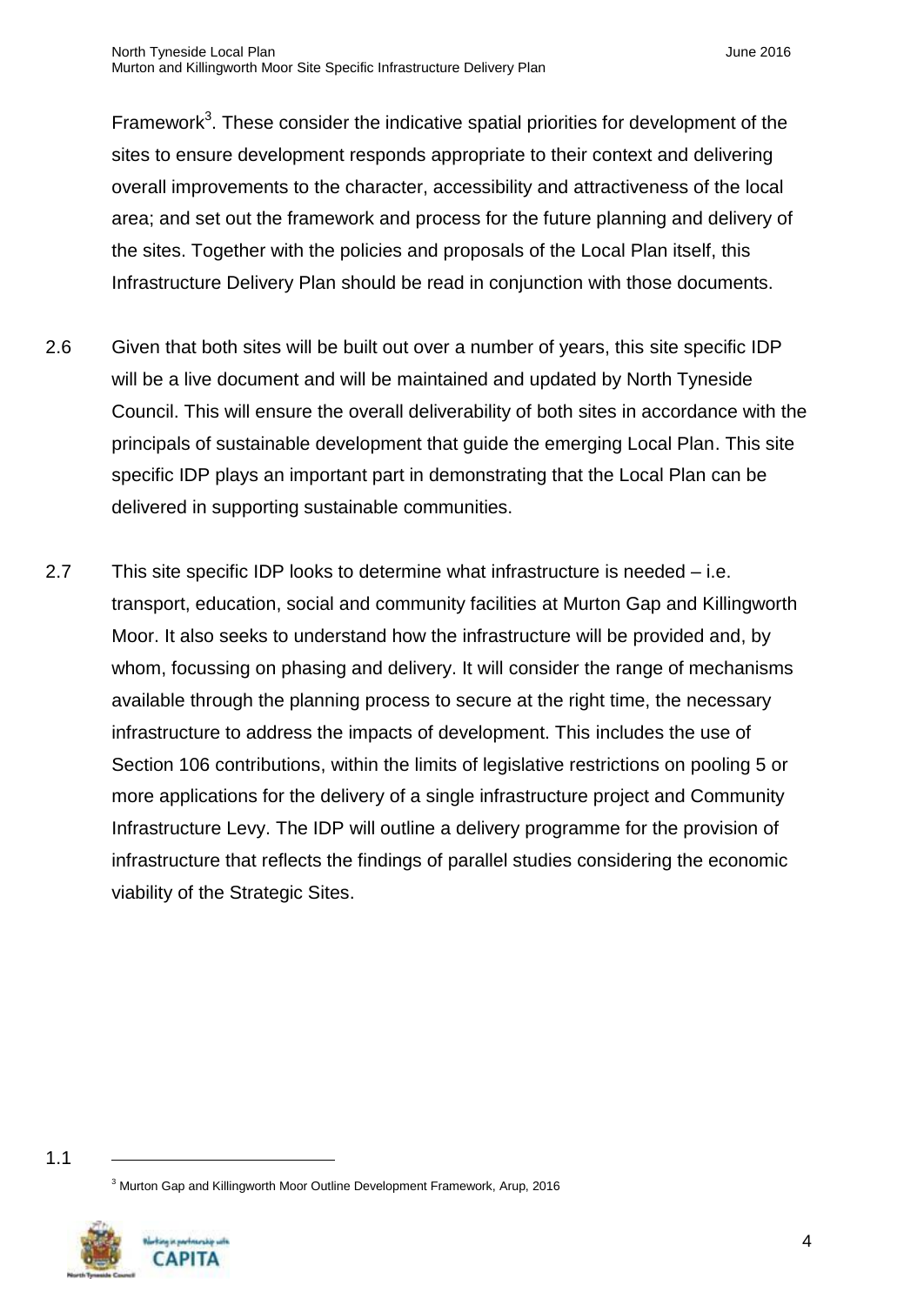Framework[3]. These consider the indicative spatial priorities for development of the sites to ensure development responds appropriate to their context and delivering overall improvements to the character, accessibility and attractiveness of the local area; and set out the framework and process for the future planning and delivery of the sites. Together with the policies and proposals of the Local Plan itself, this Infrastructure Delivery Plan should be read in conjunction with those documents.

2.6 Given that both sites will be built out over a number of years, this site specific IDP will be a live document and will be maintained and updated by North Tyneside Council. This will ensure the overall deliverability of both sites in accordance with the principals of sustainable development that guide the emerging Local Plan. This site specific IDP plays an important part in demonstrating that the Local Plan can be delivered in supporting sustainable communities.

2.7 This site specific IDP looks to determine what infrastructure is needed – i.e. transport, education, social and community facilities at Murton Gap and Killingworth Moor. It also seeks to understand how the infrastructure will be provided and, by whom, focussing on phasing and delivery. It will consider the range of mechanisms available through the planning process to secure at the right time, the necessary infrastructure to address the impacts of development. This includes the use of Section 106 contributions, within the limits of legislative restrictions on pooling 5 or more applications for the delivery of a single infrastructure project and Community Infrastructure Levy. The IDP will outline a delivery programme for the provision of infrastructure that reflects the findings of parallel studies considering the economic viability of the Strategic Sites.

1.1

[3] Murton Gap and Killingworth Moor Outline Development Framework, Arup, 2016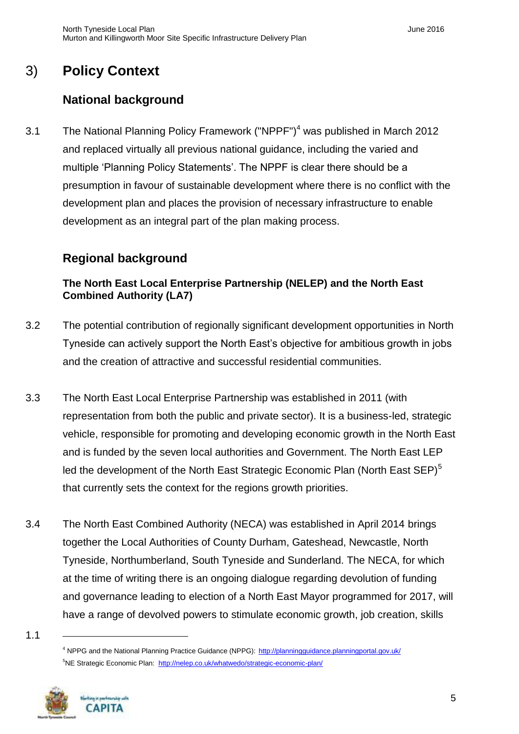# 3) Policy Context

## National background

3.1 The National Planning Policy Framework ("NPPF")[4] was published in March 2012 and replaced virtually all previous national guidance, including the varied and multiple 'Planning Policy Statements'. The NPPF is clear there should be a presumption in favour of sustainable development where there is no conflict with the development plan and places the provision of necessary infrastructure to enable development as an integral part of the plan making process.

## Regional background

### The North East Local Enterprise Partnership (NELEP) and the North East Combined Authority (LA7)

3.2 The potential contribution of regionally significant development opportunities in North Tyneside can actively support the North East's objective for ambitious growth in jobs and the creation of attractive and successful residential communities.

3.3 The North East Local Enterprise Partnership was established in 2011 (with representation from both the public and private sector). It is a business-led, strategic vehicle, responsible for promoting and developing economic growth in the North East and is funded by the seven local authorities and Government. The North East LEP led the development of the North East Strategic Economic Plan (North East SEP)[5] that currently sets the context for the regions growth priorities.

3.4 The North East Combined Authority (NECA) was established in April 2014 brings together the Local Authorities of County Durham, Gateshead, Newcastle, North Tyneside, Northumberland, South Tyneside and Sunderland. The NECA, for which at the time of writing there is an ongoing dialogue regarding devolution of funding and governance leading to election of a North East Mayor programmed for 2017, will have a range of devolved powers to stimulate economic growth, job creation, skills

1.1

[4] NPPG and the National Planning Practice Guidance (NPPG): http://planningguidance.planningportal.gov.uk/

[5] NE Strategic Economic Plan: http://nelep.co.uk/whatwedo/strategic-economic-plan/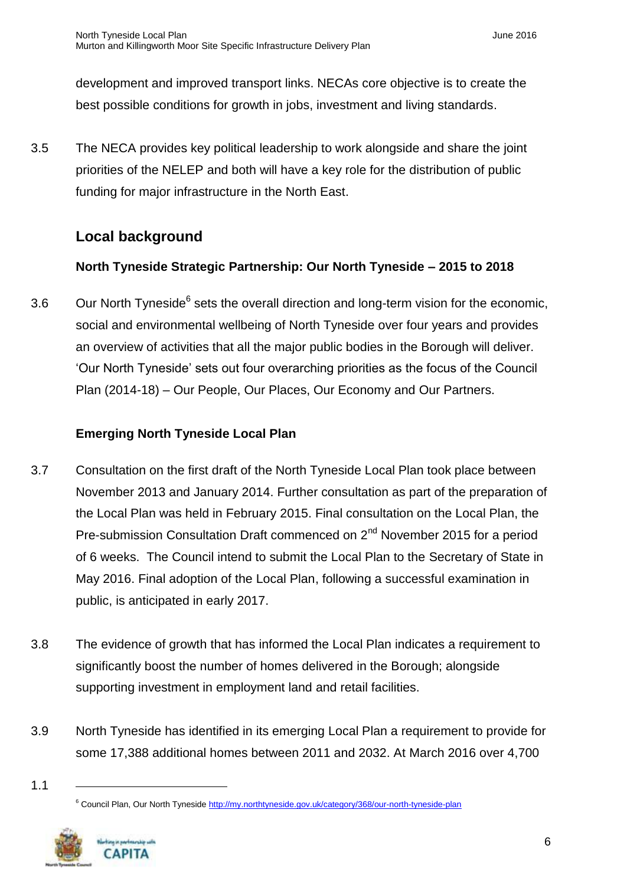development and improved transport links. NECAs core objective is to create the best possible conditions for growth in jobs, investment and living standards.

3.5 The NECA provides key political leadership to work alongside and share the joint priorities of the NELEP and both will have a key role for the distribution of public funding for major infrastructure in the North East.

## Local background

### North Tyneside Strategic Partnership: Our North Tyneside – 2015 to 2018

3.6 Our North Tyneside[6] sets the overall direction and long-term vision for the economic, social and environmental wellbeing of North Tyneside over four years and provides an overview of activities that all the major public bodies in the Borough will deliver. 'Our North Tyneside' sets out four overarching priorities as the focus of the Council Plan (2014-18) – Our People, Our Places, Our Economy and Our Partners.

### Emerging North Tyneside Local Plan

3.7 Consultation on the first draft of the North Tyneside Local Plan took place between November 2013 and January 2014. Further consultation as part of the preparation of the Local Plan was held in February 2015. Final consultation on the Local Plan, the Pre-submission Consultation Draft commenced on 2nd November 2015 for a period of 6 weeks. The Council intend to submit the Local Plan to the Secretary of State in May 2016. Final adoption of the Local Plan, following a successful examination in public, is anticipated in early 2017.

3.8 The evidence of growth that has informed the Local Plan indicates a requirement to significantly boost the number of homes delivered in the Borough; alongside supporting investment in employment land and retail facilities.

3.9 North Tyneside has identified in its emerging Local Plan a requirement to provide for some 17,388 additional homes between 2011 and 2032. At March 2016 over 4,700

[6] Council Plan, Our North Tyneside http://my.northtyneside.gov.uk/category/368/our-north-tyneside-plan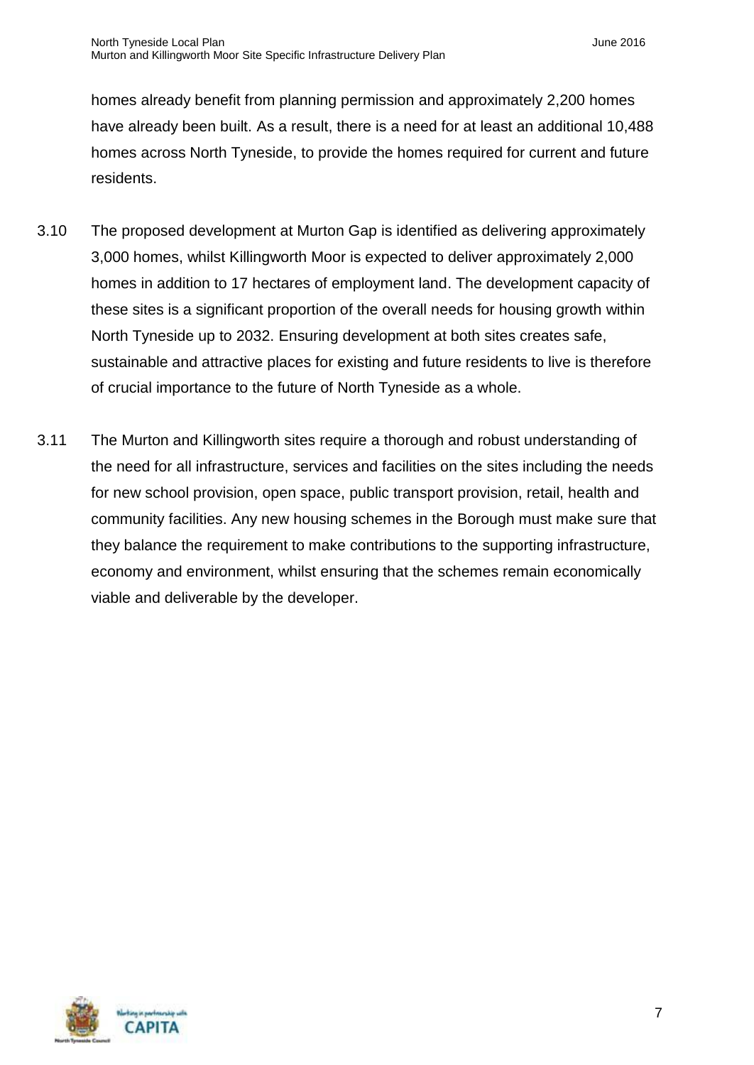homes already benefit from planning permission and approximately 2,200 homes have already been built. As a result, there is a need for at least an additional 10,488 homes across North Tyneside, to provide the homes required for current and future residents.

3.10 The proposed development at Murton Gap is identified as delivering approximately 3,000 homes, whilst Killingworth Moor is expected to deliver approximately 2,000 homes in addition to 17 hectares of employment land. The development capacity of these sites is a significant proportion of the overall needs for housing growth within North Tyneside up to 2032. Ensuring development at both sites creates safe, sustainable and attractive places for existing and future residents to live is therefore of crucial importance to the future of North Tyneside as a whole.

3.11 The Murton and Killingworth sites require a thorough and robust understanding of the need for all infrastructure, services and facilities on the sites including the needs for new school provision, open space, public transport provision, retail, health and community facilities. Any new housing schemes in the Borough must make sure that they balance the requirement to make contributions to the supporting infrastructure, economy and environment, whilst ensuring that the schemes remain economically viable and deliverable by the developer.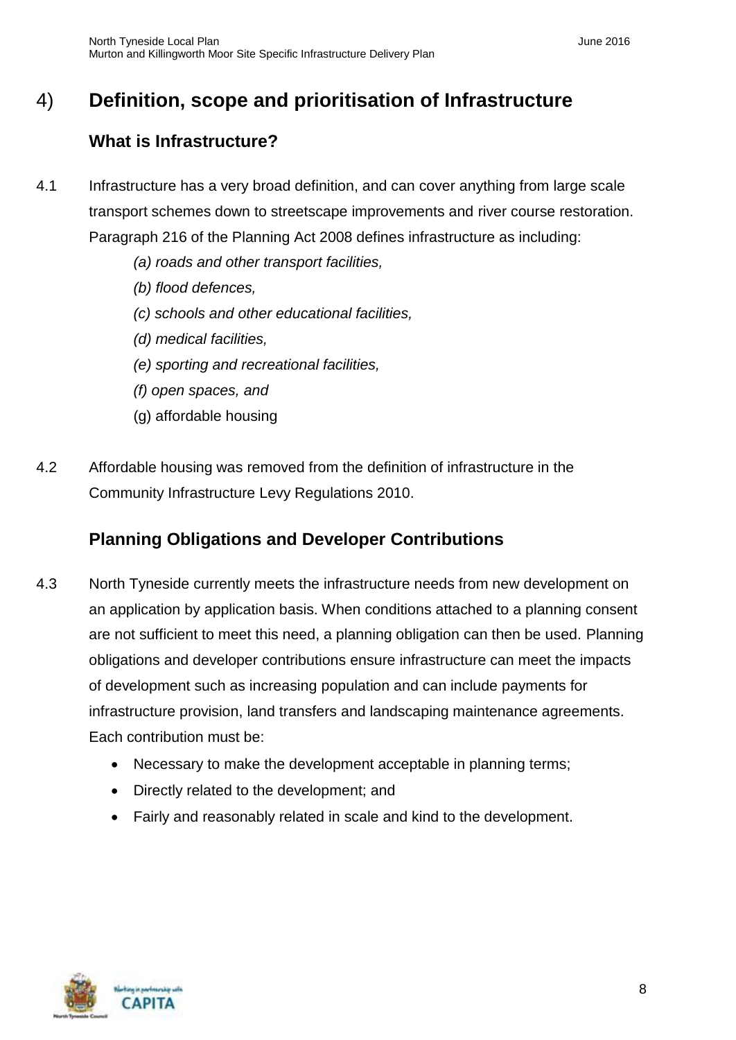# 4) Definition, scope and prioritisation of Infrastructure

## What is Infrastructure?

4.1 Infrastructure has a very broad definition, and can cover anything from large scale transport schemes down to streetscape improvements and river course restoration. Paragraph 216 of the Planning Act 2008 defines infrastructure as including:

*(a) roads and other transport facilities,*

*(b) flood defences,*

*(c) schools and other educational facilities,*

*(d) medical facilities,*

*(e) sporting and recreational facilities,*

*(f) open spaces, and*

(g) affordable housing

4.2 Affordable housing was removed from the definition of infrastructure in the Community Infrastructure Levy Regulations 2010.

## Planning Obligations and Developer Contributions

4.3 North Tyneside currently meets the infrastructure needs from new development on an application by application basis. When conditions attached to a planning consent are not sufficient to meet this need, a planning obligation can then be used. Planning obligations and developer contributions ensure infrastructure can meet the impacts of development such as increasing population and can include payments for infrastructure provision, land transfers and landscaping maintenance agreements. Each contribution must be:

- Necessary to make the development acceptable in planning terms;
- Directly related to the development; and
- Fairly and reasonably related in scale and kind to the development.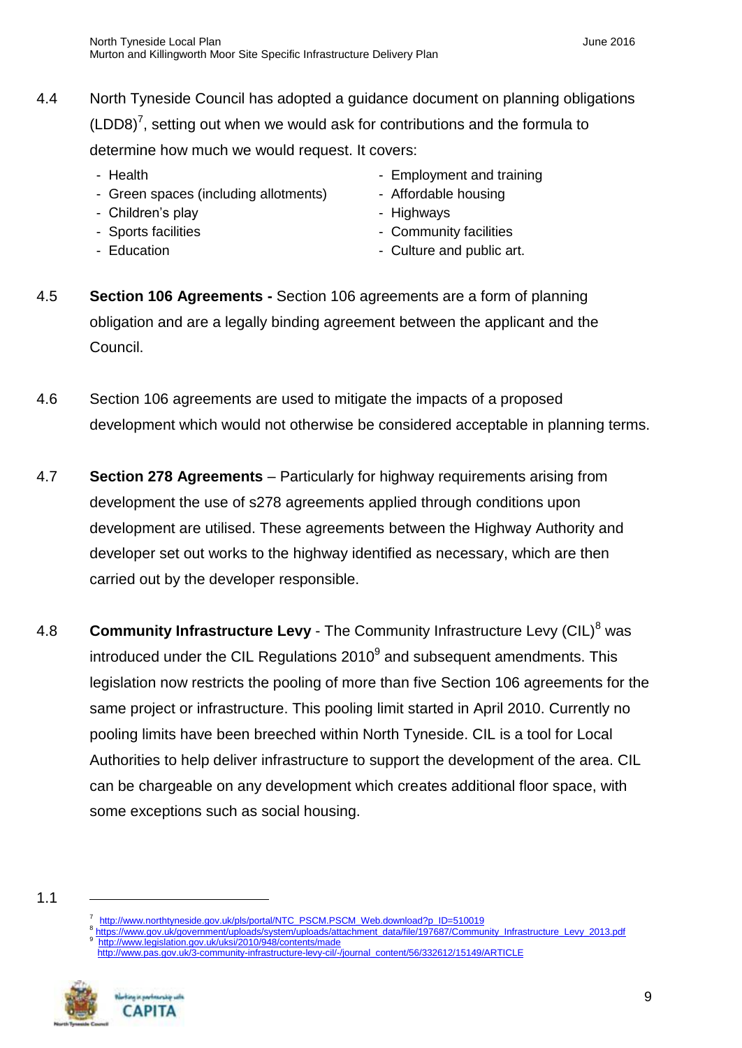4.4 North Tyneside Council has adopted a guidance document on planning obligations (LDD8)[7], setting out when we would ask for contributions and the formula to determine how much we would request. It covers:

- Health
- Green spaces (including allotments)
- Children's play
- Sports facilities
- Education
- Employment and training
- Affordable housing
- Highways
- Community facilities
- Culture and public art.

4.5 **Section 106 Agreements -** Section 106 agreements are a form of planning obligation and are a legally binding agreement between the applicant and the Council.

4.6 Section 106 agreements are used to mitigate the impacts of a proposed development which would not otherwise be considered acceptable in planning terms.

4.7 **Section 278 Agreements** – Particularly for highway requirements arising from development the use of s278 agreements applied through conditions upon development are utilised. These agreements between the Highway Authority and developer set out works to the highway identified as necessary, which are then carried out by the developer responsible.

4.8 **Community Infrastructure Levy** - The Community Infrastructure Levy (CIL)[8] was introduced under the CIL Regulations 2010[9] and subsequent amendments. This legislation now restricts the pooling of more than five Section 106 agreements for the same project or infrastructure. This pooling limit started in April 2010. Currently no pooling limits have been breeched within North Tyneside. CIL is a tool for Local Authorities to help deliver infrastructure to support the development of the area. CIL can be chargeable on any development which creates additional floor space, with some exceptions such as social housing.

1.1

[7] http://www.northtyneside.gov.uk/pls/portal/NTC_PSCM.PSCM_Web.download?p_ID=510019
[8] https://www.gov.uk/government/uploads/system/uploads/attachment_data/file/197687/Community_Infrastructure_Levy_2013.pdf
[9] http://www.legislation.gov.uk/uksi/2010/948/contents/made
http://www.pas.gov.uk/3-community-infrastructure-levy-cil/-/journal_content/56/332612/15149/ARTICLE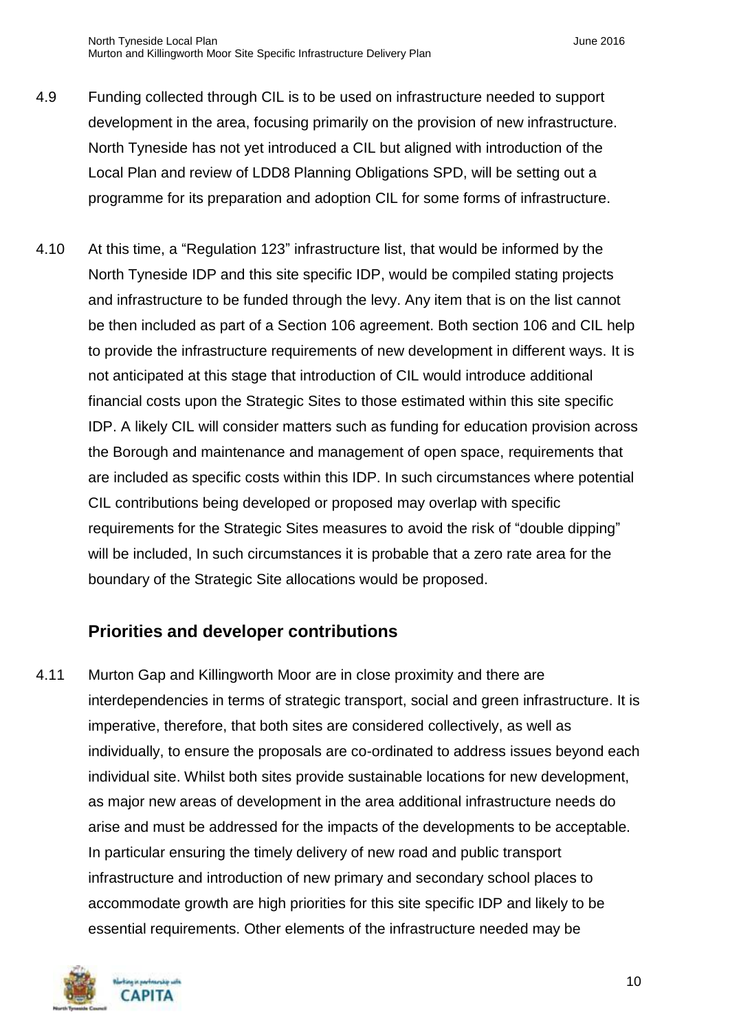4.9 Funding collected through CIL is to be used on infrastructure needed to support development in the area, focusing primarily on the provision of new infrastructure. North Tyneside has not yet introduced a CIL but aligned with introduction of the Local Plan and review of LDD8 Planning Obligations SPD, will be setting out a programme for its preparation and adoption CIL for some forms of infrastructure.

4.10 At this time, a "Regulation 123" infrastructure list, that would be informed by the North Tyneside IDP and this site specific IDP, would be compiled stating projects and infrastructure to be funded through the levy. Any item that is on the list cannot be then included as part of a Section 106 agreement. Both section 106 and CIL help to provide the infrastructure requirements of new development in different ways. It is not anticipated at this stage that introduction of CIL would introduce additional financial costs upon the Strategic Sites to those estimated within this site specific IDP. A likely CIL will consider matters such as funding for education provision across the Borough and maintenance and management of open space, requirements that are included as specific costs within this IDP. In such circumstances where potential CIL contributions being developed or proposed may overlap with specific requirements for the Strategic Sites measures to avoid the risk of "double dipping" will be included, In such circumstances it is probable that a zero rate area for the boundary of the Strategic Site allocations would be proposed.

## Priorities and developer contributions

4.11 Murton Gap and Killingworth Moor are in close proximity and there are interdependencies in terms of strategic transport, social and green infrastructure. It is imperative, therefore, that both sites are considered collectively, as well as individually, to ensure the proposals are co-ordinated to address issues beyond each individual site. Whilst both sites provide sustainable locations for new development, as major new areas of development in the area additional infrastructure needs do arise and must be addressed for the impacts of the developments to be acceptable. In particular ensuring the timely delivery of new road and public transport infrastructure and introduction of new primary and secondary school places to accommodate growth are high priorities for this site specific IDP and likely to be essential requirements. Other elements of the infrastructure needed may be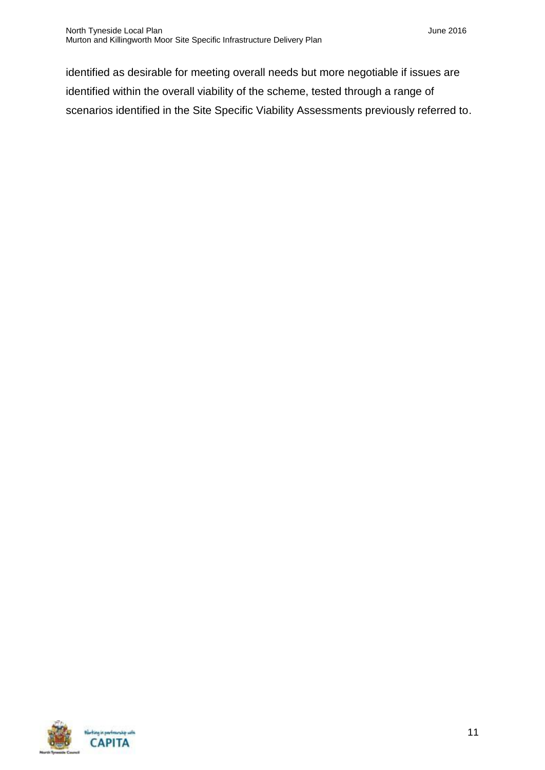identified as desirable for meeting overall needs but more negotiable if issues are identified within the overall viability of the scheme, tested through a range of scenarios identified in the Site Specific Viability Assessments previously referred to.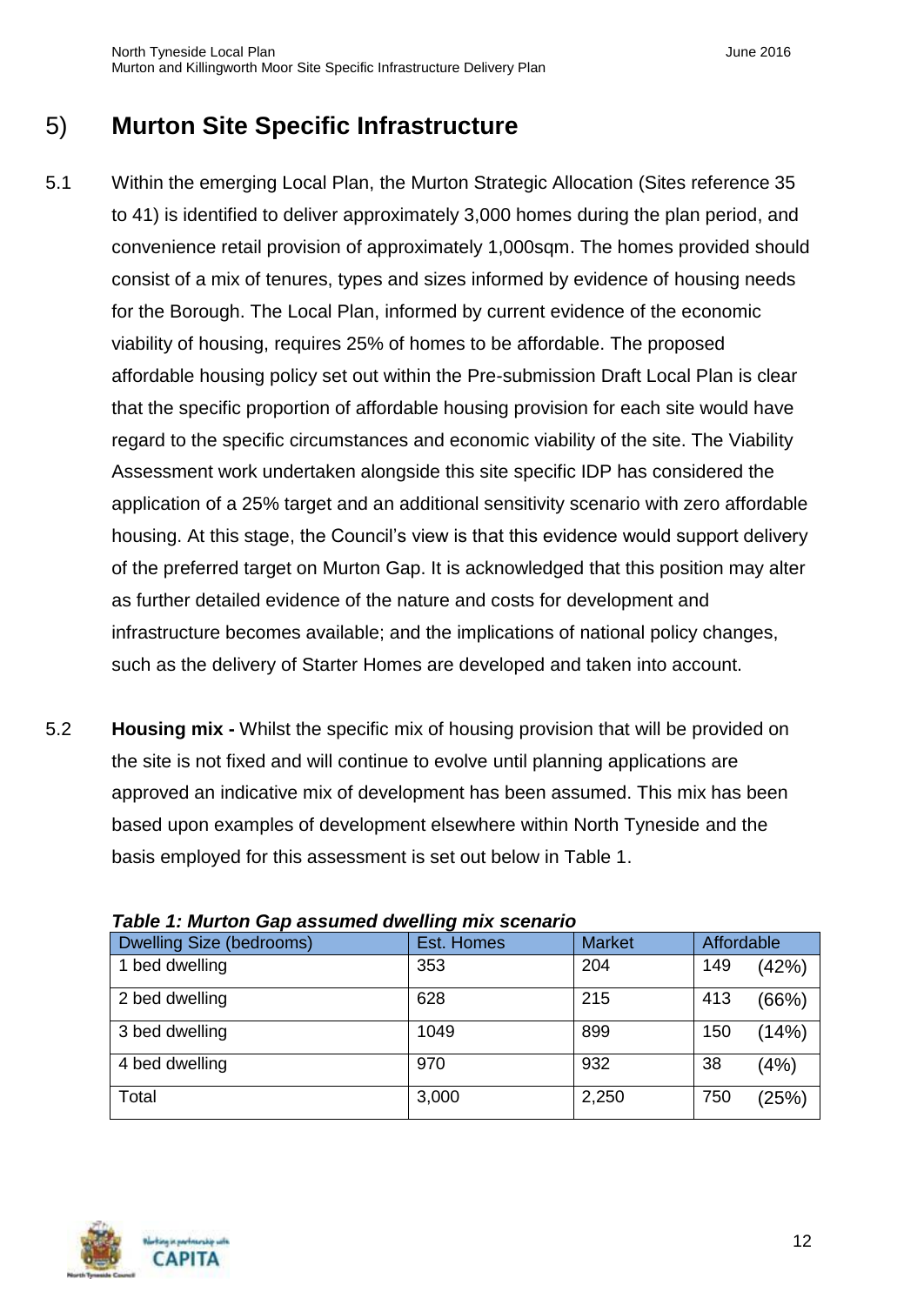## 5) Murton Site Specific Infrastructure

5.1 Within the emerging Local Plan, the Murton Strategic Allocation (Sites reference 35 to 41) is identified to deliver approximately 3,000 homes during the plan period, and convenience retail provision of approximately 1,000sqm. The homes provided should consist of a mix of tenures, types and sizes informed by evidence of housing needs for the Borough. The Local Plan, informed by current evidence of the economic viability of housing, requires 25% of homes to be affordable. The proposed affordable housing policy set out within the Pre-submission Draft Local Plan is clear that the specific proportion of affordable housing provision for each site would have regard to the specific circumstances and economic viability of the site. The Viability Assessment work undertaken alongside this site specific IDP has considered the application of a 25% target and an additional sensitivity scenario with zero affordable housing. At this stage, the Council's view is that this evidence would support delivery of the preferred target on Murton Gap. It is acknowledged that this position may alter as further detailed evidence of the nature and costs for development and infrastructure becomes available; and the implications of national policy changes, such as the delivery of Starter Homes are developed and taken into account.

5.2 **Housing mix -** Whilst the specific mix of housing provision that will be provided on the site is not fixed and will continue to evolve until planning applications are approved an indicative mix of development has been assumed. This mix has been based upon examples of development elsewhere within North Tyneside and the basis employed for this assessment is set out below in Table 1.

***Table 1: Murton Gap assumed dwelling mix scenario***

| Dwelling Size (bedrooms) | Est. Homes | Market | Affordable |
|---|---|---|---|
| 1 bed dwelling | 353 | 204 | 149 (42%) |
| 2 bed dwelling | 628 | 215 | 413 (66%) |
| 3 bed dwelling | 1049 | 899 | 150 (14%) |
| 4 bed dwelling | 970 | 932 | 38 (4%) |
| Total | 3,000 | 2,250 | 750 (25%) |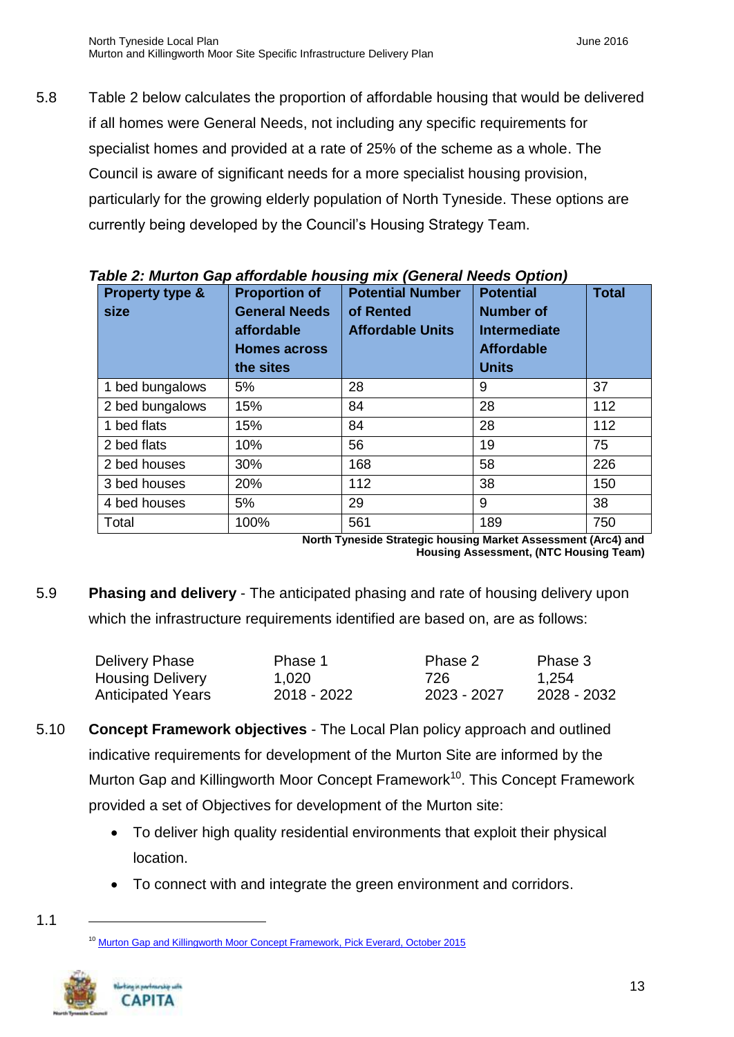5.8 Table 2 below calculates the proportion of affordable housing that would be delivered if all homes were General Needs, not including any specific requirements for specialist homes and provided at a rate of 25% of the scheme as a whole. The Council is aware of significant needs for a more specialist housing provision, particularly for the growing elderly population of North Tyneside. These options are currently being developed by the Council's Housing Strategy Team.

***Table 2: Murton Gap affordable housing mix (General Needs Option)***

| Property type & size | Proportion of General Needs affordable Homes across the sites | Potential Number of Rented Affordable Units | Potential Number of Intermediate Affordable Units | Total |
|---|---|---|---|---|
| 1 bed bungalows | 5% | 28 | 9 | 37 |
| 2 bed bungalows | 15% | 84 | 28 | 112 |
| 1 bed flats | 15% | 84 | 28 | 112 |
| 2 bed flats | 10% | 56 | 19 | 75 |
| 2 bed houses | 30% | 168 | 58 | 226 |
| 3 bed houses | 20% | 112 | 38 | 150 |
| 4 bed houses | 5% | 29 | 9 | 38 |
| Total | 100% | 561 | 189 | 750 |

**North Tyneside Strategic housing Market Assessment (Arc4) and Housing Assessment, (NTC Housing Team)**

5.9 **Phasing and delivery** - The anticipated phasing and rate of housing delivery upon which the infrastructure requirements identified are based on, are as follows:

| Delivery Phase | Phase 1 | Phase 2 | Phase 3 |
|---|---|---|---|
| Housing Delivery | 1,020 | 726 | 1,254 |
| Anticipated Years | 2018 - 2022 | 2023 - 2027 | 2028 - 2032 |

5.10 **Concept Framework objectives** - The Local Plan policy approach and outlined indicative requirements for development of the Murton Site are informed by the Murton Gap and Killingworth Moor Concept Framework[10]. This Concept Framework provided a set of Objectives for development of the Murton site:

- To deliver high quality residential environments that exploit their physical location.
- To connect with and integrate the green environment and corridors.

1.1

[10] Murton Gap and Killingworth Moor Concept Framework, Pick Everard, October 2015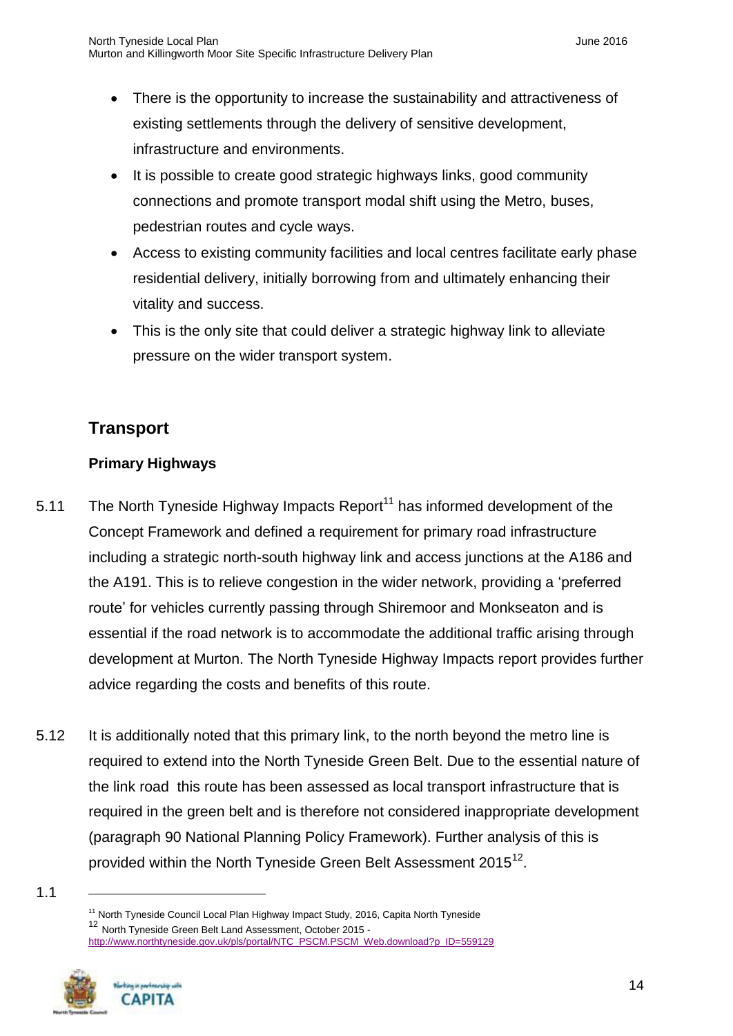- There is the opportunity to increase the sustainability and attractiveness of existing settlements through the delivery of sensitive development, infrastructure and environments.
- It is possible to create good strategic highways links, good community connections and promote transport modal shift using the Metro, buses, pedestrian routes and cycle ways.
- Access to existing community facilities and local centres facilitate early phase residential delivery, initially borrowing from and ultimately enhancing their vitality and success.
- This is the only site that could deliver a strategic highway link to alleviate pressure on the wider transport system.

## Transport

### Primary Highways

5.11 The North Tyneside Highway Impacts Report[11] has informed development of the Concept Framework and defined a requirement for primary road infrastructure including a strategic north-south highway link and access junctions at the A186 and the A191. This is to relieve congestion in the wider network, providing a 'preferred route' for vehicles currently passing through Shiremoor and Monkseaton and is essential if the road network is to accommodate the additional traffic arising through development at Murton. The North Tyneside Highway Impacts report provides further advice regarding the costs and benefits of this route.

5.12 It is additionally noted that this primary link, to the north beyond the metro line is required to extend into the North Tyneside Green Belt. Due to the essential nature of the link road this route has been assessed as local transport infrastructure that is required in the green belt and is therefore not considered inappropriate development (paragraph 90 National Planning Policy Framework). Further analysis of this is provided within the North Tyneside Green Belt Assessment 2015[12].

1.1

[11] North Tyneside Council Local Plan Highway Impact Study, 2016, Capita North Tyneside

[12] North Tyneside Green Belt Land Assessment, October 2015 - http://www.northtyneside.gov.uk/pls/portal/NTC_PSCM.PSCM_Web.download?p_ID=559129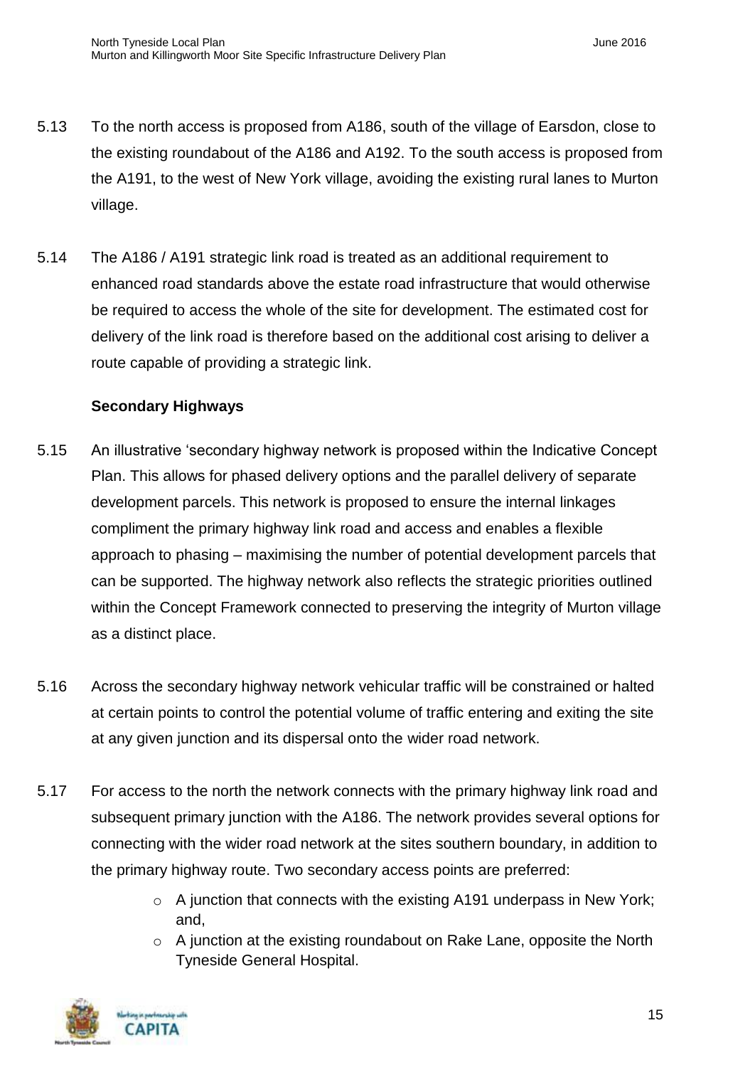5.13 To the north access is proposed from A186, south of the village of Earsdon, close to the existing roundabout of the A186 and A192. To the south access is proposed from the A191, to the west of New York village, avoiding the existing rural lanes to Murton village.

5.14 The A186 / A191 strategic link road is treated as an additional requirement to enhanced road standards above the estate road infrastructure that would otherwise be required to access the whole of the site for development. The estimated cost for delivery of the link road is therefore based on the additional cost arising to deliver a route capable of providing a strategic link.

**Secondary Highways**

5.15 An illustrative 'secondary highway network is proposed within the Indicative Concept Plan. This allows for phased delivery options and the parallel delivery of separate development parcels. This network is proposed to ensure the internal linkages compliment the primary highway link road and access and enables a flexible approach to phasing – maximising the number of potential development parcels that can be supported. The highway network also reflects the strategic priorities outlined within the Concept Framework connected to preserving the integrity of Murton village as a distinct place.

5.16 Across the secondary highway network vehicular traffic will be constrained or halted at certain points to control the potential volume of traffic entering and exiting the site at any given junction and its dispersal onto the wider road network.

5.17 For access to the north the network connects with the primary highway link road and subsequent primary junction with the A186. The network provides several options for connecting with the wider road network at the sites southern boundary, in addition to the primary highway route. Two secondary access points are preferred:

- A junction that connects with the existing A191 underpass in New York; and,
- A junction at the existing roundabout on Rake Lane, opposite the North Tyneside General Hospital.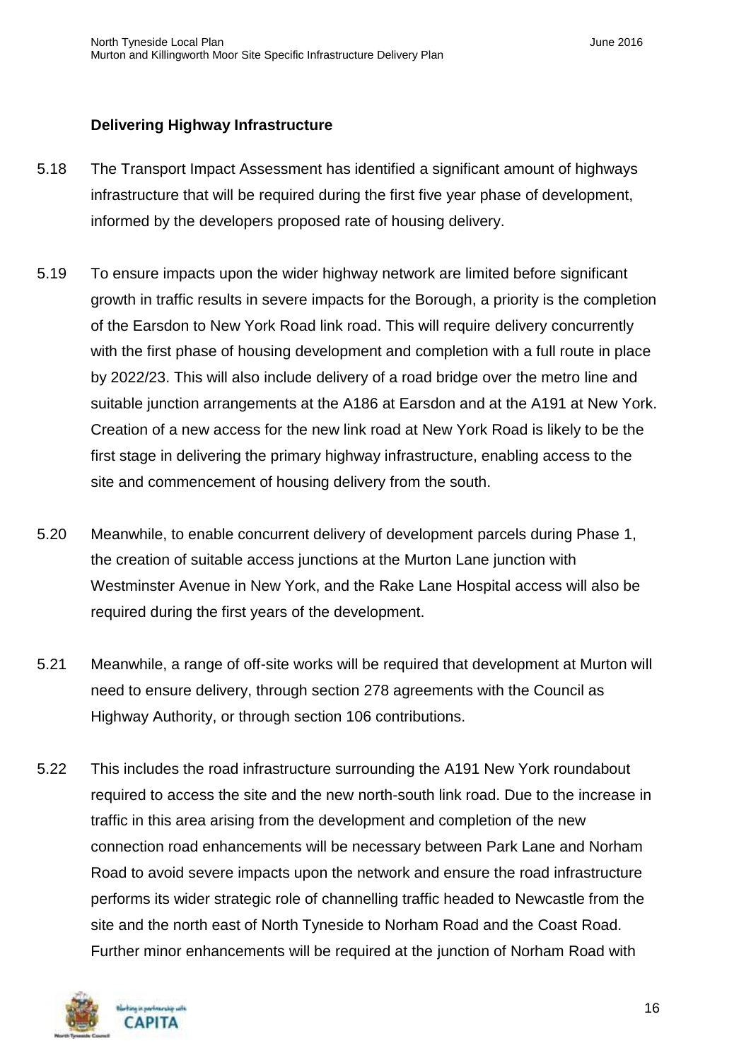### Delivering Highway Infrastructure

5.18 The Transport Impact Assessment has identified a significant amount of highways infrastructure that will be required during the first five year phase of development, informed by the developers proposed rate of housing delivery.

5.19 To ensure impacts upon the wider highway network are limited before significant growth in traffic results in severe impacts for the Borough, a priority is the completion of the Earsdon to New York Road link road. This will require delivery concurrently with the first phase of housing development and completion with a full route in place by 2022/23. This will also include delivery of a road bridge over the metro line and suitable junction arrangements at the A186 at Earsdon and at the A191 at New York. Creation of a new access for the new link road at New York Road is likely to be the first stage in delivering the primary highway infrastructure, enabling access to the site and commencement of housing delivery from the south.

5.20 Meanwhile, to enable concurrent delivery of development parcels during Phase 1, the creation of suitable access junctions at the Murton Lane junction with Westminster Avenue in New York, and the Rake Lane Hospital access will also be required during the first years of the development.

5.21 Meanwhile, a range of off-site works will be required that development at Murton will need to ensure delivery, through section 278 agreements with the Council as Highway Authority, or through section 106 contributions.

5.22 This includes the road infrastructure surrounding the A191 New York roundabout required to access the site and the new north-south link road. Due to the increase in traffic in this area arising from the development and completion of the new connection road enhancements will be necessary between Park Lane and Norham Road to avoid severe impacts upon the network and ensure the road infrastructure performs its wider strategic role of channelling traffic headed to Newcastle from the site and the north east of North Tyneside to Norham Road and the Coast Road. Further minor enhancements will be required at the junction of Norham Road with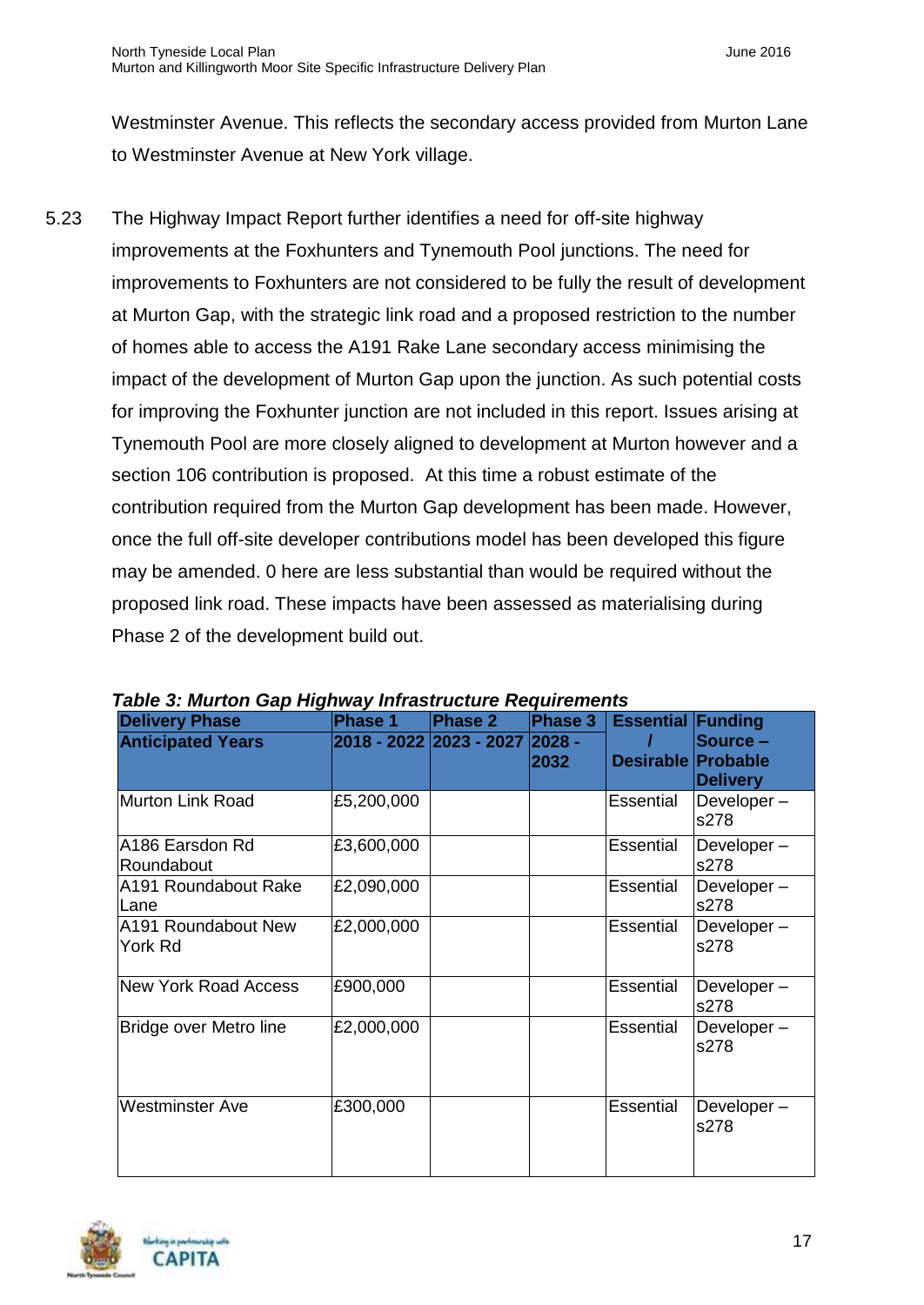Westminster Avenue. This reflects the secondary access provided from Murton Lane to Westminster Avenue at New York village.

5.23 The Highway Impact Report further identifies a need for off-site highway improvements at the Foxhunters and Tynemouth Pool junctions. The need for improvements to Foxhunters are not considered to be fully the result of development at Murton Gap, with the strategic link road and a proposed restriction to the number of homes able to access the A191 Rake Lane secondary access minimising the impact of the development of Murton Gap upon the junction. As such potential costs for improving the Foxhunter junction are not included in this report. Issues arising at Tynemouth Pool are more closely aligned to development at Murton however and a section 106 contribution is proposed. At this time a robust estimate of the contribution required from the Murton Gap development has been made. However, once the full off-site developer contributions model has been developed this figure may be amended. 0 here are less substantial than would be required without the proposed link road. These impacts have been assessed as materialising during Phase 2 of the development build out.

***Table 3: Murton Gap Highway Infrastructure Requirements***

| **Delivery Phase** | **Phase 1** | **Phase 2** | **Phase 3** | **Essential / Desirable** | **Funding Source – Probable Delivery** |
|---|---|---|---|---|---|
| **Anticipated Years** | **2018 - 2022** | **2023 - 2027** | **2028 - 2032** | | |
| Murton Link Road | £5,200,000 | | | Essential | Developer – s278 |
| A186 Earsdon Rd Roundabout | £3,600,000 | | | Essential | Developer – s278 |
| A191 Roundabout Rake Lane | £2,090,000 | | | Essential | Developer – s278 |
| A191 Roundabout New York Rd | £2,000,000 | | | Essential | Developer – s278 |
| New York Road Access | £900,000 | | | Essential | Developer – s278 |
| Bridge over Metro line | £2,000,000 | | | Essential | Developer – s278 |
| Westminster Ave | £300,000 | | | Essential | Developer – s278 |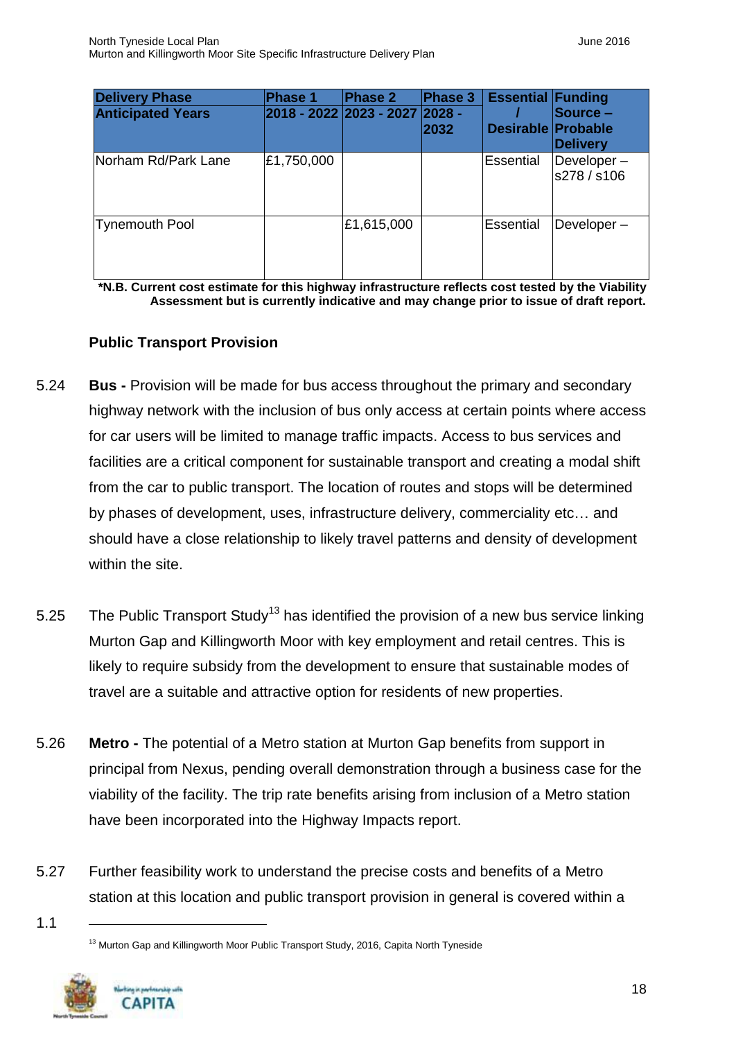| Delivery Phase<br>Anticipated Years | Phase 1<br>2018 - 2022 | Phase 2<br>2023 - 2027 | Phase 3<br>2028 - 2032 | Essential / Desirable | Funding Source – Probable Delivery |
|---|---|---|---|---|---|
| Norham Rd/Park Lane | £1,750,000 | | | Essential | Developer – s278 / s106 |
| Tynemouth Pool | | £1,615,000 | | Essential | Developer – |

***N.B. Current cost estimate for this highway infrastructure reflects cost tested by the Viability Assessment but is currently indicative and may change prior to issue of draft report.**

### Public Transport Provision

5.24 **Bus -** Provision will be made for bus access throughout the primary and secondary highway network with the inclusion of bus only access at certain points where access for car users will be limited to manage traffic impacts. Access to bus services and facilities are a critical component for sustainable transport and creating a modal shift from the car to public transport. The location of routes and stops will be determined by phases of development, uses, infrastructure delivery, commerciality etc… and should have a close relationship to likely travel patterns and density of development within the site.

5.25 The Public Transport Study[13] has identified the provision of a new bus service linking Murton Gap and Killingworth Moor with key employment and retail centres. This is likely to require subsidy from the development to ensure that sustainable modes of travel are a suitable and attractive option for residents of new properties.

5.26 **Metro -** The potential of a Metro station at Murton Gap benefits from support in principal from Nexus, pending overall demonstration through a business case for the viability of the facility. The trip rate benefits arising from inclusion of a Metro station have been incorporated into the Highway Impacts report.

5.27 Further feasibility work to understand the precise costs and benefits of a Metro station at this location and public transport provision in general is covered within a

1.1

[13] Murton Gap and Killingworth Moor Public Transport Study, 2016, Capita North Tyneside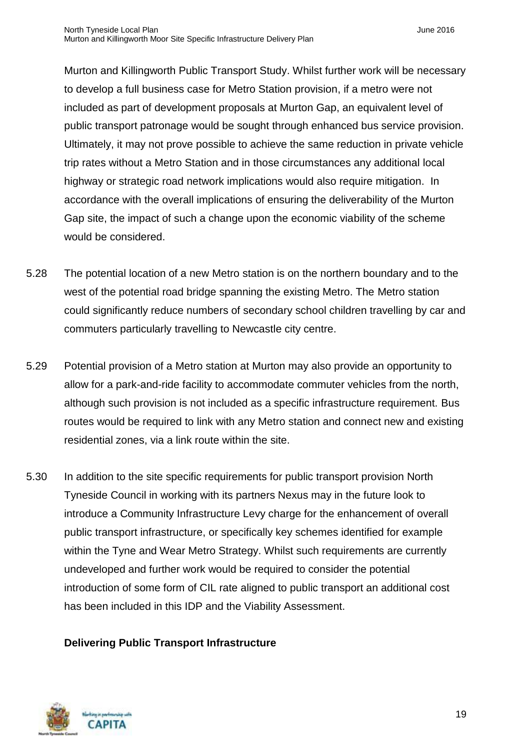Murton and Killingworth Public Transport Study. Whilst further work will be necessary to develop a full business case for Metro Station provision, if a metro were not included as part of development proposals at Murton Gap, an equivalent level of public transport patronage would be sought through enhanced bus service provision. Ultimately, it may not prove possible to achieve the same reduction in private vehicle trip rates without a Metro Station and in those circumstances any additional local highway or strategic road network implications would also require mitigation. In accordance with the overall implications of ensuring the deliverability of the Murton Gap site, the impact of such a change upon the economic viability of the scheme would be considered.

5.28 The potential location of a new Metro station is on the northern boundary and to the west of the potential road bridge spanning the existing Metro. The Metro station could significantly reduce numbers of secondary school children travelling by car and commuters particularly travelling to Newcastle city centre.

5.29 Potential provision of a Metro station at Murton may also provide an opportunity to allow for a park-and-ride facility to accommodate commuter vehicles from the north, although such provision is not included as a specific infrastructure requirement. Bus routes would be required to link with any Metro station and connect new and existing residential zones, via a link route within the site.

5.30 In addition to the site specific requirements for public transport provision North Tyneside Council in working with its partners Nexus may in the future look to introduce a Community Infrastructure Levy charge for the enhancement of overall public transport infrastructure, or specifically key schemes identified for example within the Tyne and Wear Metro Strategy. Whilst such requirements are currently undeveloped and further work would be required to consider the potential introduction of some form of CIL rate aligned to public transport an additional cost has been included in this IDP and the Viability Assessment.

**Delivering Public Transport Infrastructure**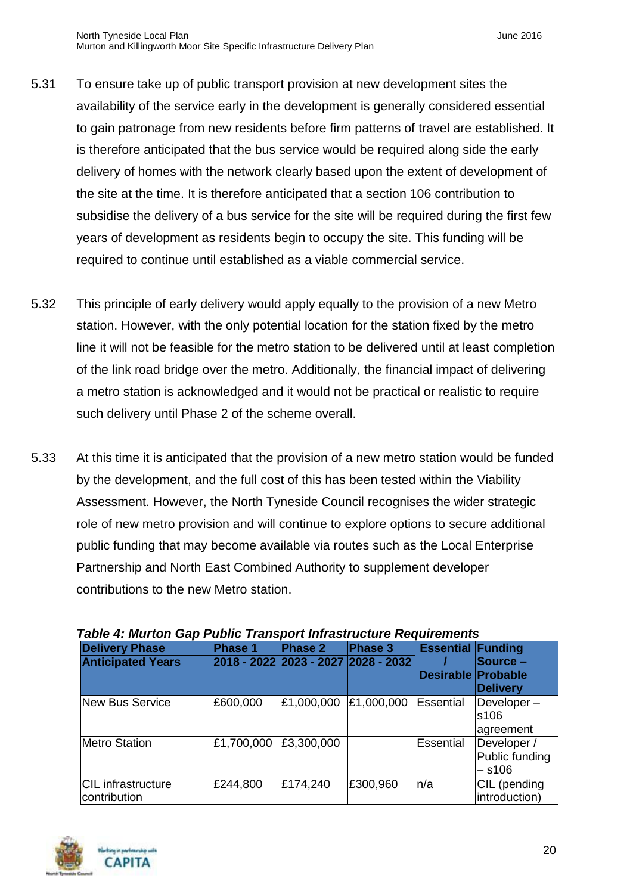5.31 To ensure take up of public transport provision at new development sites the availability of the service early in the development is generally considered essential to gain patronage from new residents before firm patterns of travel are established. It is therefore anticipated that the bus service would be required along side the early delivery of homes with the network clearly based upon the extent of development of the site at the time. It is therefore anticipated that a section 106 contribution to subsidise the delivery of a bus service for the site will be required during the first few years of development as residents begin to occupy the site. This funding will be required to continue until established as a viable commercial service.

5.32 This principle of early delivery would apply equally to the provision of a new Metro station. However, with the only potential location for the station fixed by the metro line it will not be feasible for the metro station to be delivered until at least completion of the link road bridge over the metro. Additionally, the financial impact of delivering a metro station is acknowledged and it would not be practical or realistic to require such delivery until Phase 2 of the scheme overall.

5.33 At this time it is anticipated that the provision of a new metro station would be funded by the development, and the full cost of this has been tested within the Viability Assessment. However, the North Tyneside Council recognises the wider strategic role of new metro provision and will continue to explore options to secure additional public funding that may become available via routes such as the Local Enterprise Partnership and North East Combined Authority to supplement developer contributions to the new Metro station.

***Table 4: Murton Gap Public Transport Infrastructure Requirements***

| Delivery Phase<br>Anticipated Years | Phase 1<br>2018 - 2022 | Phase 2<br>2023 - 2027 | Phase 3<br>2028 - 2032 | Essential / Desirable | Funding Source – Probable Delivery |
|---|---|---|---|---|---|
| New Bus Service | £600,000 | £1,000,000 | £1,000,000 | Essential | Developer – s106 agreement |
| Metro Station | £1,700,000 | £3,300,000 | | Essential | Developer / Public funding – s106 |
| CIL infrastructure contribution | £244,800 | £174,240 | £300,960 | n/a | CIL (pending introduction) |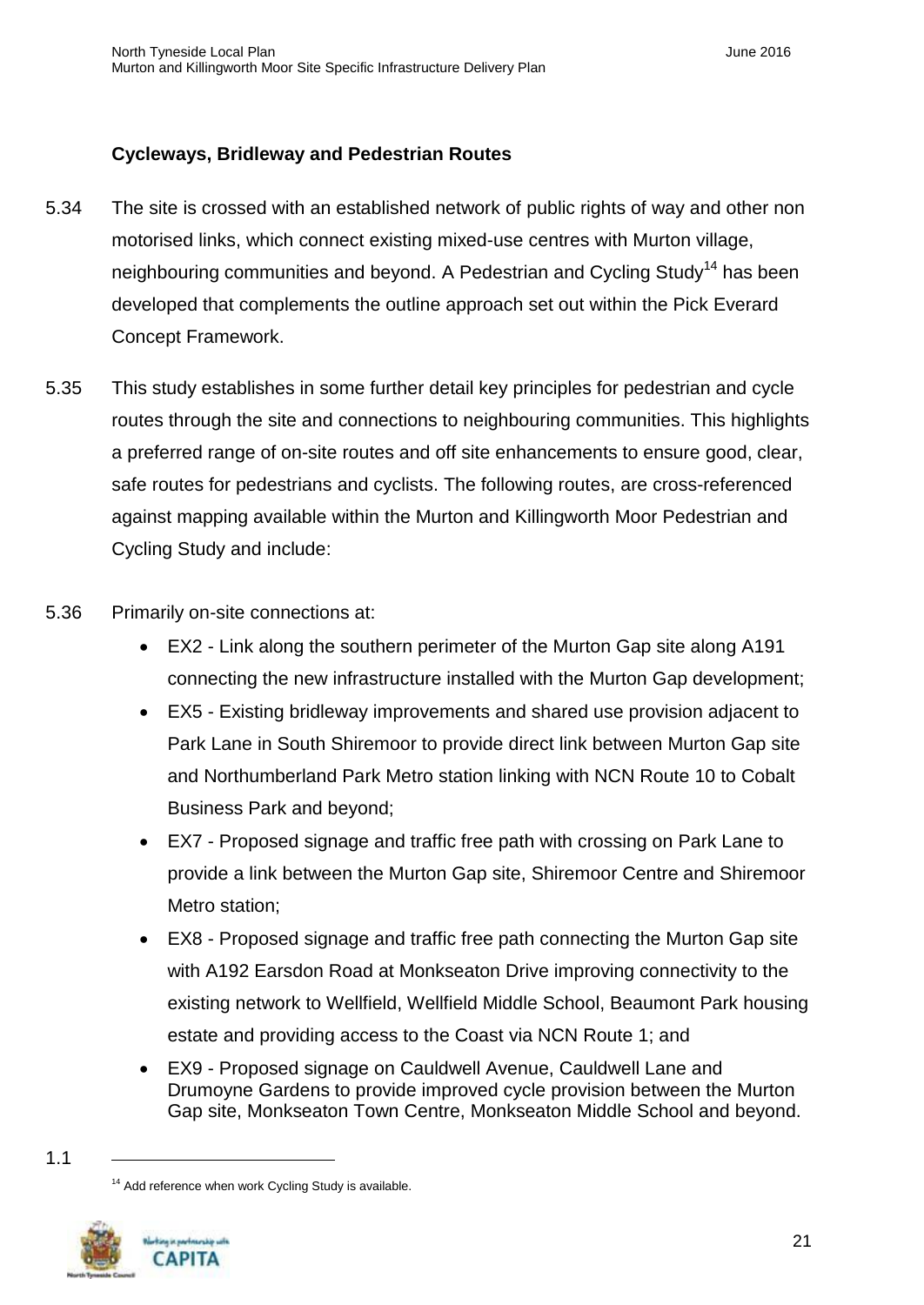### Cycleways, Bridleway and Pedestrian Routes

5.34 The site is crossed with an established network of public rights of way and other non motorised links, which connect existing mixed-use centres with Murton village, neighbouring communities and beyond. A Pedestrian and Cycling Study[14] has been developed that complements the outline approach set out within the Pick Everard Concept Framework.

5.35 This study establishes in some further detail key principles for pedestrian and cycle routes through the site and connections to neighbouring communities. This highlights a preferred range of on-site routes and off site enhancements to ensure good, clear, safe routes for pedestrians and cyclists. The following routes, are cross-referenced against mapping available within the Murton and Killingworth Moor Pedestrian and Cycling Study and include:

5.36 Primarily on-site connections at:

- EX2 - Link along the southern perimeter of the Murton Gap site along A191 connecting the new infrastructure installed with the Murton Gap development;
- EX5 - Existing bridleway improvements and shared use provision adjacent to Park Lane in South Shiremoor to provide direct link between Murton Gap site and Northumberland Park Metro station linking with NCN Route 10 to Cobalt Business Park and beyond;
- EX7 - Proposed signage and traffic free path with crossing on Park Lane to provide a link between the Murton Gap site, Shiremoor Centre and Shiremoor Metro station;
- EX8 - Proposed signage and traffic free path connecting the Murton Gap site with A192 Earsdon Road at Monkseaton Drive improving connectivity to the existing network to Wellfield, Wellfield Middle School, Beaumont Park housing estate and providing access to the Coast via NCN Route 1; and
- EX9 - Proposed signage on Cauldwell Avenue, Cauldwell Lane and Drumoyne Gardens to provide improved cycle provision between the Murton Gap site, Monkseaton Town Centre, Monkseaton Middle School and beyond.

1.1

[14] Add reference when work Cycling Study is available.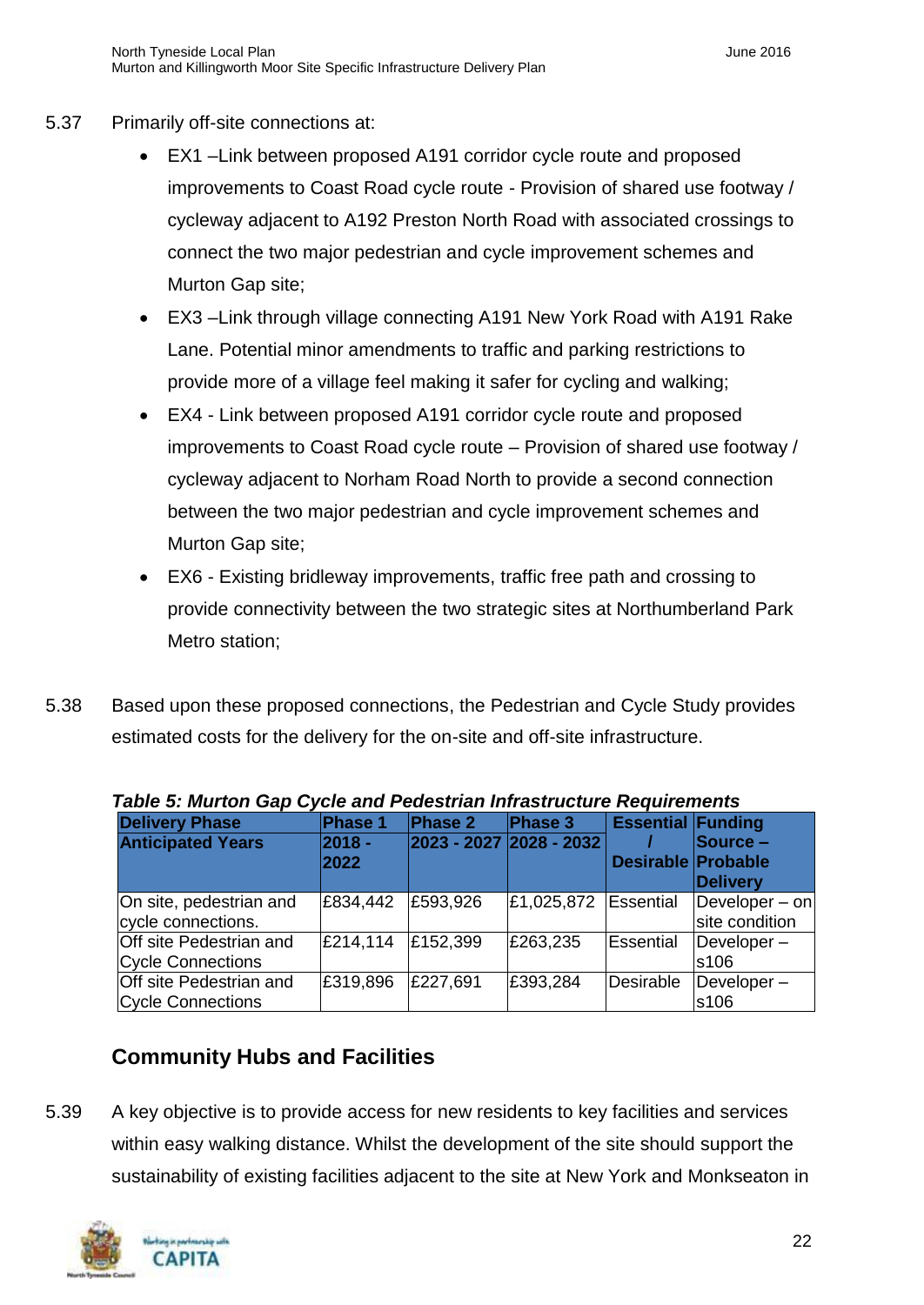5.37 Primarily off-site connections at:

- EX1 –Link between proposed A191 corridor cycle route and proposed improvements to Coast Road cycle route - Provision of shared use footway / cycleway adjacent to A192 Preston North Road with associated crossings to connect the two major pedestrian and cycle improvement schemes and Murton Gap site;
- EX3 –Link through village connecting A191 New York Road with A191 Rake Lane. Potential minor amendments to traffic and parking restrictions to provide more of a village feel making it safer for cycling and walking;
- EX4 - Link between proposed A191 corridor cycle route and proposed improvements to Coast Road cycle route – Provision of shared use footway / cycleway adjacent to Norham Road North to provide a second connection between the two major pedestrian and cycle improvement schemes and Murton Gap site;
- EX6 - Existing bridleway improvements, traffic free path and crossing to provide connectivity between the two strategic sites at Northumberland Park Metro station;

5.38 Based upon these proposed connections, the Pedestrian and Cycle Study provides estimated costs for the delivery for the on-site and off-site infrastructure.

***Table 5: Murton Gap Cycle and Pedestrian Infrastructure Requirements***

| **Delivery Phase**<br>**Anticipated Years** | **Phase 1**<br>**2018 - 2022** | **Phase 2**<br>**2023 - 2027** | **Phase 3**<br>**2028 - 2032** | **Essential / Desirable** | **Funding Source – Probable Delivery** |
|---|---|---|---|---|---|
| On site, pedestrian and cycle connections. | £834,442 | £593,926 | £1,025,872 | Essential | Developer – on site condition |
| Off site Pedestrian and Cycle Connections | £214,114 | £152,399 | £263,235 | Essential | Developer – s106 |
| Off site Pedestrian and Cycle Connections | £319,896 | £227,691 | £393,284 | Desirable | Developer – s106 |

## Community Hubs and Facilities

5.39 A key objective is to provide access for new residents to key facilities and services within easy walking distance. Whilst the development of the site should support the sustainability of existing facilities adjacent to the site at New York and Monkseaton in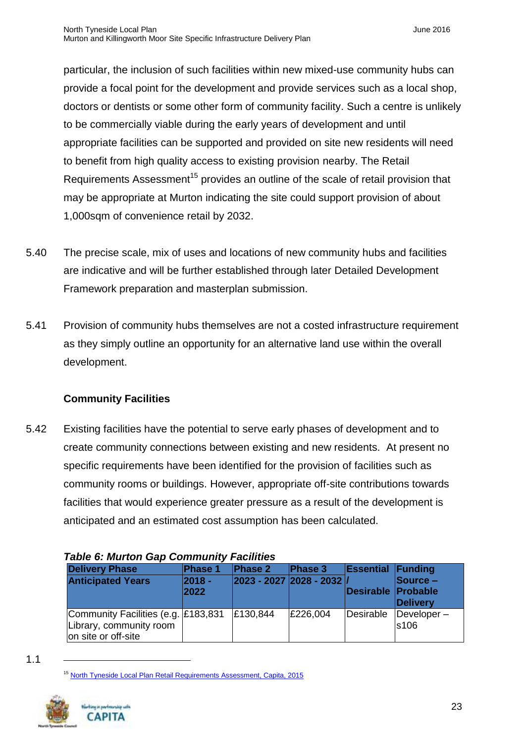particular, the inclusion of such facilities within new mixed-use community hubs can provide a focal point for the development and provide services such as a local shop, doctors or dentists or some other form of community facility. Such a centre is unlikely to be commercially viable during the early years of development and until appropriate facilities can be supported and provided on site new residents will need to benefit from high quality access to existing provision nearby. The Retail Requirements Assessment[15] provides an outline of the scale of retail provision that may be appropriate at Murton indicating the site could support provision of about 1,000sqm of convenience retail by 2032.

5.40 The precise scale, mix of uses and locations of new community hubs and facilities are indicative and will be further established through later Detailed Development Framework preparation and masterplan submission.

5.41 Provision of community hubs themselves are not a costed infrastructure requirement as they simply outline an opportunity for an alternative land use within the overall development.

**Community Facilities**

5.42 Existing facilities have the potential to serve early phases of development and to create community connections between existing and new residents. At present no specific requirements have been identified for the provision of facilities such as community rooms or buildings. However, appropriate off-site contributions towards facilities that would experience greater pressure as a result of the development is anticipated and an estimated cost assumption has been calculated.

***Table 6: Murton Gap Community Facilities***

| Delivery Phase<br>Anticipated Years | Phase 1<br>2018 - 2022 | Phase 2<br>2023 - 2027 | Phase 3<br>2028 - 2032 | Essential / Desirable | Funding Source – Probable Delivery |
|---|---|---|---|---|---|
| Community Facilities (e.g. Library, community room on site or off-site | £183,831 | £130,844 | £226,004 | Desirable | Developer – s106 |

1.1

[15] North Tyneside Local Plan Retail Requirements Assessment, Capita, 2015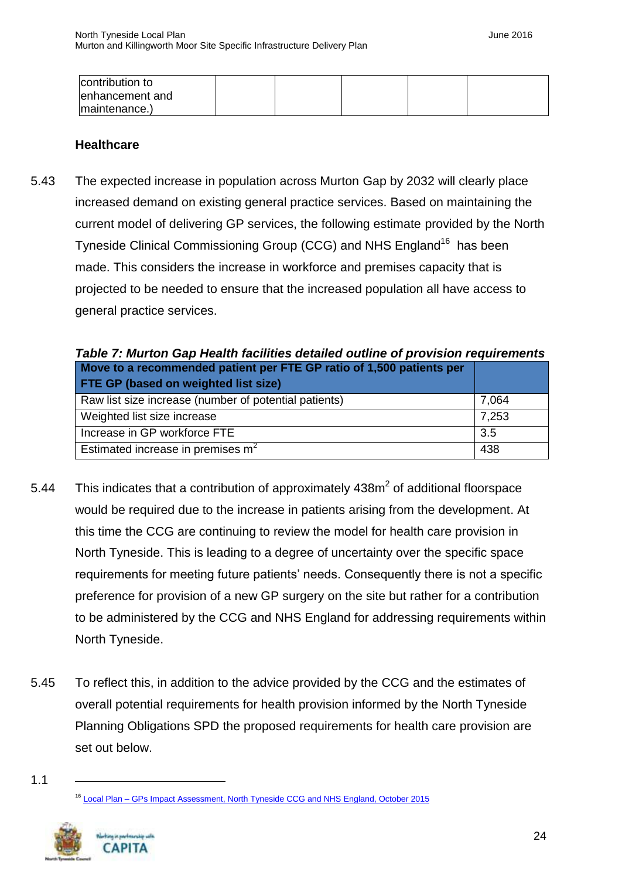| contribution to enhancement and maintenance.) | | | | | |
|---|---|---|---|---|---|

## Healthcare

5.43 The expected increase in population across Murton Gap by 2032 will clearly place increased demand on existing general practice services. Based on maintaining the current model of delivering GP services, the following estimate provided by the North Tyneside Clinical Commissioning Group (CCG) and NHS England[16] has been made. This considers the increase in workforce and premises capacity that is projected to be needed to ensure that the increased population all have access to general practice services.

***Table 7: Murton Gap Health facilities detailed outline of provision requirements***

| **Move to a recommended patient per FTE GP ratio of 1,500 patients per FTE GP (based on weighted list size)** | |
|---|---|
| Raw list size increase (number of potential patients) | 7,064 |
| Weighted list size increase | 7,253 |
| Increase in GP workforce FTE | 3.5 |
| Estimated increase in premises m$^2$ | 438 |

5.44 This indicates that a contribution of approximately 438m$^2$ of additional floorspace would be required due to the increase in patients arising from the development. At this time the CCG are continuing to review the model for health care provision in North Tyneside. This is leading to a degree of uncertainty over the specific space requirements for meeting future patients' needs. Consequently there is not a specific preference for provision of a new GP surgery on the site but rather for a contribution to be administered by the CCG and NHS England for addressing requirements within North Tyneside.

5.45 To reflect this, in addition to the advice provided by the CCG and the estimates of overall potential requirements for health provision informed by the North Tyneside Planning Obligations SPD the proposed requirements for health care provision are set out below.

1.1

[16] Local Plan – GPs Impact Assessment, North Tyneside CCG and NHS England, October 2015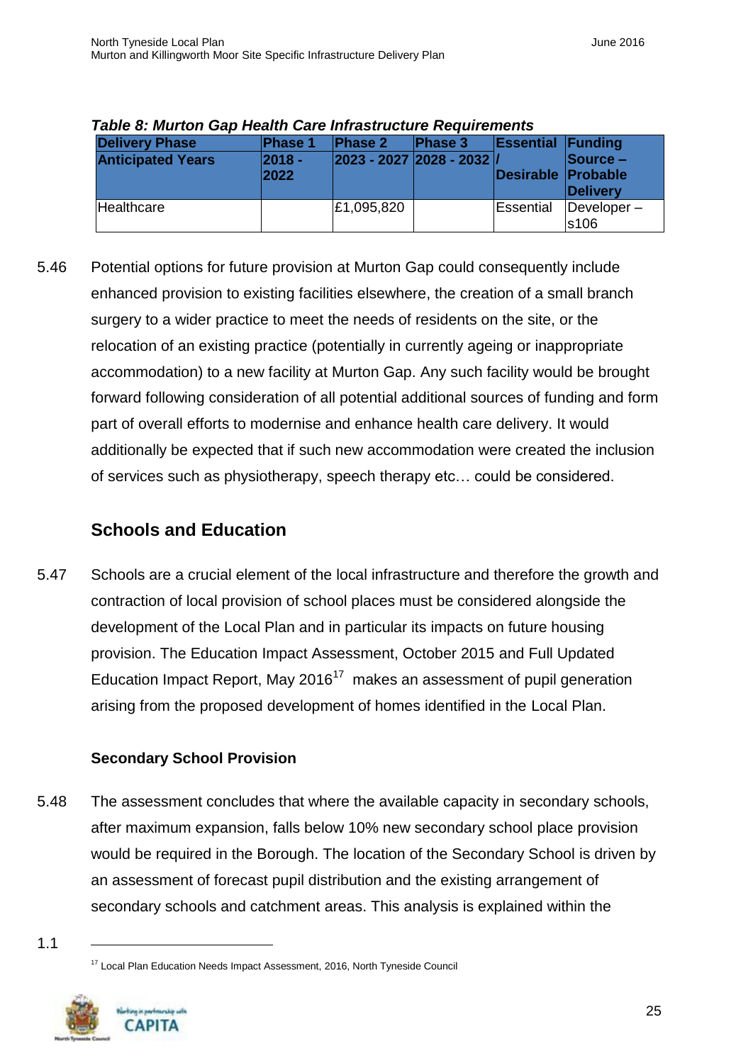*Table 8: Murton Gap Health Care Infrastructure Requirements*

| Delivery Phase<br>Anticipated Years | Phase 1<br>2018 - 2022 | Phase 2<br>2023 - 2027 | Phase 3<br>2028 - 2032 | Essential / Desirable | Funding Source – Probable Delivery |
|---|---|---|---|---|---|
| Healthcare | | £1,095,820 | | Essential | Developer – s106 |

5.46 Potential options for future provision at Murton Gap could consequently include enhanced provision to existing facilities elsewhere, the creation of a small branch surgery to a wider practice to meet the needs of residents on the site, or the relocation of an existing practice (potentially in currently ageing or inappropriate accommodation) to a new facility at Murton Gap. Any such facility would be brought forward following consideration of all potential additional sources of funding and form part of overall efforts to modernise and enhance health care delivery. It would additionally be expected that if such new accommodation were created the inclusion of services such as physiotherapy, speech therapy etc… could be considered.

## Schools and Education

5.47 Schools are a crucial element of the local infrastructure and therefore the growth and contraction of local provision of school places must be considered alongside the development of the Local Plan and in particular its impacts on future housing provision. The Education Impact Assessment, October 2015 and Full Updated Education Impact Report, May 2016[17] makes an assessment of pupil generation arising from the proposed development of homes identified in the Local Plan.

### Secondary School Provision

5.48 The assessment concludes that where the available capacity in secondary schools, after maximum expansion, falls below 10% new secondary school place provision would be required in the Borough. The location of the Secondary School is driven by an assessment of forecast pupil distribution and the existing arrangement of secondary schools and catchment areas. This analysis is explained within the

1.1

[17] Local Plan Education Needs Impact Assessment, 2016, North Tyneside Council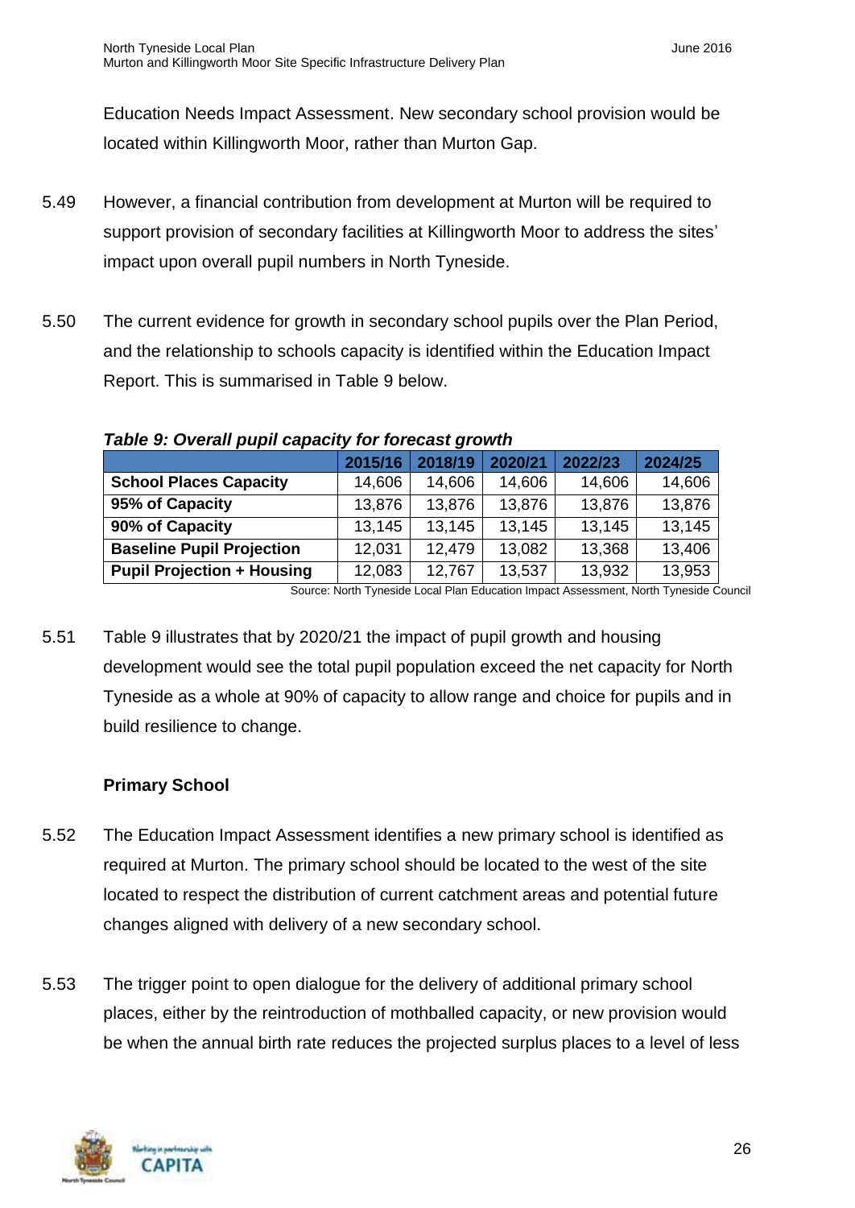Education Needs Impact Assessment. New secondary school provision would be located within Killingworth Moor, rather than Murton Gap.

5.49 However, a financial contribution from development at Murton will be required to support provision of secondary facilities at Killingworth Moor to address the sites' impact upon overall pupil numbers in North Tyneside.

5.50 The current evidence for growth in secondary school pupils over the Plan Period, and the relationship to schools capacity is identified within the Education Impact Report. This is summarised in Table 9 below.

***Table 9: Overall pupil capacity for forecast growth***

| | 2015/16 | 2018/19 | 2020/21 | 2022/23 | 2024/25 |
|---|---|---|---|---|---|
| **School Places Capacity** | 14,606 | 14,606 | 14,606 | 14,606 | 14,606 |
| **95% of Capacity** | 13,876 | 13,876 | 13,876 | 13,876 | 13,876 |
| **90% of Capacity** | 13,145 | 13,145 | 13,145 | 13,145 | 13,145 |
| **Baseline Pupil Projection** | 12,031 | 12,479 | 13,082 | 13,368 | 13,406 |
| **Pupil Projection + Housing** | 12,083 | 12,767 | 13,537 | 13,932 | 13,953 |

Source: North Tyneside Local Plan Education Impact Assessment, North Tyneside Council

5.51 Table 9 illustrates that by 2020/21 the impact of pupil growth and housing development would see the total pupil population exceed the net capacity for North Tyneside as a whole at 90% of capacity to allow range and choice for pupils and in build resilience to change.

**Primary School**

5.52 The Education Impact Assessment identifies a new primary school is identified as required at Murton. The primary school should be located to the west of the site located to respect the distribution of current catchment areas and potential future changes aligned with delivery of a new secondary school.

5.53 The trigger point to open dialogue for the delivery of additional primary school places, either by the reintroduction of mothballed capacity, or new provision would be when the annual birth rate reduces the projected surplus places to a level of less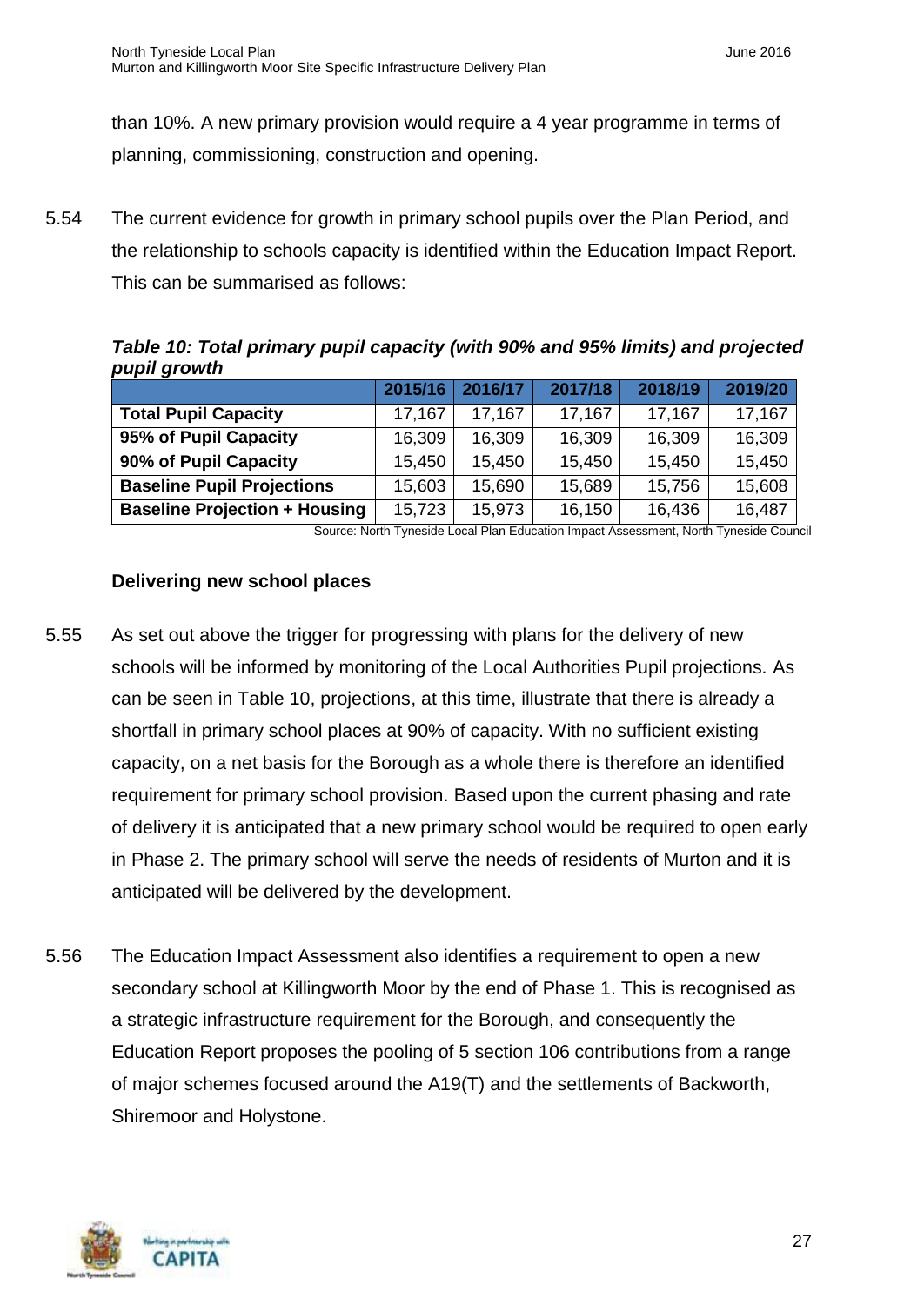than 10%. A new primary provision would require a 4 year programme in terms of planning, commissioning, construction and opening.

5.54 The current evidence for growth in primary school pupils over the Plan Period, and the relationship to schools capacity is identified within the Education Impact Report. This can be summarised as follows:

***Table 10: Total primary pupil capacity (with 90% and 95% limits) and projected pupil growth***

| | 2015/16 | 2016/17 | 2017/18 | 2018/19 | 2019/20 |
|---|---|---|---|---|---|
| **Total Pupil Capacity** | 17,167 | 17,167 | 17,167 | 17,167 | 17,167 |
| **95% of Pupil Capacity** | 16,309 | 16,309 | 16,309 | 16,309 | 16,309 |
| **90% of Pupil Capacity** | 15,450 | 15,450 | 15,450 | 15,450 | 15,450 |
| **Baseline Pupil Projections** | 15,603 | 15,690 | 15,689 | 15,756 | 15,608 |
| **Baseline Projection + Housing** | 15,723 | 15,973 | 16,150 | 16,436 | 16,487 |

Source: North Tyneside Local Plan Education Impact Assessment, North Tyneside Council

### Delivering new school places

5.55 As set out above the trigger for progressing with plans for the delivery of new schools will be informed by monitoring of the Local Authorities Pupil projections. As can be seen in Table 10, projections, at this time, illustrate that there is already a shortfall in primary school places at 90% of capacity. With no sufficient existing capacity, on a net basis for the Borough as a whole there is therefore an identified requirement for primary school provision. Based upon the current phasing and rate of delivery it is anticipated that a new primary school would be required to open early in Phase 2. The primary school will serve the needs of residents of Murton and it is anticipated will be delivered by the development.

5.56 The Education Impact Assessment also identifies a requirement to open a new secondary school at Killingworth Moor by the end of Phase 1. This is recognised as a strategic infrastructure requirement for the Borough, and consequently the Education Report proposes the pooling of 5 section 106 contributions from a range of major schemes focused around the A19(T) and the settlements of Backworth, Shiremoor and Holystone.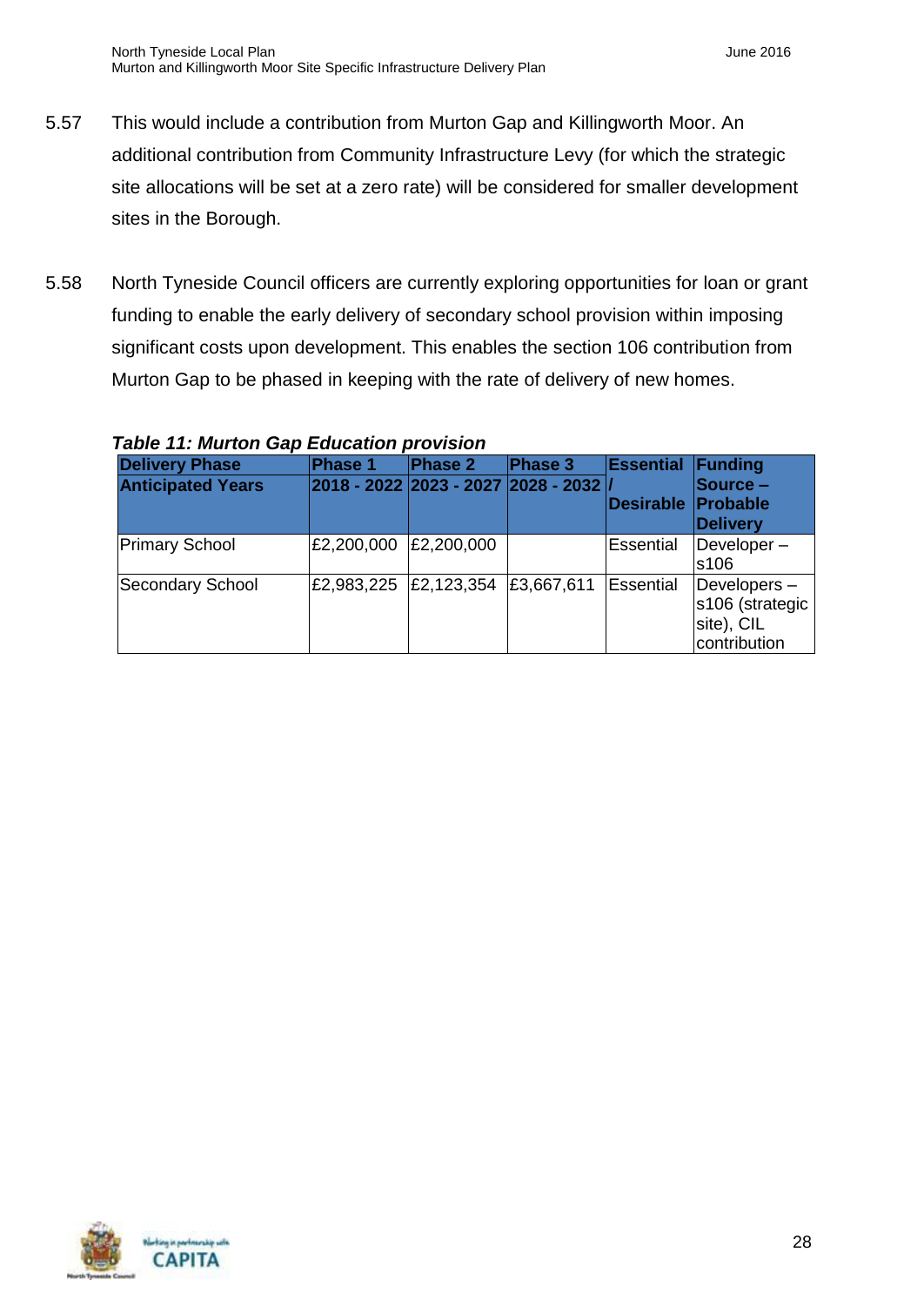5.57 This would include a contribution from Murton Gap and Killingworth Moor. An additional contribution from Community Infrastructure Levy (for which the strategic site allocations will be set at a zero rate) will be considered for smaller development sites in the Borough.

5.58 North Tyneside Council officers are currently exploring opportunities for loan or grant funding to enable the early delivery of secondary school provision within imposing significant costs upon development. This enables the section 106 contribution from Murton Gap to be phased in keeping with the rate of delivery of new homes.

***Table 11: Murton Gap Education provision***

| Delivery Phase<br>Anticipated Years | Phase 1<br>2018 - 2022 | Phase 2<br>2023 - 2027 | Phase 3<br>2028 - 2032 | Essential / Desirable | Funding Source – Probable Delivery |
|---|---|---|---|---|---|
| Primary School | £2,200,000 | £2,200,000 | | Essential | Developer – s106 |
| Secondary School | £2,983,225 | £2,123,354 | £3,667,611 | Essential | Developers – s106 (strategic site), CIL contribution |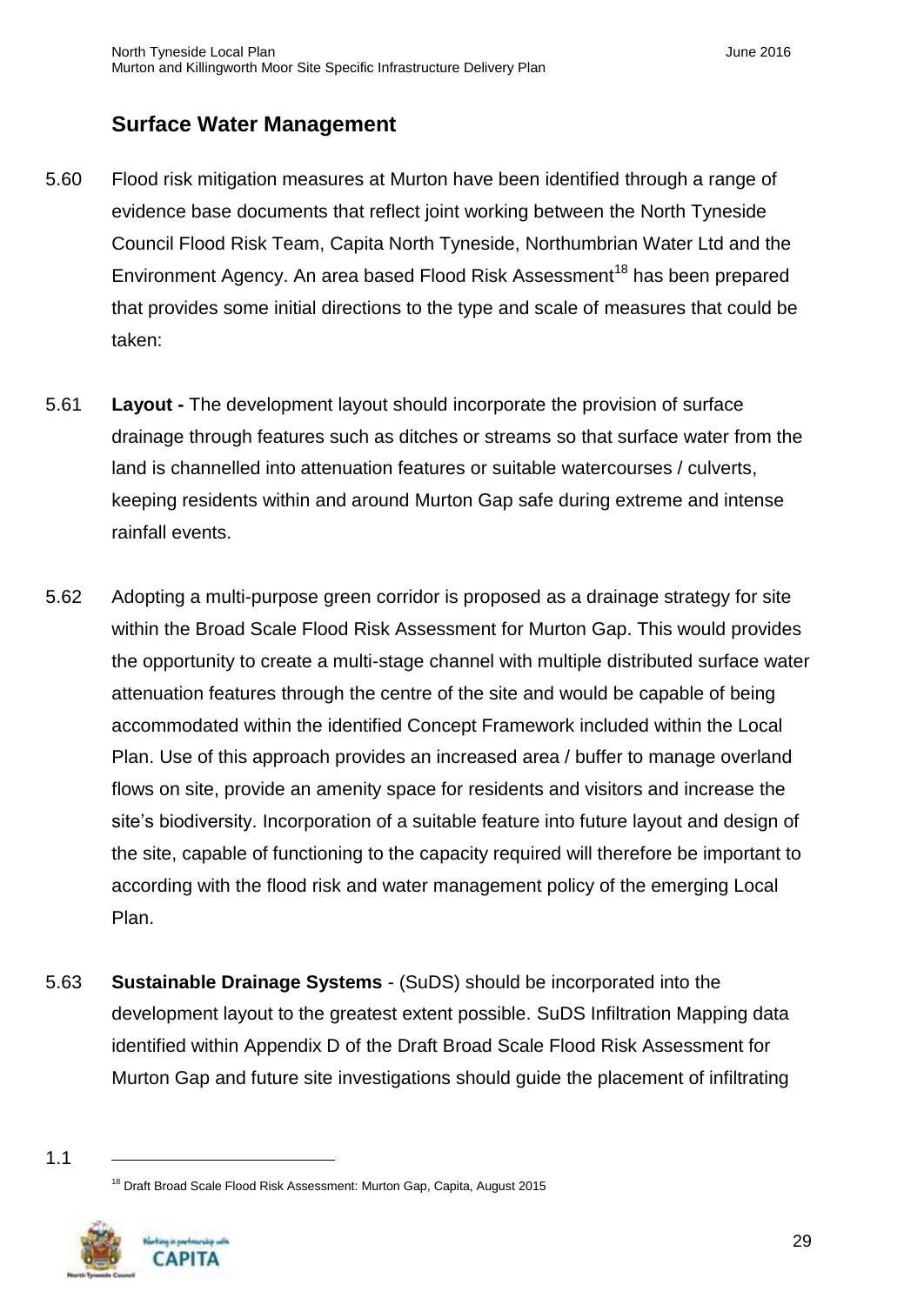## Surface Water Management

5.60 Flood risk mitigation measures at Murton have been identified through a range of evidence base documents that reflect joint working between the North Tyneside Council Flood Risk Team, Capita North Tyneside, Northumbrian Water Ltd and the Environment Agency. An area based Flood Risk Assessment[18] has been prepared that provides some initial directions to the type and scale of measures that could be taken:

5.61 **Layout -** The development layout should incorporate the provision of surface drainage through features such as ditches or streams so that surface water from the land is channelled into attenuation features or suitable watercourses / culverts, keeping residents within and around Murton Gap safe during extreme and intense rainfall events.

5.62 Adopting a multi-purpose green corridor is proposed as a drainage strategy for site within the Broad Scale Flood Risk Assessment for Murton Gap. This would provides the opportunity to create a multi-stage channel with multiple distributed surface water attenuation features through the centre of the site and would be capable of being accommodated within the identified Concept Framework included within the Local Plan. Use of this approach provides an increased area / buffer to manage overland flows on site, provide an amenity space for residents and visitors and increase the site's biodiversity. Incorporation of a suitable feature into future layout and design of the site, capable of functioning to the capacity required will therefore be important to according with the flood risk and water management policy of the emerging Local Plan.

5.63 **Sustainable Drainage Systems** - (SuDS) should be incorporated into the development layout to the greatest extent possible. SuDS Infiltration Mapping data identified within Appendix D of the Draft Broad Scale Flood Risk Assessment for Murton Gap and future site investigations should guide the placement of infiltrating

[18] Draft Broad Scale Flood Risk Assessment: Murton Gap, Capita, August 2015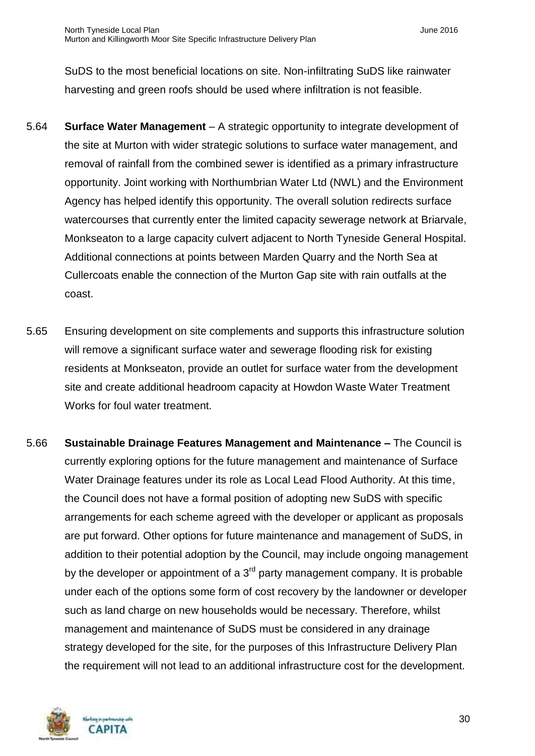SuDS to the most beneficial locations on site. Non-infiltrating SuDS like rainwater harvesting and green roofs should be used where infiltration is not feasible.

5.64 **Surface Water Management** – A strategic opportunity to integrate development of the site at Murton with wider strategic solutions to surface water management, and removal of rainfall from the combined sewer is identified as a primary infrastructure opportunity. Joint working with Northumbrian Water Ltd (NWL) and the Environment Agency has helped identify this opportunity. The overall solution redirects surface watercourses that currently enter the limited capacity sewerage network at Briarvale, Monkseaton to a large capacity culvert adjacent to North Tyneside General Hospital. Additional connections at points between Marden Quarry and the North Sea at Cullercoats enable the connection of the Murton Gap site with rain outfalls at the coast.

5.65 Ensuring development on site complements and supports this infrastructure solution will remove a significant surface water and sewerage flooding risk for existing residents at Monkseaton, provide an outlet for surface water from the development site and create additional headroom capacity at Howdon Waste Water Treatment Works for foul water treatment.

5.66 **Sustainable Drainage Features Management and Maintenance –** The Council is currently exploring options for the future management and maintenance of Surface Water Drainage features under its role as Local Lead Flood Authority. At this time, the Council does not have a formal position of adopting new SuDS with specific arrangements for each scheme agreed with the developer or applicant as proposals are put forward. Other options for future maintenance and management of SuDS, in addition to their potential adoption by the Council, may include ongoing management by the developer or appointment of a 3rd party management company. It is probable under each of the options some form of cost recovery by the landowner or developer such as land charge on new households would be necessary. Therefore, whilst management and maintenance of SuDS must be considered in any drainage strategy developed for the site, for the purposes of this Infrastructure Delivery Plan the requirement will not lead to an additional infrastructure cost for the development.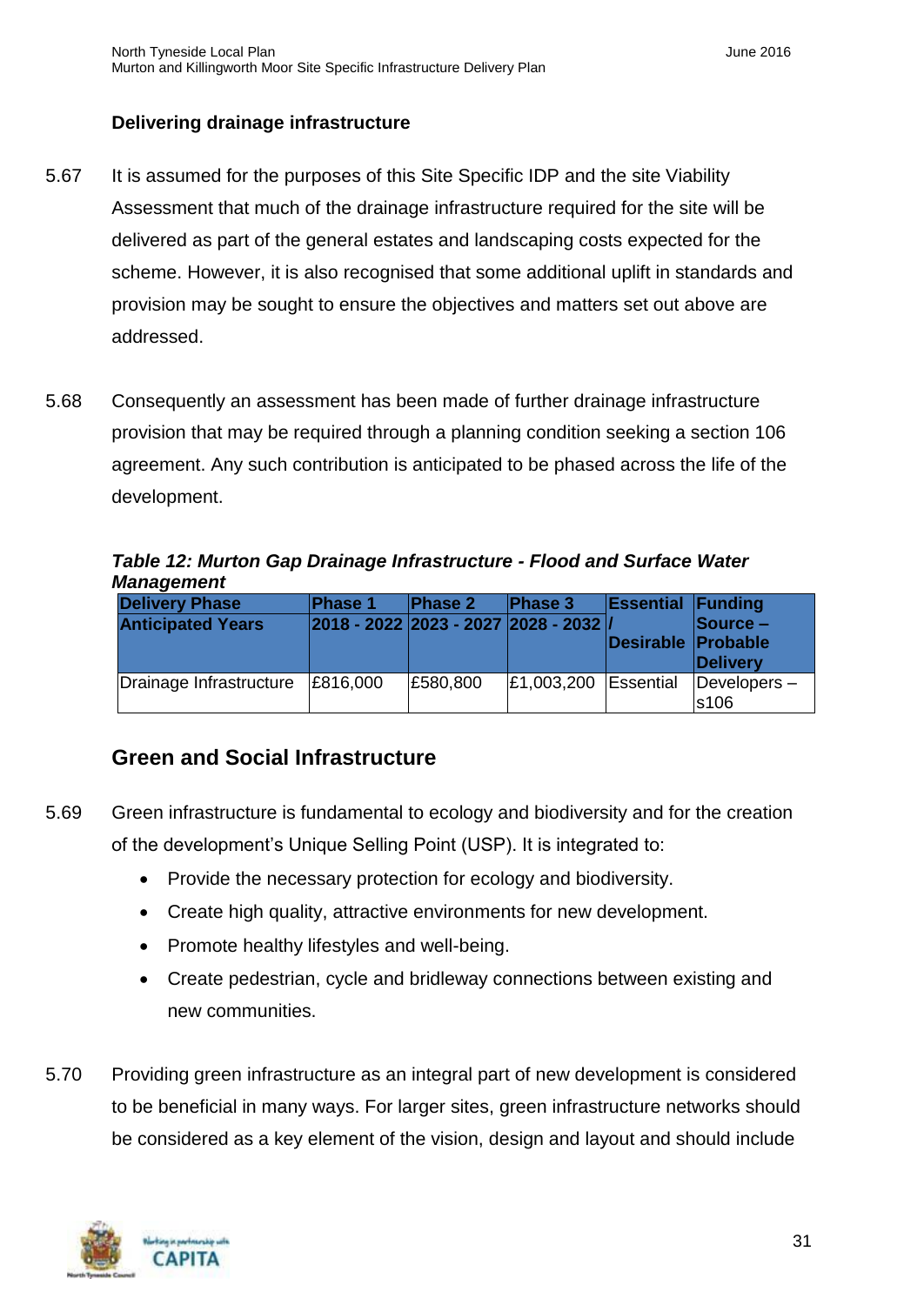### Delivering drainage infrastructure

5.67 It is assumed for the purposes of this Site Specific IDP and the site Viability Assessment that much of the drainage infrastructure required for the site will be delivered as part of the general estates and landscaping costs expected for the scheme. However, it is also recognised that some additional uplift in standards and provision may be sought to ensure the objectives and matters set out above are addressed.

5.68 Consequently an assessment has been made of further drainage infrastructure provision that may be required through a planning condition seeking a section 106 agreement. Any such contribution is anticipated to be phased across the life of the development.

***Table 12: Murton Gap Drainage Infrastructure - Flood and Surface Water Management***

| Delivery Phase<br>Anticipated Years | Phase 1<br>2018 - 2022 | Phase 2<br>2023 - 2027 | Phase 3<br>2028 - 2032 | Essential / Desirable | Funding Source – Probable Delivery |
|---|---|---|---|---|---|
| Drainage Infrastructure | £816,000 | £580,800 | £1,003,200 | Essential | Developers – s106 |

## Green and Social Infrastructure

5.69 Green infrastructure is fundamental to ecology and biodiversity and for the creation of the development's Unique Selling Point (USP). It is integrated to:

- Provide the necessary protection for ecology and biodiversity.
- Create high quality, attractive environments for new development.
- Promote healthy lifestyles and well-being.
- Create pedestrian, cycle and bridleway connections between existing and new communities.

5.70 Providing green infrastructure as an integral part of new development is considered to be beneficial in many ways. For larger sites, green infrastructure networks should be considered as a key element of the vision, design and layout and should include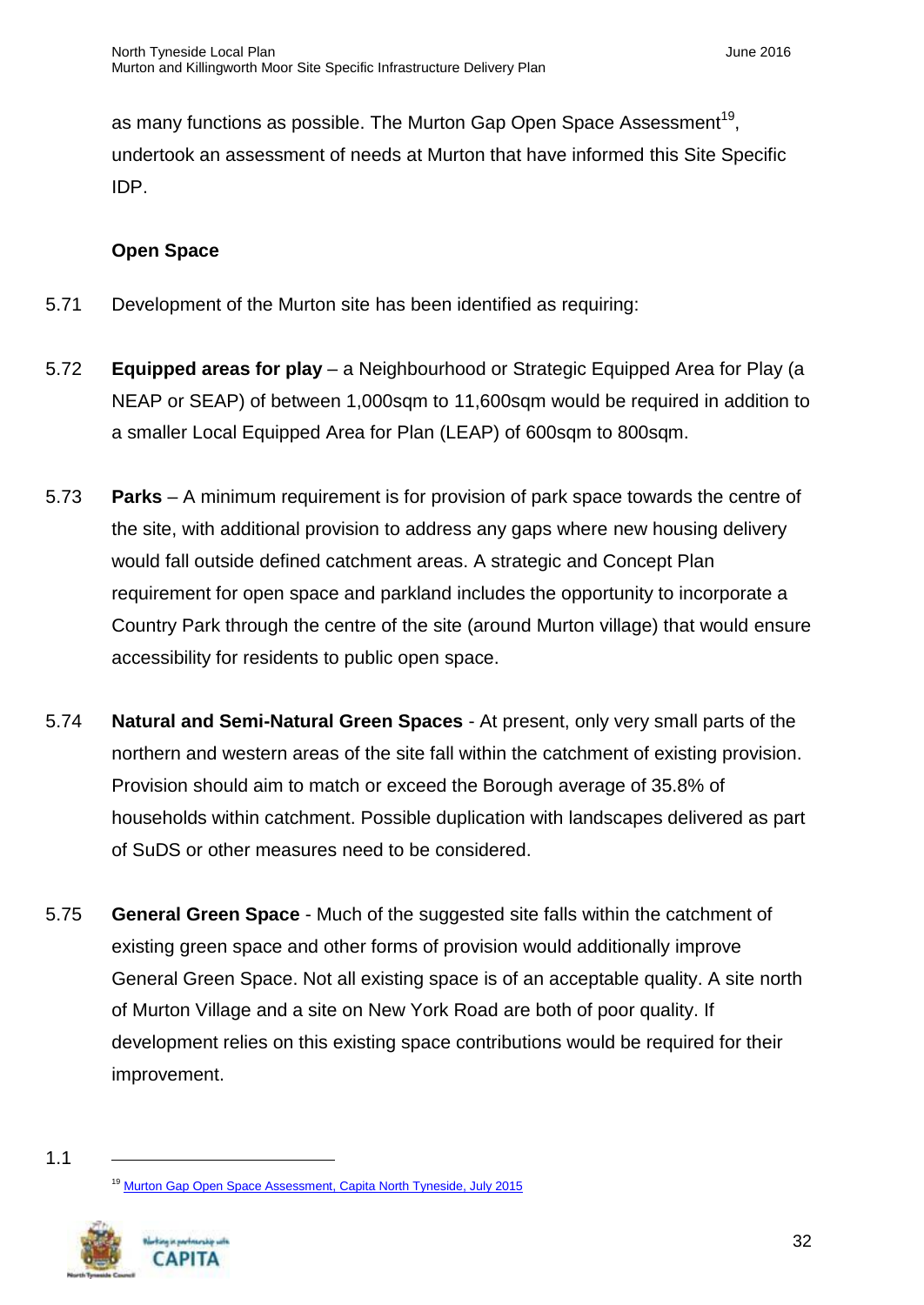as many functions as possible. The Murton Gap Open Space Assessment[19], undertook an assessment of needs at Murton that have informed this Site Specific IDP.

**Open Space**

5.71 Development of the Murton site has been identified as requiring:

5.72 **Equipped areas for play** – a Neighbourhood or Strategic Equipped Area for Play (a NEAP or SEAP) of between 1,000sqm to 11,600sqm would be required in addition to a smaller Local Equipped Area for Plan (LEAP) of 600sqm to 800sqm.

5.73 **Parks** – A minimum requirement is for provision of park space towards the centre of the site, with additional provision to address any gaps where new housing delivery would fall outside defined catchment areas. A strategic and Concept Plan requirement for open space and parkland includes the opportunity to incorporate a Country Park through the centre of the site (around Murton village) that would ensure accessibility for residents to public open space.

5.74 **Natural and Semi-Natural Green Spaces** - At present, only very small parts of the northern and western areas of the site fall within the catchment of existing provision. Provision should aim to match or exceed the Borough average of 35.8% of households within catchment. Possible duplication with landscapes delivered as part of SuDS or other measures need to be considered.

5.75 **General Green Space** - Much of the suggested site falls within the catchment of existing green space and other forms of provision would additionally improve General Green Space. Not all existing space is of an acceptable quality. A site north of Murton Village and a site on New York Road are both of poor quality. If development relies on this existing space contributions would be required for their improvement.

1.1

[19] Murton Gap Open Space Assessment, Capita North Tyneside, July 2015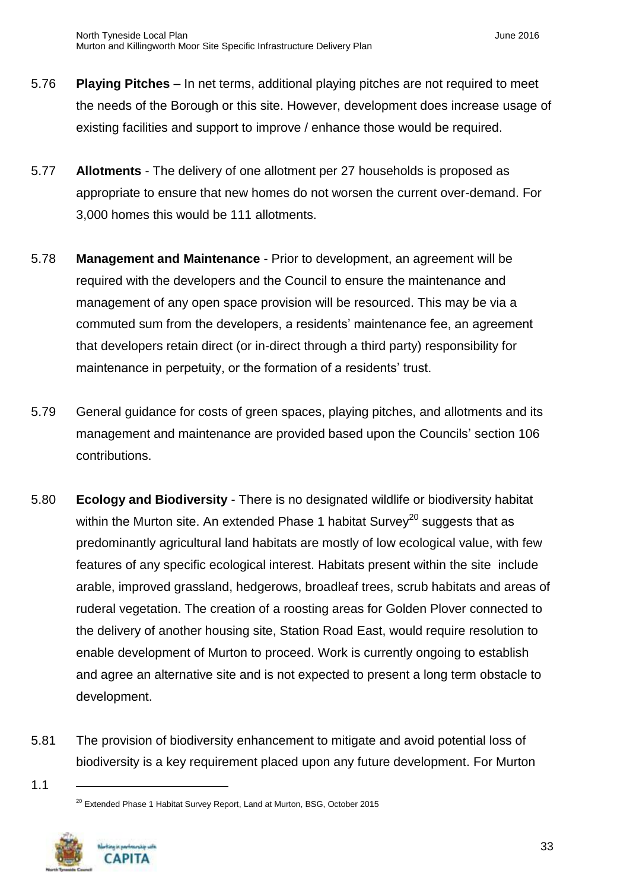5.76 **Playing Pitches** – In net terms, additional playing pitches are not required to meet the needs of the Borough or this site. However, development does increase usage of existing facilities and support to improve / enhance those would be required.

5.77 **Allotments** - The delivery of one allotment per 27 households is proposed as appropriate to ensure that new homes do not worsen the current over-demand. For 3,000 homes this would be 111 allotments.

5.78 **Management and Maintenance** - Prior to development, an agreement will be required with the developers and the Council to ensure the maintenance and management of any open space provision will be resourced. This may be via a commuted sum from the developers, a residents' maintenance fee, an agreement that developers retain direct (or in-direct through a third party) responsibility for maintenance in perpetuity, or the formation of a residents' trust.

5.79 General guidance for costs of green spaces, playing pitches, and allotments and its management and maintenance are provided based upon the Councils' section 106 contributions.

5.80 **Ecology and Biodiversity** - There is no designated wildlife or biodiversity habitat within the Murton site. An extended Phase 1 habitat Survey[20] suggests that as predominantly agricultural land habitats are mostly of low ecological value, with few features of any specific ecological interest. Habitats present within the site include arable, improved grassland, hedgerows, broadleaf trees, scrub habitats and areas of ruderal vegetation. The creation of a roosting areas for Golden Plover connected to the delivery of another housing site, Station Road East, would require resolution to enable development of Murton to proceed. Work is currently ongoing to establish and agree an alternative site and is not expected to present a long term obstacle to development.

5.81 The provision of biodiversity enhancement to mitigate and avoid potential loss of biodiversity is a key requirement placed upon any future development. For Murton

1.1

[20] Extended Phase 1 Habitat Survey Report, Land at Murton, BSG, October 2015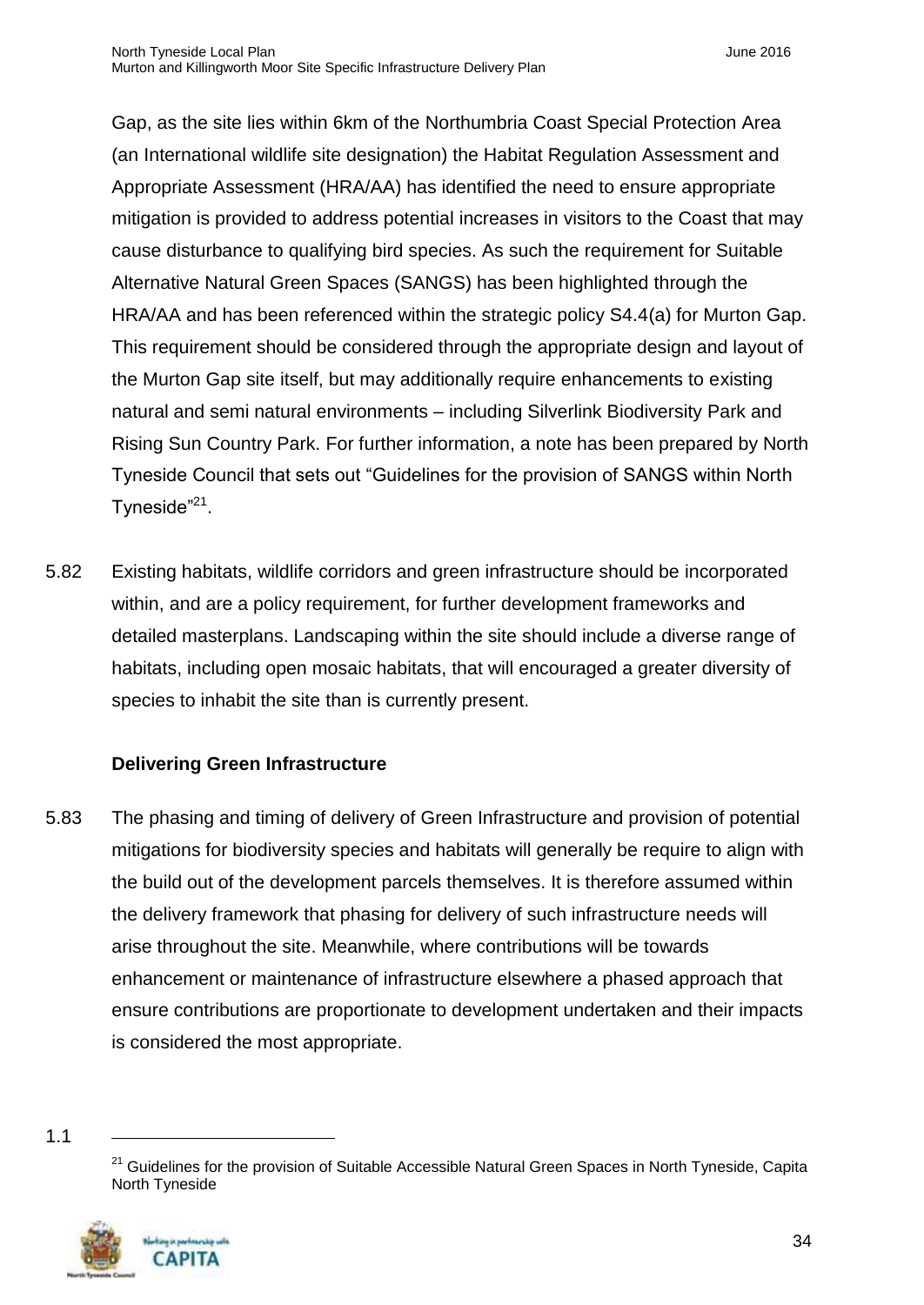Gap, as the site lies within 6km of the Northumbria Coast Special Protection Area (an International wildlife site designation) the Habitat Regulation Assessment and Appropriate Assessment (HRA/AA) has identified the need to ensure appropriate mitigation is provided to address potential increases in visitors to the Coast that may cause disturbance to qualifying bird species. As such the requirement for Suitable Alternative Natural Green Spaces (SANGS) has been highlighted through the HRA/AA and has been referenced within the strategic policy S4.4(a) for Murton Gap. This requirement should be considered through the appropriate design and layout of the Murton Gap site itself, but may additionally require enhancements to existing natural and semi natural environments – including Silverlink Biodiversity Park and Rising Sun Country Park. For further information, a note has been prepared by North Tyneside Council that sets out "Guidelines for the provision of SANGS within North Tyneside"[21].

5.82 Existing habitats, wildlife corridors and green infrastructure should be incorporated within, and are a policy requirement, for further development frameworks and detailed masterplans. Landscaping within the site should include a diverse range of habitats, including open mosaic habitats, that will encouraged a greater diversity of species to inhabit the site than is currently present.

**Delivering Green Infrastructure**

5.83 The phasing and timing of delivery of Green Infrastructure and provision of potential mitigations for biodiversity species and habitats will generally be require to align with the build out of the development parcels themselves. It is therefore assumed within the delivery framework that phasing for delivery of such infrastructure needs will arise throughout the site. Meanwhile, where contributions will be towards enhancement or maintenance of infrastructure elsewhere a phased approach that ensure contributions are proportionate to development undertaken and their impacts is considered the most appropriate.

1.1

[21] Guidelines for the provision of Suitable Accessible Natural Green Spaces in North Tyneside, Capita North Tyneside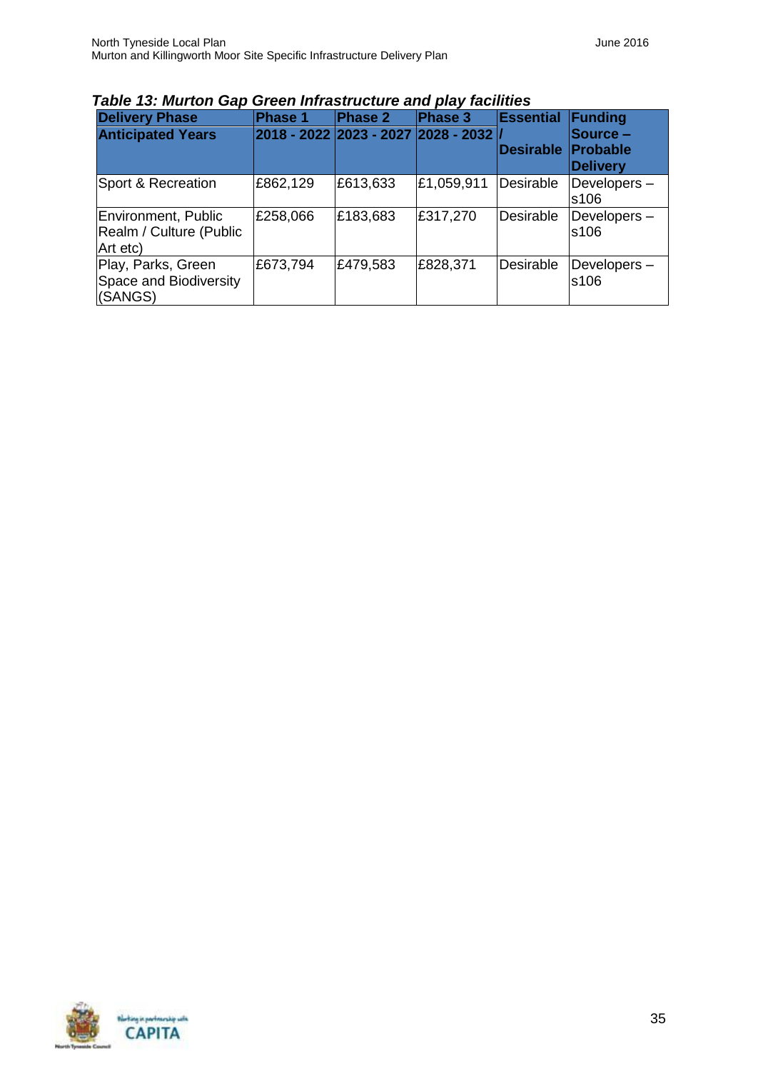***Table 13: Murton Gap Green Infrastructure and play facilities***

| Delivery Phase | Phase 1 | Phase 2 | Phase 3 | Essential / Desirable | Funding Source – Probable Delivery |
|---|---|---|---|---|---|
| **Anticipated Years** | **2018 - 2022** | **2023 - 2027** | **2028 - 2032** | | |
| Sport & Recreation | £862,129 | £613,633 | £1,059,911 | Desirable | Developers – s106 |
| Environment, Public Realm / Culture (Public Art etc) | £258,066 | £183,683 | £317,270 | Desirable | Developers – s106 |
| Play, Parks, Green Space and Biodiversity (SANGS) | £673,794 | £479,583 | £828,371 | Desirable | Developers – s106 |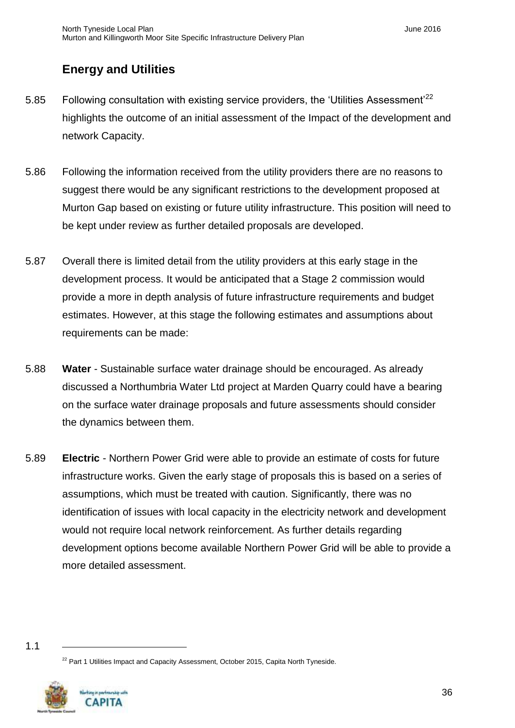## Energy and Utilities

5.85 Following consultation with existing service providers, the 'Utilities Assessment'[22] highlights the outcome of an initial assessment of the Impact of the development and network Capacity.

5.86 Following the information received from the utility providers there are no reasons to suggest there would be any significant restrictions to the development proposed at Murton Gap based on existing or future utility infrastructure. This position will need to be kept under review as further detailed proposals are developed.

5.87 Overall there is limited detail from the utility providers at this early stage in the development process. It would be anticipated that a Stage 2 commission would provide a more in depth analysis of future infrastructure requirements and budget estimates. However, at this stage the following estimates and assumptions about requirements can be made:

5.88 **Water** - Sustainable surface water drainage should be encouraged. As already discussed a Northumbria Water Ltd project at Marden Quarry could have a bearing on the surface water drainage proposals and future assessments should consider the dynamics between them.

5.89 **Electric** - Northern Power Grid were able to provide an estimate of costs for future infrastructure works. Given the early stage of proposals this is based on a series of assumptions, which must be treated with caution. Significantly, there was no identification of issues with local capacity in the electricity network and development would not require local network reinforcement. As further details regarding development options become available Northern Power Grid will be able to provide a more detailed assessment.

---

[22] Part 1 Utilities Impact and Capacity Assessment, October 2015, Capita North Tyneside.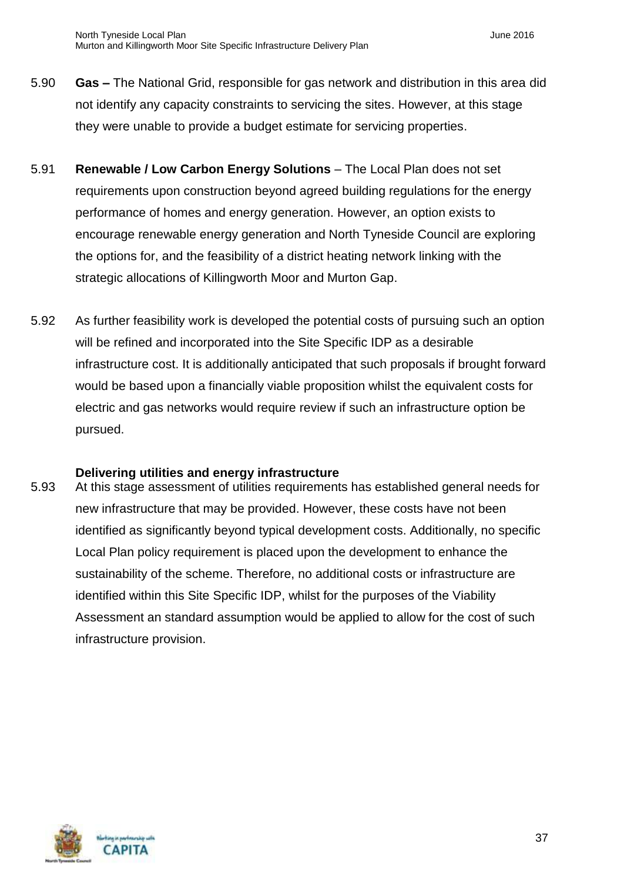5.90 **Gas –** The National Grid, responsible for gas network and distribution in this area did not identify any capacity constraints to servicing the sites. However, at this stage they were unable to provide a budget estimate for servicing properties.

5.91 **Renewable / Low Carbon Energy Solutions** – The Local Plan does not set requirements upon construction beyond agreed building regulations for the energy performance of homes and energy generation. However, an option exists to encourage renewable energy generation and North Tyneside Council are exploring the options for, and the feasibility of a district heating network linking with the strategic allocations of Killingworth Moor and Murton Gap.

5.92 As further feasibility work is developed the potential costs of pursuing such an option will be refined and incorporated into the Site Specific IDP as a desirable infrastructure cost. It is additionally anticipated that such proposals if brought forward would be based upon a financially viable proposition whilst the equivalent costs for electric and gas networks would require review if such an infrastructure option be pursued.

### Delivering utilities and energy infrastructure

5.93 At this stage assessment of utilities requirements has established general needs for new infrastructure that may be provided. However, these costs have not been identified as significantly beyond typical development costs. Additionally, no specific Local Plan policy requirement is placed upon the development to enhance the sustainability of the scheme. Therefore, no additional costs or infrastructure are identified within this Site Specific IDP, whilst for the purposes of the Viability Assessment an standard assumption would be applied to allow for the cost of such infrastructure provision.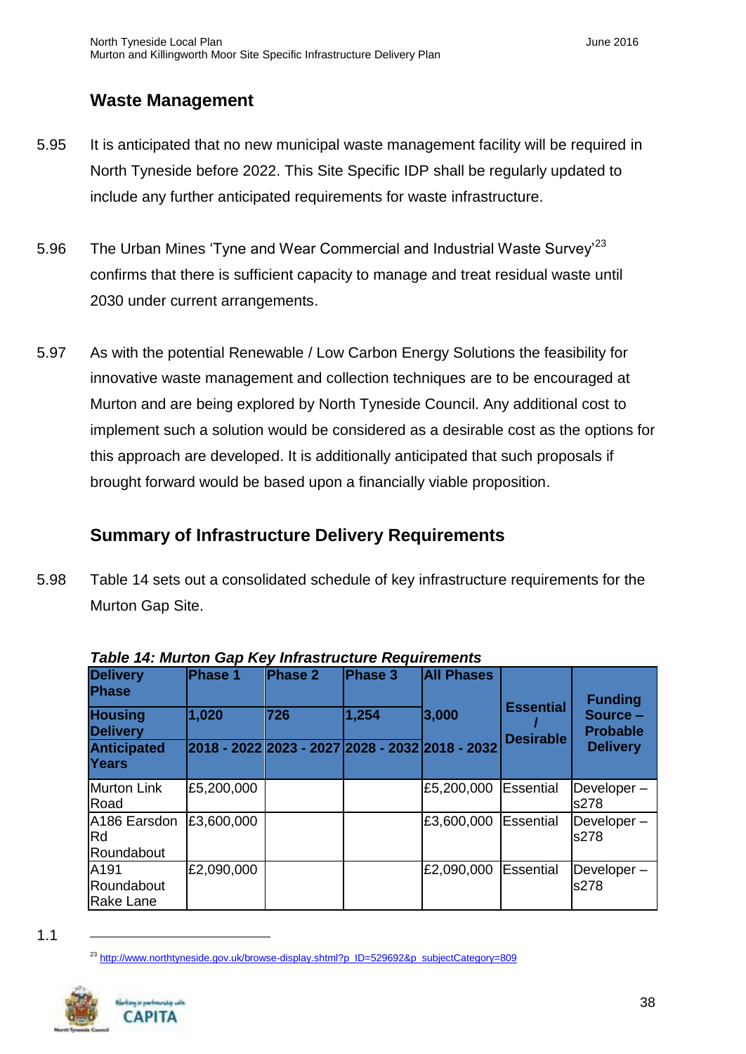## Waste Management

5.95 It is anticipated that no new municipal waste management facility will be required in North Tyneside before 2022. This Site Specific IDP shall be regularly updated to include any further anticipated requirements for waste infrastructure.

5.96 The Urban Mines 'Tyne and Wear Commercial and Industrial Waste Survey'[23] confirms that there is sufficient capacity to manage and treat residual waste until 2030 under current arrangements.

5.97 As with the potential Renewable / Low Carbon Energy Solutions the feasibility for innovative waste management and collection techniques are to be encouraged at Murton and are being explored by North Tyneside Council. Any additional cost to implement such a solution would be considered as a desirable cost as the options for this approach are developed. It is additionally anticipated that such proposals if brought forward would be based upon a financially viable proposition.

## Summary of Infrastructure Delivery Requirements

5.98 Table 14 sets out a consolidated schedule of key infrastructure requirements for the Murton Gap Site.

***Table 14: Murton Gap Key Infrastructure Requirements***

| Delivery Phase | Phase 1 | Phase 2 | Phase 3 | All Phases | Essential / Desirable | Funding Source – Probable Delivery |
|---|---|---|---|---|---|---|
| Housing Delivery | 1,020 | 726 | 1,254 | 3,000 | | |
| Anticipated Years | 2018 - 2022 | 2023 - 2027 | 2028 - 2032 | 2018 - 2032 | | |
| Murton Link Road | £5,200,000 | | | £5,200,000 | Essential | Developer – s278 |
| A186 Earsdon Rd Roundabout | £3,600,000 | | | £3,600,000 | Essential | Developer – s278 |
| A191 Roundabout Rake Lane | £2,090,000 | | | £2,090,000 | Essential | Developer – s278 |

1.1

[23] http://www.northtyneside.gov.uk/browse-display.shtml?p_ID=529692&p_subjectCategory=809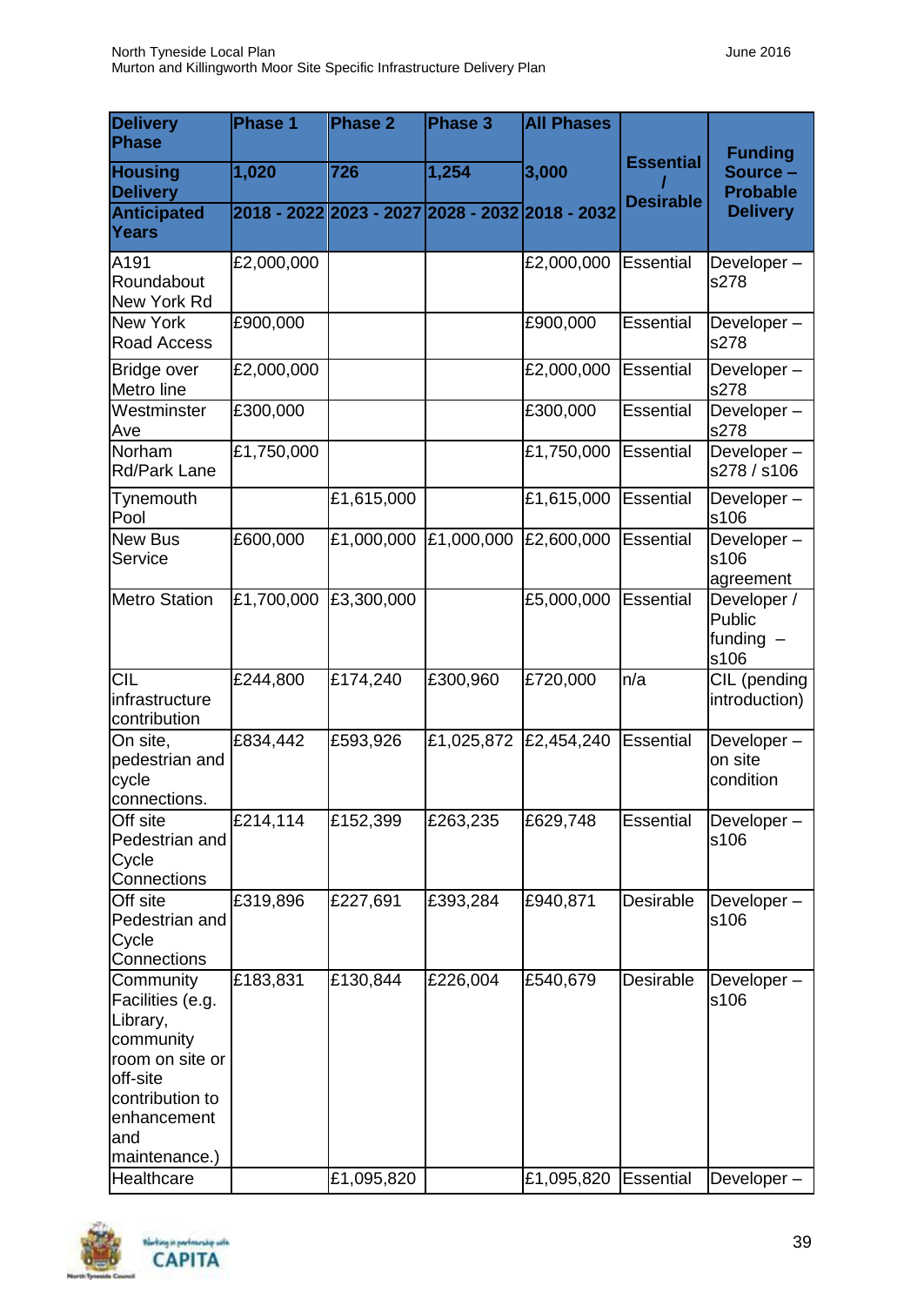| Delivery Phase | Phase 1 | Phase 2 | Phase 3 | All Phases | Essential / Desirable | Funding Source – Probable Delivery |
|---|---|---|---|---|---|---|
| Housing Delivery | 1,020 | 726 | 1,254 | 3,000 | | |
| Anticipated Years | 2018 - 2022 | 2023 - 2027 | 2028 - 2032 | 2018 - 2032 | | |
| A191 Roundabout New York Rd | £2,000,000 | | | £2,000,000 | Essential | Developer – s278 |
| New York Road Access | £900,000 | | | £900,000 | Essential | Developer – s278 |
| Bridge over Metro line | £2,000,000 | | | £2,000,000 | Essential | Developer – s278 |
| Westminster Ave | £300,000 | | | £300,000 | Essential | Developer – s278 |
| Norham Rd/Park Lane | £1,750,000 | | | £1,750,000 | Essential | Developer – s278 / s106 |
| Tynemouth Pool | | £1,615,000 | | £1,615,000 | Essential | Developer – s106 |
| New Bus Service | £600,000 | £1,000,000 | £1,000,000 | £2,600,000 | Essential | Developer – s106 agreement |
| Metro Station | £1,700,000 | £3,300,000 | | £5,000,000 | Essential | Developer / Public funding – s106 |
| CIL infrastructure contribution | £244,800 | £174,240 | £300,960 | £720,000 | n/a | CIL (pending introduction) |
| On site, pedestrian and cycle connections. | £834,442 | £593,926 | £1,025,872 | £2,454,240 | Essential | Developer – on site condition |
| Off site Pedestrian and Cycle Connections | £214,114 | £152,399 | £263,235 | £629,748 | Essential | Developer – s106 |
| Off site Pedestrian and Cycle Connections | £319,896 | £227,691 | £393,284 | £940,871 | Desirable | Developer – s106 |
| Community Facilities (e.g. Library, community room on site or off-site contribution to enhancement and maintenance.) | £183,831 | £130,844 | £226,004 | £540,679 | Desirable | Developer – s106 |
| Healthcare | | £1,095,820 | | £1,095,820 | Essential | Developer – |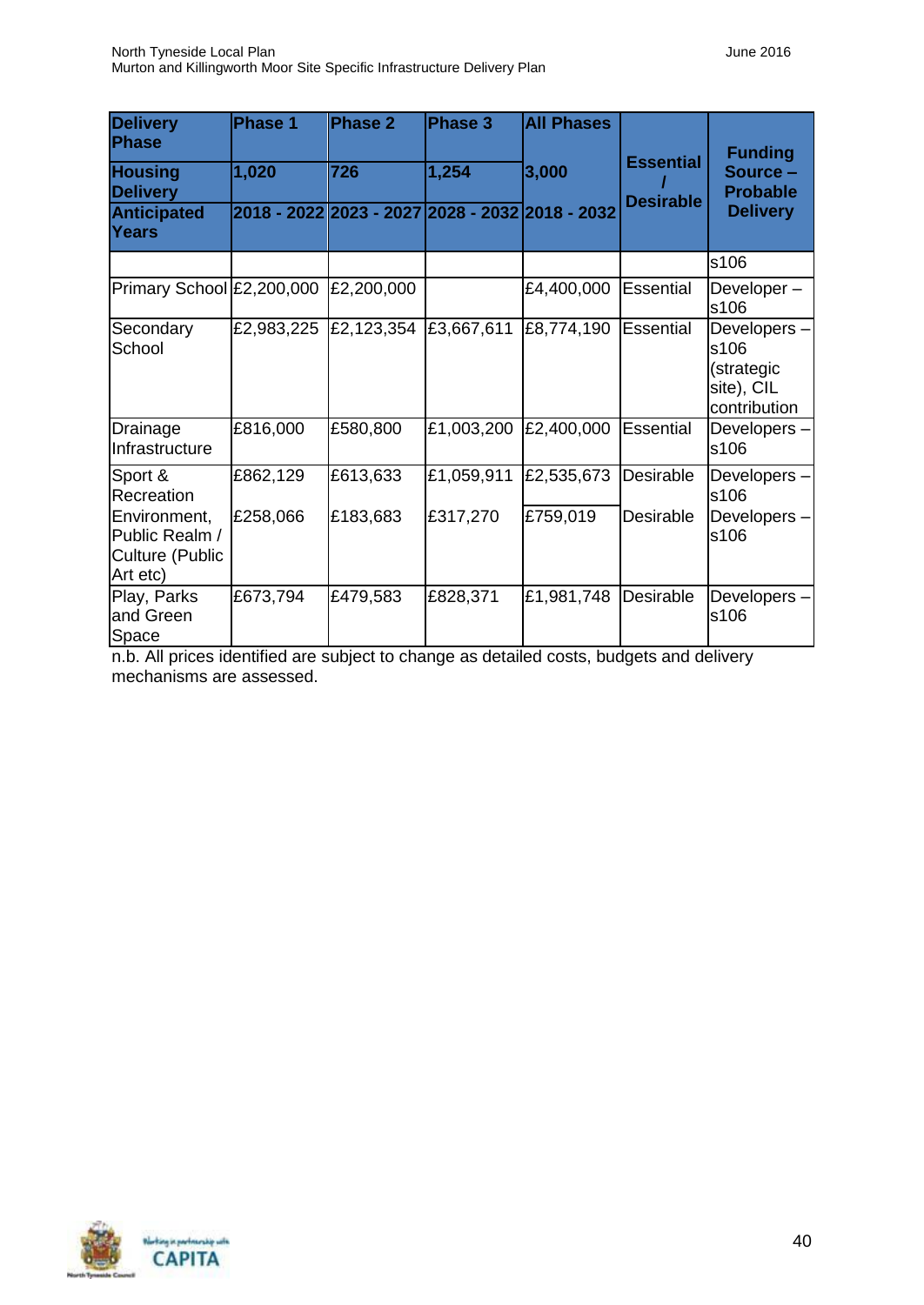| Delivery Phase | Phase 1 | Phase 2 | Phase 3 | All Phases | Essential / Desirable | Funding Source – Probable Delivery |
|---|---|---|---|---|---|---|
| Housing Delivery | 1,020 | 726 | 1,254 | 3,000 | | |
| Anticipated Years | 2018 - 2022 | 2023 - 2027 | 2028 - 2032 | 2018 - 2032 | | |
| | | | | | | s106 |
| Primary School | £2,200,000 | £2,200,000 | | £4,400,000 | Essential | Developer – s106 |
| Secondary School | £2,983,225 | £2,123,354 | £3,667,611 | £8,774,190 | Essential | Developers – s106 (strategic site), CIL contribution |
| Drainage Infrastructure | £816,000 | £580,800 | £1,003,200 | £2,400,000 | Essential | Developers – s106 |
| Sport & Recreation | £862,129 | £613,633 | £1,059,911 | £2,535,673 | Desirable | Developers – s106 |
| Environment, Public Realm / Culture (Public Art etc) | £258,066 | £183,683 | £317,270 | £759,019 | Desirable | Developers – s106 |
| Play, Parks and Green Space | £673,794 | £479,583 | £828,371 | £1,981,748 | Desirable | Developers – s106 |

n.b. All prices identified are subject to change as detailed costs, budgets and delivery mechanisms are assessed.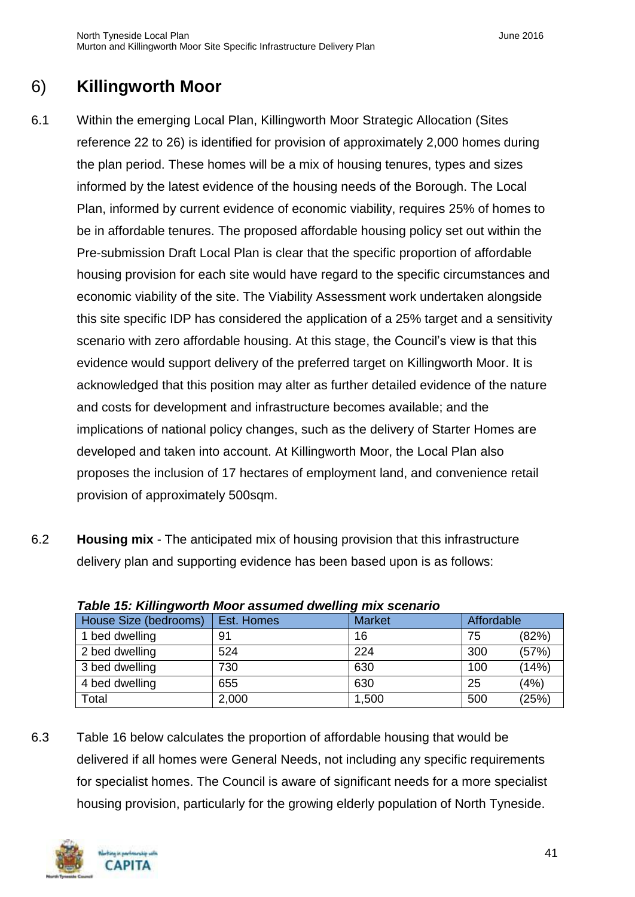# 6) Killingworth Moor

6.1 Within the emerging Local Plan, Killingworth Moor Strategic Allocation (Sites reference 22 to 26) is identified for provision of approximately 2,000 homes during the plan period. These homes will be a mix of housing tenures, types and sizes informed by the latest evidence of the housing needs of the Borough. The Local Plan, informed by current evidence of economic viability, requires 25% of homes to be in affordable tenures. The proposed affordable housing policy set out within the Pre-submission Draft Local Plan is clear that the specific proportion of affordable housing provision for each site would have regard to the specific circumstances and economic viability of the site. The Viability Assessment work undertaken alongside this site specific IDP has considered the application of a 25% target and a sensitivity scenario with zero affordable housing. At this stage, the Council's view is that this evidence would support delivery of the preferred target on Killingworth Moor. It is acknowledged that this position may alter as further detailed evidence of the nature and costs for development and infrastructure becomes available; and the implications of national policy changes, such as the delivery of Starter Homes are developed and taken into account. At Killingworth Moor, the Local Plan also proposes the inclusion of 17 hectares of employment land, and convenience retail provision of approximately 500sqm.

6.2 **Housing mix** - The anticipated mix of housing provision that this infrastructure delivery plan and supporting evidence has been based upon is as follows:

***Table 15: Killingworth Moor assumed dwelling mix scenario***

| House Size (bedrooms) | Est. Homes | Market | Affordable | |
|---|---|---|---|---|
| 1 bed dwelling | 91 | 16 | 75 | (82%) |
| 2 bed dwelling | 524 | 224 | 300 | (57%) |
| 3 bed dwelling | 730 | 630 | 100 | (14%) |
| 4 bed dwelling | 655 | 630 | 25 | (4%) |
| Total | 2,000 | 1,500 | 500 | (25%) |

6.3 Table 16 below calculates the proportion of affordable housing that would be delivered if all homes were General Needs, not including any specific requirements for specialist homes. The Council is aware of significant needs for a more specialist housing provision, particularly for the growing elderly population of North Tyneside.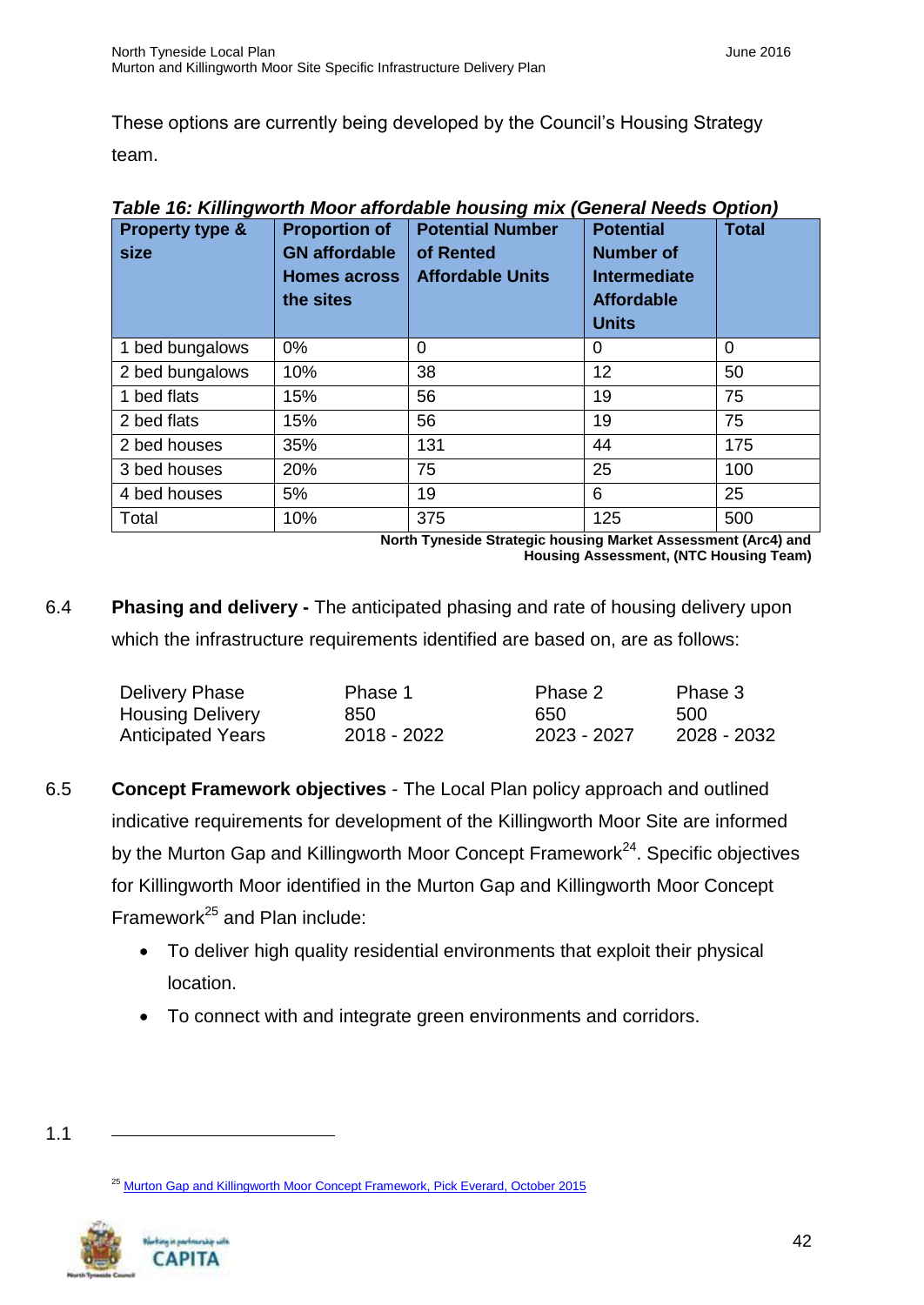These options are currently being developed by the Council's Housing Strategy team.

***Table 16: Killingworth Moor affordable housing mix (General Needs Option)***

| Property type & size | Proportion of GN affordable Homes across the sites | Potential Number of Rented Affordable Units | Potential Number of Intermediate Affordable Units | Total |
|---|---|---|---|---|
| 1 bed bungalows | 0% | 0 | 0 | 0 |
| 2 bed bungalows | 10% | 38 | 12 | 50 |
| 1 bed flats | 15% | 56 | 19 | 75 |
| 2 bed flats | 15% | 56 | 19 | 75 |
| 2 bed houses | 35% | 131 | 44 | 175 |
| 3 bed houses | 20% | 75 | 25 | 100 |
| 4 bed houses | 5% | 19 | 6 | 25 |
| Total | 10% | 375 | 125 | 500 |

**North Tyneside Strategic housing Market Assessment (Arc4) and Housing Assessment, (NTC Housing Team)**

6.4 **Phasing and delivery -** The anticipated phasing and rate of housing delivery upon which the infrastructure requirements identified are based on, are as follows:

| Delivery Phase | Phase 1 | Phase 2 | Phase 3 |
|---|---|---|---|
| Housing Delivery | 850 | 650 | 500 |
| Anticipated Years | 2018 - 2022 | 2023 - 2027 | 2028 - 2032 |

6.5 **Concept Framework objectives** - The Local Plan policy approach and outlined indicative requirements for development of the Killingworth Moor Site are informed by the Murton Gap and Killingworth Moor Concept Framework[24]. Specific objectives for Killingworth Moor identified in the Murton Gap and Killingworth Moor Concept Framework[25] and Plan include:

- To deliver high quality residential environments that exploit their physical location.
- To connect with and integrate green environments and corridors.

1.1

[25] Murton Gap and Killingworth Moor Concept Framework, Pick Everard, October 2015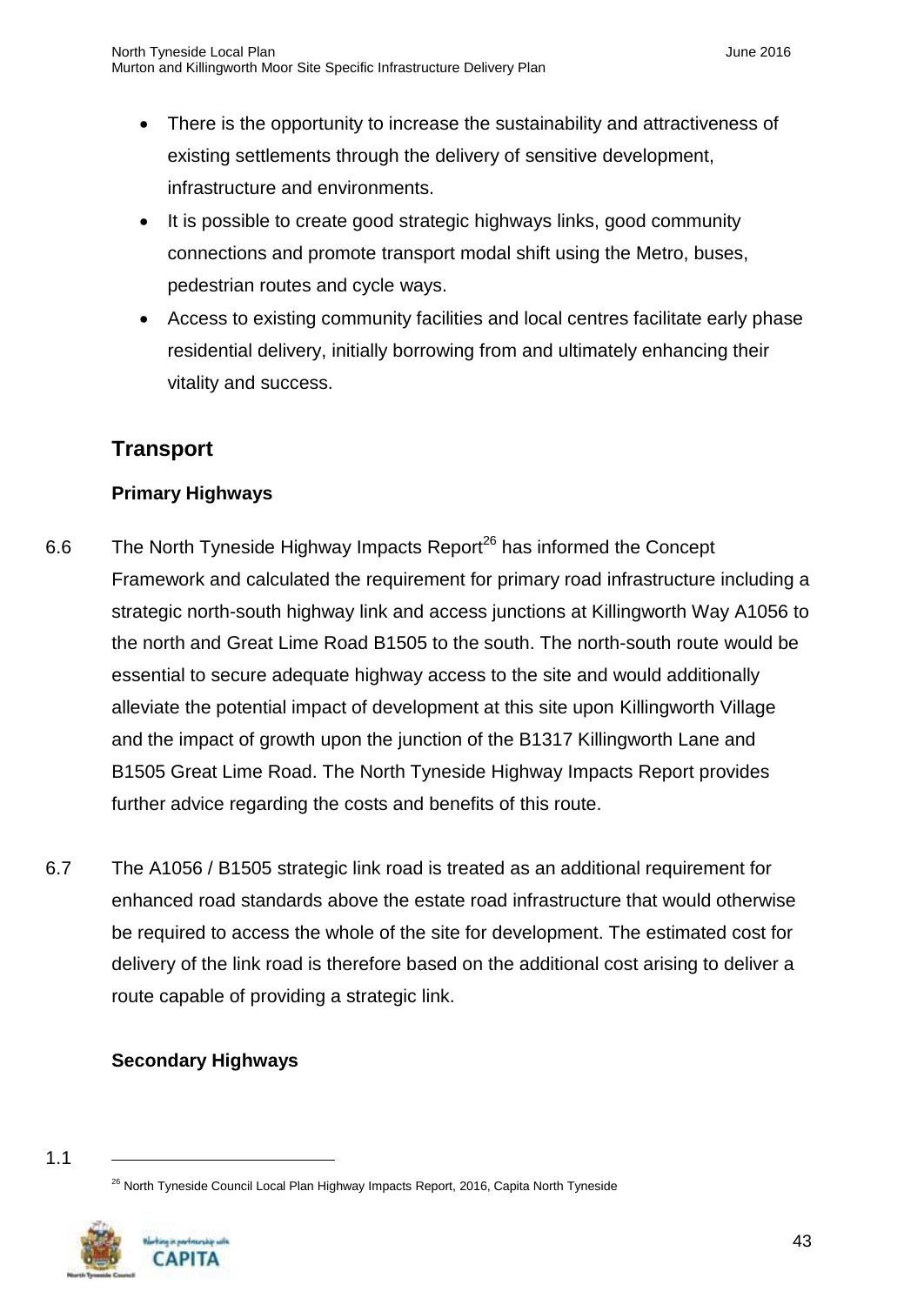- There is the opportunity to increase the sustainability and attractiveness of existing settlements through the delivery of sensitive development, infrastructure and environments.
- It is possible to create good strategic highways links, good community connections and promote transport modal shift using the Metro, buses, pedestrian routes and cycle ways.
- Access to existing community facilities and local centres facilitate early phase residential delivery, initially borrowing from and ultimately enhancing their vitality and success.

## Transport

### Primary Highways

6.6 The North Tyneside Highway Impacts Report[26] has informed the Concept Framework and calculated the requirement for primary road infrastructure including a strategic north-south highway link and access junctions at Killingworth Way A1056 to the north and Great Lime Road B1505 to the south. The north-south route would be essential to secure adequate highway access to the site and would additionally alleviate the potential impact of development at this site upon Killingworth Village and the impact of growth upon the junction of the B1317 Killingworth Lane and B1505 Great Lime Road. The North Tyneside Highway Impacts Report provides further advice regarding the costs and benefits of this route.

6.7 The A1056 / B1505 strategic link road is treated as an additional requirement for enhanced road standards above the estate road infrastructure that would otherwise be required to access the whole of the site for development. The estimated cost for delivery of the link road is therefore based on the additional cost arising to deliver a route capable of providing a strategic link.

### Secondary Highways

1.1

[26] North Tyneside Council Local Plan Highway Impacts Report, 2016, Capita North Tyneside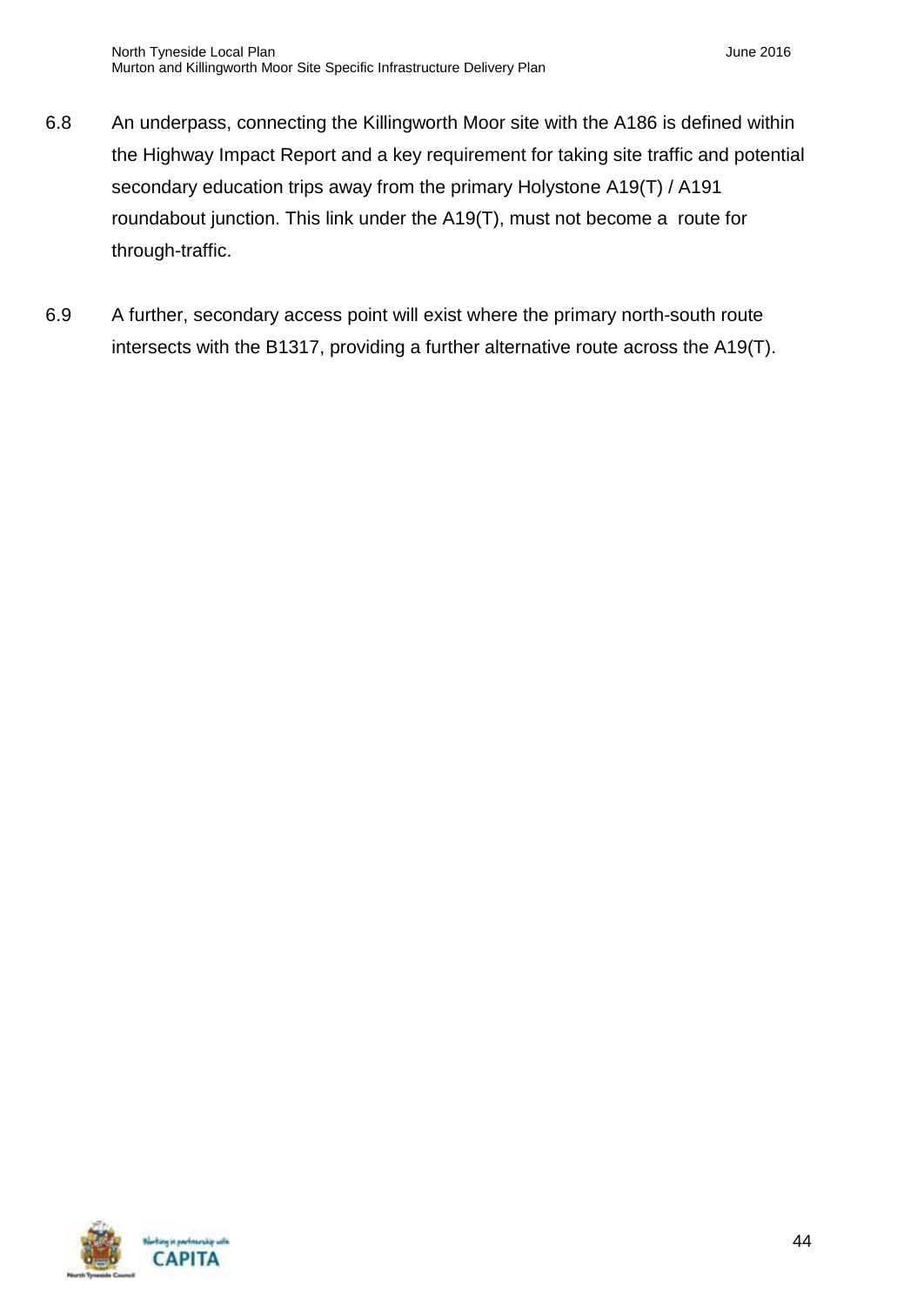6.8 An underpass, connecting the Killingworth Moor site with the A186 is defined within the Highway Impact Report and a key requirement for taking site traffic and potential secondary education trips away from the primary Holystone A19(T) / A191 roundabout junction. This link under the A19(T), must not become a route for through-traffic.

6.9 A further, secondary access point will exist where the primary north-south route intersects with the B1317, providing a further alternative route across the A19(T).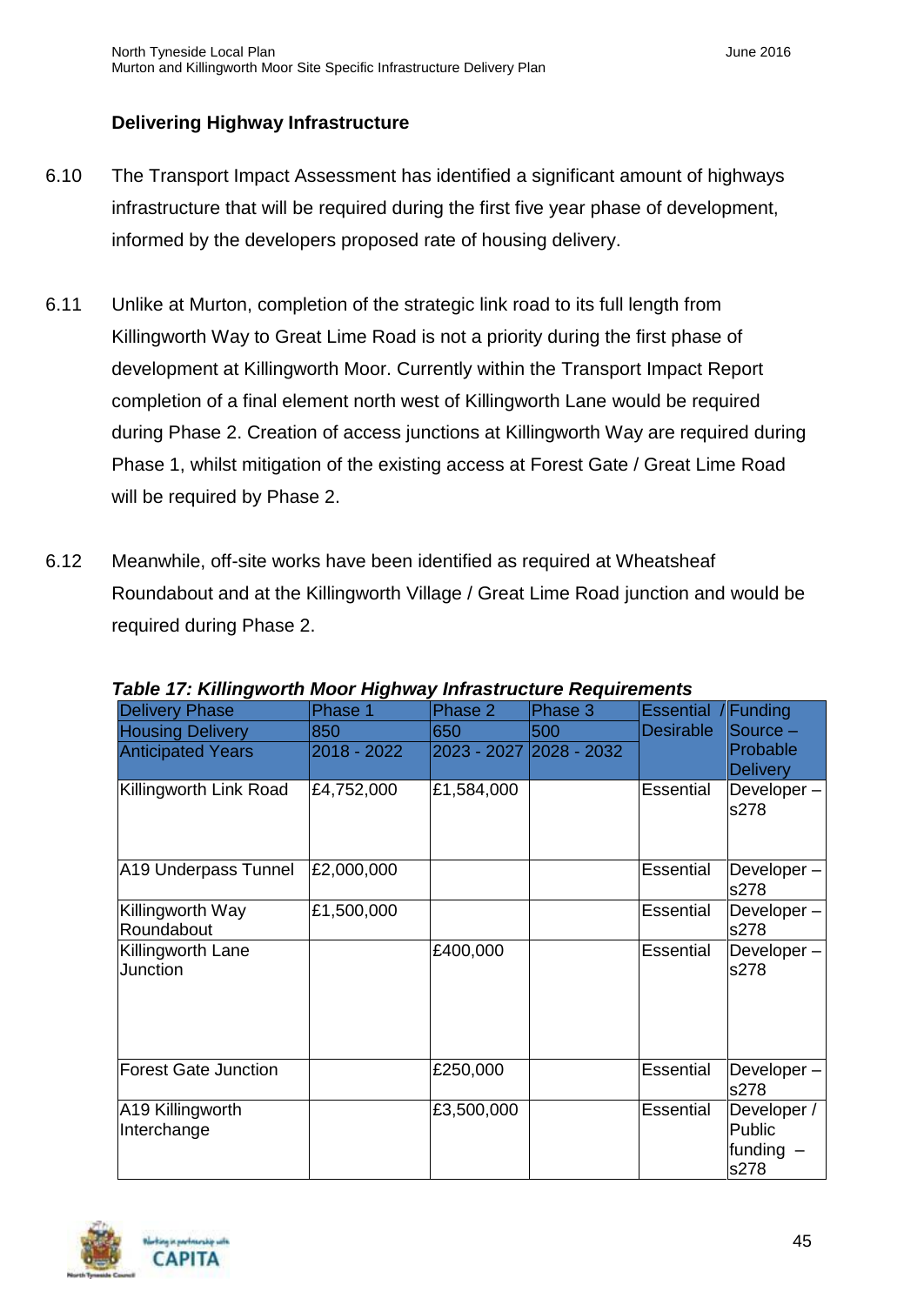### Delivering Highway Infrastructure

6.10 The Transport Impact Assessment has identified a significant amount of highways infrastructure that will be required during the first five year phase of development, informed by the developers proposed rate of housing delivery.

6.11 Unlike at Murton, completion of the strategic link road to its full length from Killingworth Way to Great Lime Road is not a priority during the first phase of development at Killingworth Moor. Currently within the Transport Impact Report completion of a final element north west of Killingworth Lane would be required during Phase 2. Creation of access junctions at Killingworth Way are required during Phase 1, whilst mitigation of the existing access at Forest Gate / Great Lime Road will be required by Phase 2.

6.12 Meanwhile, off-site works have been identified as required at Wheatsheaf Roundabout and at the Killingworth Village / Great Lime Road junction and would be required during Phase 2.

***Table 17: Killingworth Moor Highway Infrastructure Requirements***

| Delivery Phase | Phase 1 | Phase 2 | Phase 3 | Essential / Desirable | Funding Source – Probable Delivery |
|---|---|---|---|---|---|
| Housing Delivery | 850 | 650 | 500 | | |
| Anticipated Years | 2018 - 2022 | 2023 - 2027 | 2028 - 2032 | | |
| Killingworth Link Road | £4,752,000 | £1,584,000 | | Essential | Developer – s278 |
| A19 Underpass Tunnel | £2,000,000 | | | Essential | Developer – s278 |
| Killingworth Way Roundabout | £1,500,000 | | | Essential | Developer – s278 |
| Killingworth Lane Junction | | £400,000 | | Essential | Developer – s278 |
| Forest Gate Junction | | £250,000 | | Essential | Developer – s278 |
| A19 Killingworth Interchange | | £3,500,000 | | Essential | Developer / Public funding – s278 |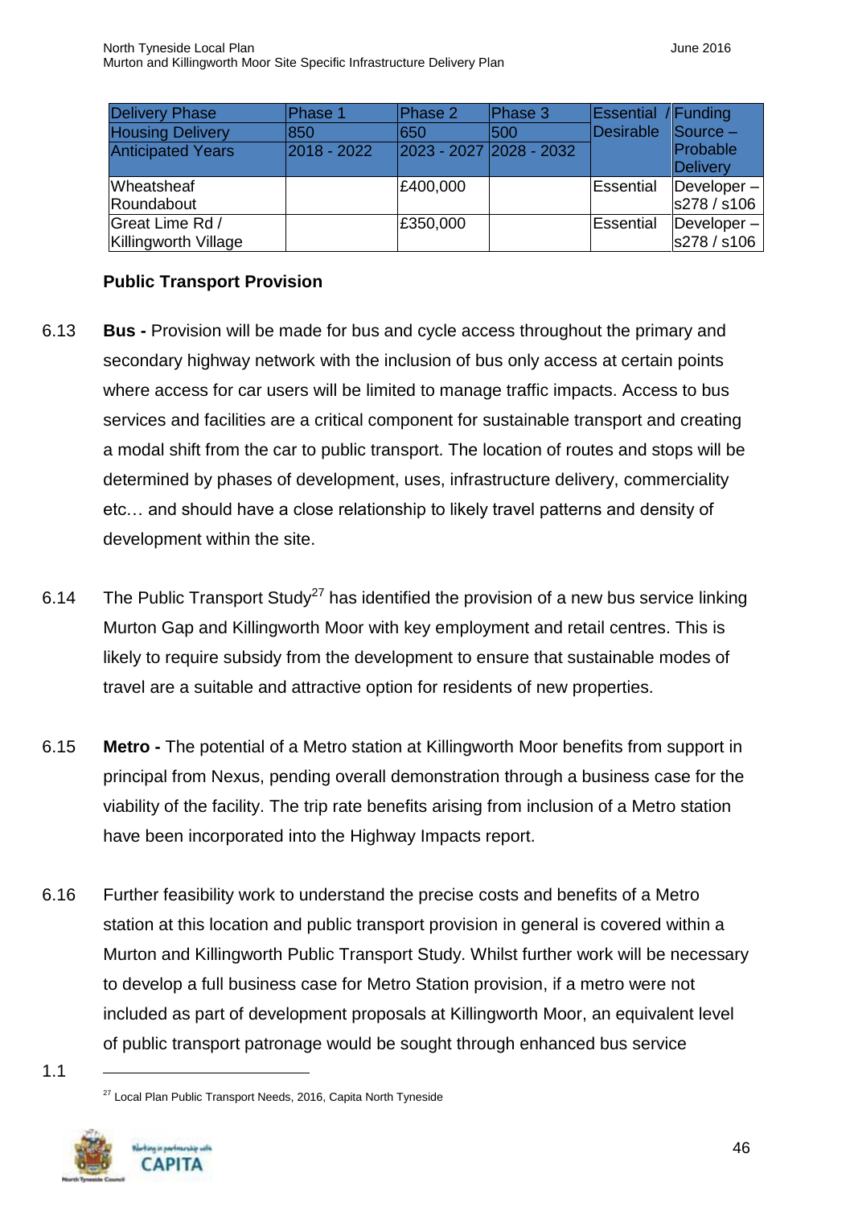| Delivery Phase | Phase 1 | Phase 2 | Phase 3 | Essential / Desirable | Funding Source – Probable Delivery |
|---|---|---|---|---|---|
| Housing Delivery | 850 | 650 | 500 | | |
| Anticipated Years | 2018 - 2022 | 2023 - 2027 | 2028 - 2032 | | |
| Wheatsheaf Roundabout | | £400,000 | | Essential | Developer – s278 / s106 |
| Great Lime Rd / Killingworth Village | | £350,000 | | Essential | Developer – s278 / s106 |

**Public Transport Provision**

6.13 **Bus -** Provision will be made for bus and cycle access throughout the primary and secondary highway network with the inclusion of bus only access at certain points where access for car users will be limited to manage traffic impacts. Access to bus services and facilities are a critical component for sustainable transport and creating a modal shift from the car to public transport. The location of routes and stops will be determined by phases of development, uses, infrastructure delivery, commerciality etc… and should have a close relationship to likely travel patterns and density of development within the site.

6.14 The Public Transport Study[27] has identified the provision of a new bus service linking Murton Gap and Killingworth Moor with key employment and retail centres. This is likely to require subsidy from the development to ensure that sustainable modes of travel are a suitable and attractive option for residents of new properties.

6.15 **Metro -** The potential of a Metro station at Killingworth Moor benefits from support in principal from Nexus, pending overall demonstration through a business case for the viability of the facility. The trip rate benefits arising from inclusion of a Metro station have been incorporated into the Highway Impacts report.

6.16 Further feasibility work to understand the precise costs and benefits of a Metro station at this location and public transport provision in general is covered within a Murton and Killingworth Public Transport Study. Whilst further work will be necessary to develop a full business case for Metro Station provision, if a metro were not included as part of development proposals at Killingworth Moor, an equivalent level of public transport patronage would be sought through enhanced bus service

1.1

[27] Local Plan Public Transport Needs, 2016, Capita North Tyneside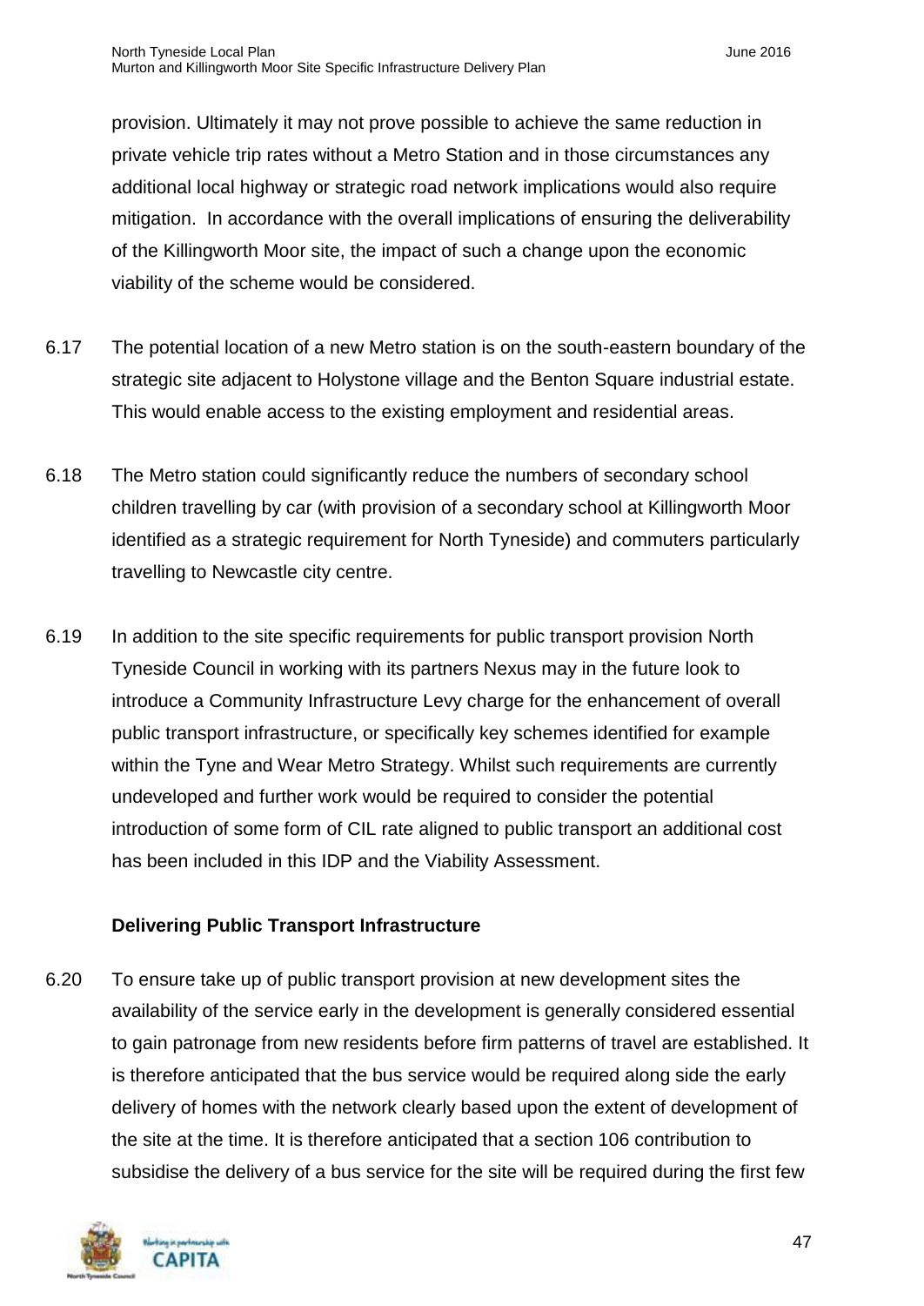provision. Ultimately it may not prove possible to achieve the same reduction in private vehicle trip rates without a Metro Station and in those circumstances any additional local highway or strategic road network implications would also require mitigation. In accordance with the overall implications of ensuring the deliverability of the Killingworth Moor site, the impact of such a change upon the economic viability of the scheme would be considered.

6.17 The potential location of a new Metro station is on the south-eastern boundary of the strategic site adjacent to Holystone village and the Benton Square industrial estate. This would enable access to the existing employment and residential areas.

6.18 The Metro station could significantly reduce the numbers of secondary school children travelling by car (with provision of a secondary school at Killingworth Moor identified as a strategic requirement for North Tyneside) and commuters particularly travelling to Newcastle city centre.

6.19 In addition to the site specific requirements for public transport provision North Tyneside Council in working with its partners Nexus may in the future look to introduce a Community Infrastructure Levy charge for the enhancement of overall public transport infrastructure, or specifically key schemes identified for example within the Tyne and Wear Metro Strategy. Whilst such requirements are currently undeveloped and further work would be required to consider the potential introduction of some form of CIL rate aligned to public transport an additional cost has been included in this IDP and the Viability Assessment.

**Delivering Public Transport Infrastructure**

6.20 To ensure take up of public transport provision at new development sites the availability of the service early in the development is generally considered essential to gain patronage from new residents before firm patterns of travel are established. It is therefore anticipated that the bus service would be required along side the early delivery of homes with the network clearly based upon the extent of development of the site at the time. It is therefore anticipated that a section 106 contribution to subsidise the delivery of a bus service for the site will be required during the first few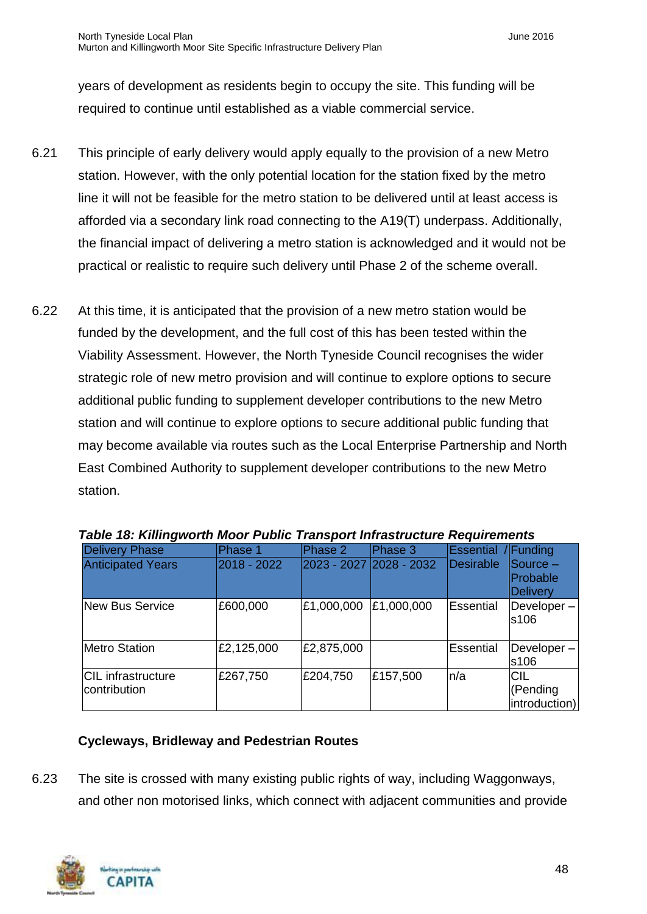years of development as residents begin to occupy the site. This funding will be required to continue until established as a viable commercial service.

6.21 This principle of early delivery would apply equally to the provision of a new Metro station. However, with the only potential location for the station fixed by the metro line it will not be feasible for the metro station to be delivered until at least access is afforded via a secondary link road connecting to the A19(T) underpass. Additionally, the financial impact of delivering a metro station is acknowledged and it would not be practical or realistic to require such delivery until Phase 2 of the scheme overall.

6.22 At this time, it is anticipated that the provision of a new metro station would be funded by the development, and the full cost of this has been tested within the Viability Assessment. However, the North Tyneside Council recognises the wider strategic role of new metro provision and will continue to explore options to secure additional public funding to supplement developer contributions to the new Metro station and will continue to explore options to secure additional public funding that may become available via routes such as the Local Enterprise Partnership and North East Combined Authority to supplement developer contributions to the new Metro station.

***Table 18: Killingworth Moor Public Transport Infrastructure Requirements***

| Delivery Phase | Phase 1 | Phase 2 | Phase 3 | Essential / | Funding |
|---|---|---|---|---|---|
| Anticipated Years | 2018 - 2022 | 2023 - 2027 | 2028 - 2032 | Desirable | Source – Probable Delivery |
| New Bus Service | £600,000 | £1,000,000 | £1,000,000 | Essential | Developer – s106 |
| Metro Station | £2,125,000 | £2,875,000 | | Essential | Developer – s106 |
| CIL infrastructure contribution | £267,750 | £204,750 | £157,500 | n/a | CIL (Pending introduction) |

**Cycleways, Bridleway and Pedestrian Routes**

6.23 The site is crossed with many existing public rights of way, including Waggonways, and other non motorised links, which connect with adjacent communities and provide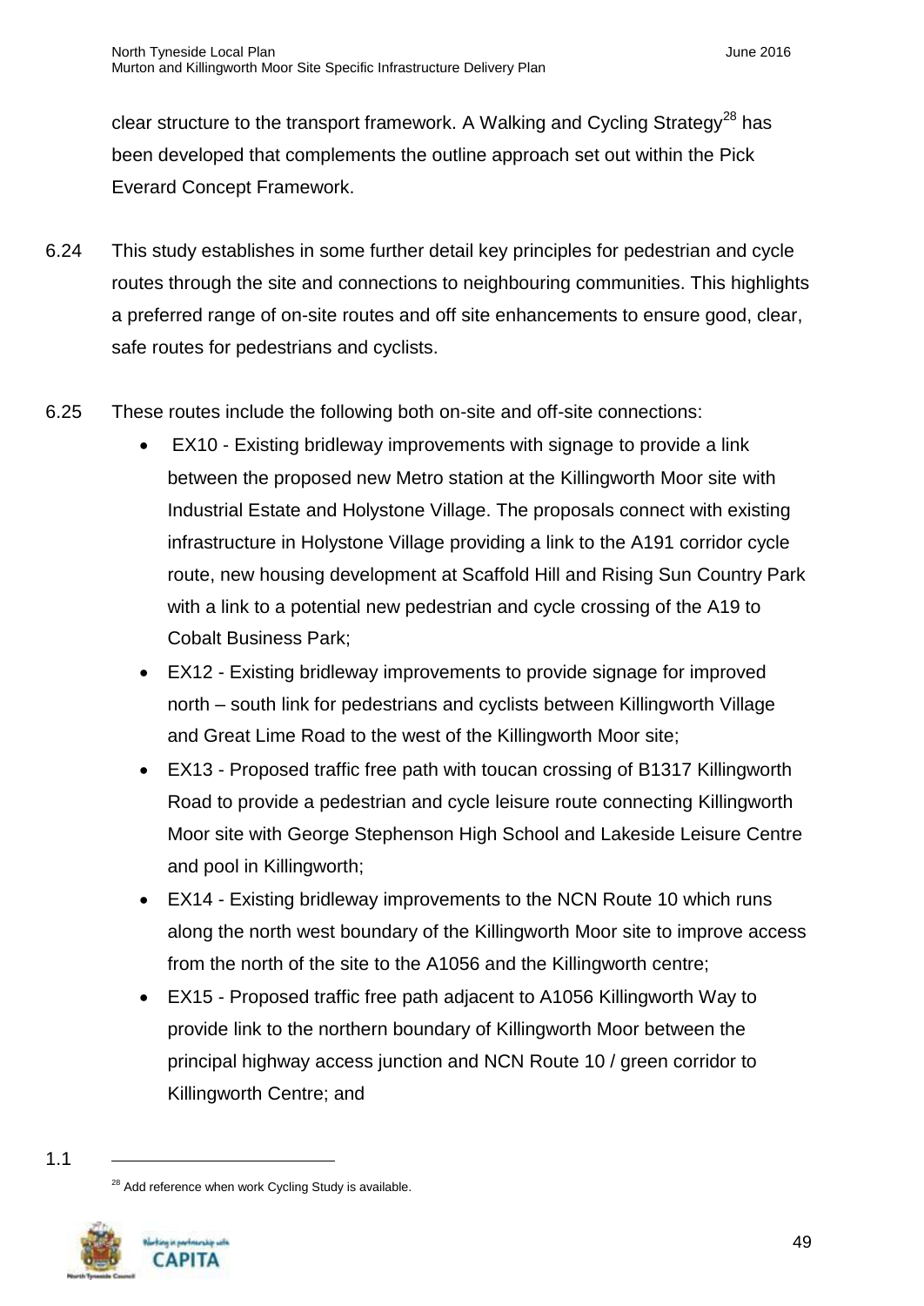clear structure to the transport framework. A Walking and Cycling Strategy[28] has been developed that complements the outline approach set out within the Pick Everard Concept Framework.

6.24 This study establishes in some further detail key principles for pedestrian and cycle routes through the site and connections to neighbouring communities. This highlights a preferred range of on-site routes and off site enhancements to ensure good, clear, safe routes for pedestrians and cyclists.

6.25 These routes include the following both on-site and off-site connections:

- EX10 - Existing bridleway improvements with signage to provide a link between the proposed new Metro station at the Killingworth Moor site with Industrial Estate and Holystone Village. The proposals connect with existing infrastructure in Holystone Village providing a link to the A191 corridor cycle route, new housing development at Scaffold Hill and Rising Sun Country Park with a link to a potential new pedestrian and cycle crossing of the A19 to Cobalt Business Park;
- EX12 - Existing bridleway improvements to provide signage for improved north – south link for pedestrians and cyclists between Killingworth Village and Great Lime Road to the west of the Killingworth Moor site;
- EX13 - Proposed traffic free path with toucan crossing of B1317 Killingworth Road to provide a pedestrian and cycle leisure route connecting Killingworth Moor site with George Stephenson High School and Lakeside Leisure Centre and pool in Killingworth;
- EX14 - Existing bridleway improvements to the NCN Route 10 which runs along the north west boundary of the Killingworth Moor site to improve access from the north of the site to the A1056 and the Killingworth centre;
- EX15 - Proposed traffic free path adjacent to A1056 Killingworth Way to provide link to the northern boundary of Killingworth Moor between the principal highway access junction and NCN Route 10 / green corridor to Killingworth Centre; and

1.1

[28] Add reference when work Cycling Study is available.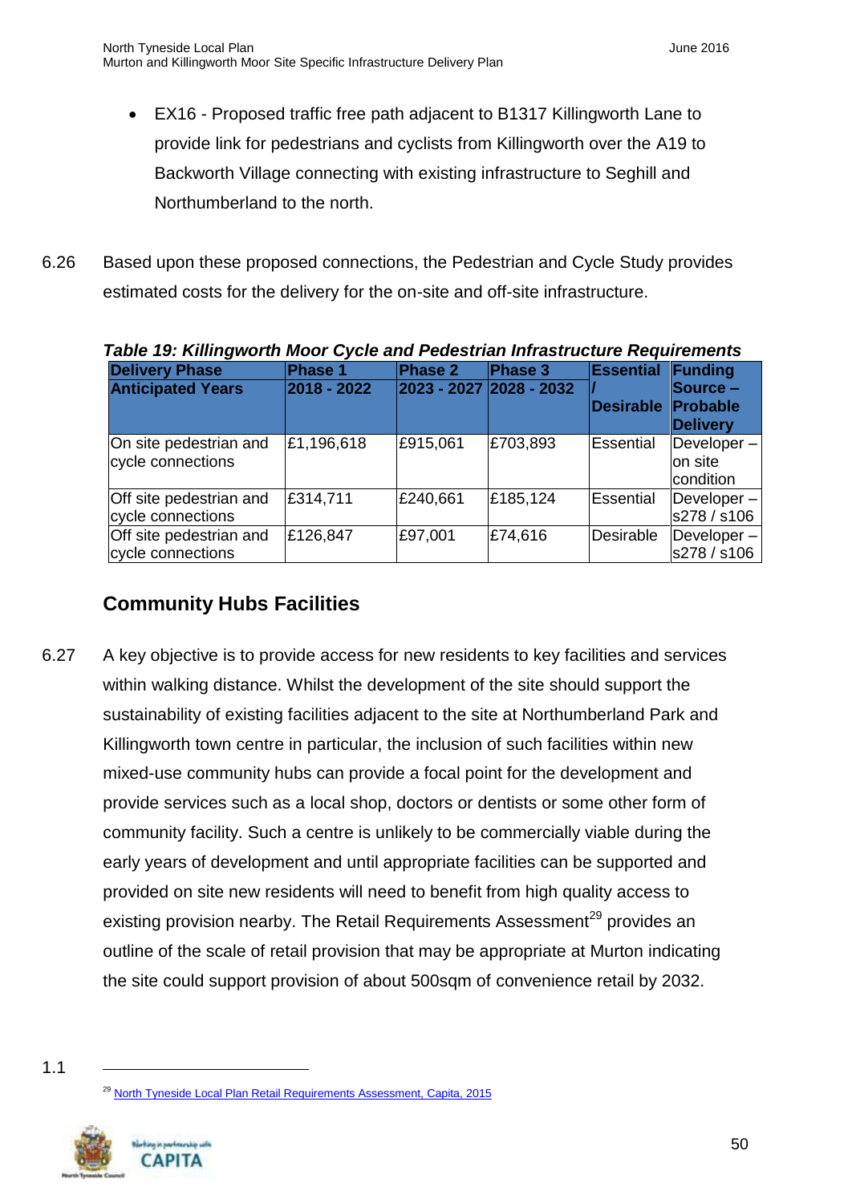- EX16 - Proposed traffic free path adjacent to B1317 Killingworth Lane to provide link for pedestrians and cyclists from Killingworth over the A19 to Backworth Village connecting with existing infrastructure to Seghill and Northumberland to the north.

6.26 Based upon these proposed connections, the Pedestrian and Cycle Study provides estimated costs for the delivery for the on-site and off-site infrastructure.

***Table 19: Killingworth Moor Cycle and Pedestrian Infrastructure Requirements***

| **Delivery Phase** **Anticipated Years** | **Phase 1** **2018 - 2022** | **Phase 2** **2023 - 2027** | **Phase 3** **2028 - 2032** | **Essential / Desirable** | **Funding Source – Probable Delivery** |
|---|---|---|---|---|---|
| On site pedestrian and cycle connections | £1,196,618 | £915,061 | £703,893 | Essential | Developer – on site condition |
| Off site pedestrian and cycle connections | £314,711 | £240,661 | £185,124 | Essential | Developer – s278 / s106 |
| Off site pedestrian and cycle connections | £126,847 | £97,001 | £74,616 | Desirable | Developer – s278 / s106 |

## Community Hubs Facilities

6.27 A key objective is to provide access for new residents to key facilities and services within walking distance. Whilst the development of the site should support the sustainability of existing facilities adjacent to the site at Northumberland Park and Killingworth town centre in particular, the inclusion of such facilities within new mixed-use community hubs can provide a focal point for the development and provide services such as a local shop, doctors or dentists or some other form of community facility. Such a centre is unlikely to be commercially viable during the early years of development and until appropriate facilities can be supported and provided on site new residents will need to benefit from high quality access to existing provision nearby. The Retail Requirements Assessment[29] provides an outline of the scale of retail provision that may be appropriate at Murton indicating the site could support provision of about 500sqm of convenience retail by 2032.

1.1

[29] North Tyneside Local Plan Retail Requirements Assessment, Capita, 2015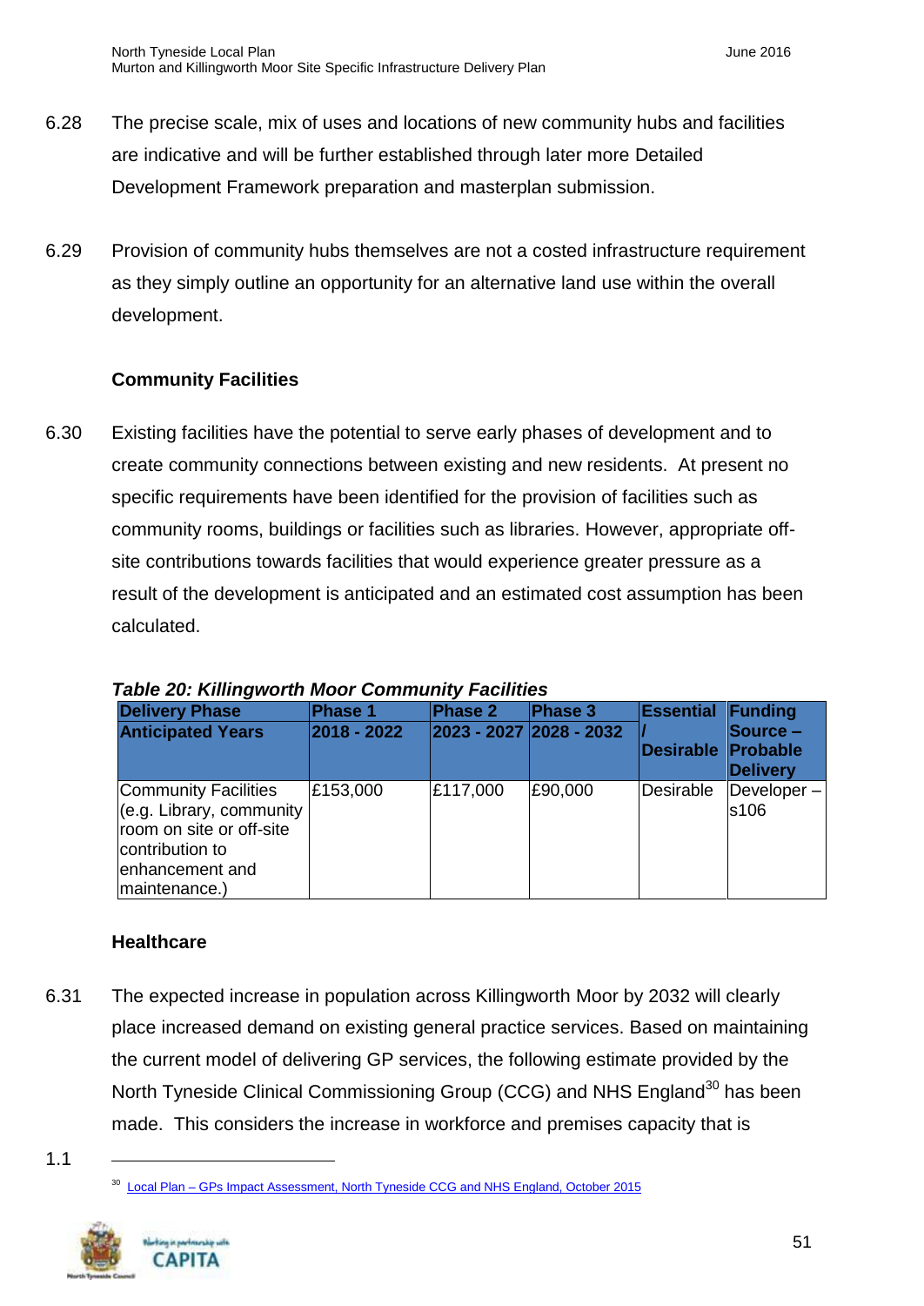6.28 The precise scale, mix of uses and locations of new community hubs and facilities are indicative and will be further established through later more Detailed Development Framework preparation and masterplan submission.

6.29 Provision of community hubs themselves are not a costed infrastructure requirement as they simply outline an opportunity for an alternative land use within the overall development.

**Community Facilities**

6.30 Existing facilities have the potential to serve early phases of development and to create community connections between existing and new residents. At present no specific requirements have been identified for the provision of facilities such as community rooms, buildings or facilities such as libraries. However, appropriate off-site contributions towards facilities that would experience greater pressure as a result of the development is anticipated and an estimated cost assumption has been calculated.

***Table 20: Killingworth Moor Community Facilities***

| **Delivery Phase**<br>**Anticipated Years** | **Phase 1**<br>**2018 - 2022** | **Phase 2**<br>**2023 - 2027** | **Phase 3**<br>**2028 - 2032** | **Essential / Desirable** | **Funding Source – Probable Delivery** |
|---|---|---|---|---|---|
| Community Facilities (e.g. Library, community room on site or off-site contribution to enhancement and maintenance.) | £153,000 | £117,000 | £90,000 | Desirable | Developer – s106 |

**Healthcare**

6.31 The expected increase in population across Killingworth Moor by 2032 will clearly place increased demand on existing general practice services. Based on maintaining the current model of delivering GP services, the following estimate provided by the North Tyneside Clinical Commissioning Group (CCG) and NHS England[30] has been made. This considers the increase in workforce and premises capacity that is

[30] Local Plan – GPs Impact Assessment, North Tyneside CCG and NHS England, October 2015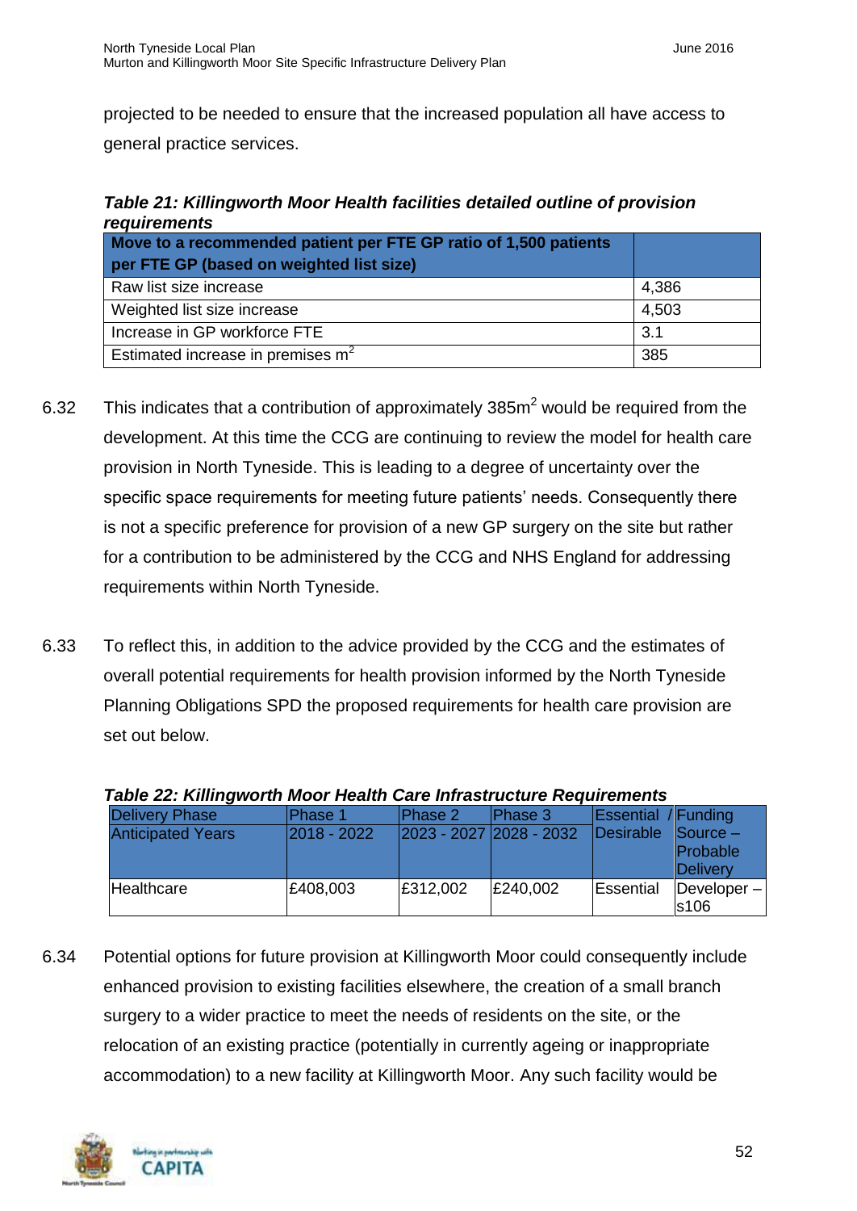projected to be needed to ensure that the increased population all have access to general practice services.

***Table 21: Killingworth Moor Health facilities detailed outline of provision requirements***

| Move to a recommended patient per FTE GP ratio of 1,500 patients per FTE GP (based on weighted list size) | |
|---|---|
| Raw list size increase | 4,386 |
| Weighted list size increase | 4,503 |
| Increase in GP workforce FTE | 3.1 |
| Estimated increase in premises $m^2$ | 385 |

6.32 This indicates that a contribution of approximately 385$m^2$ would be required from the development. At this time the CCG are continuing to review the model for health care provision in North Tyneside. This is leading to a degree of uncertainty over the specific space requirements for meeting future patients' needs. Consequently there is not a specific preference for provision of a new GP surgery on the site but rather for a contribution to be administered by the CCG and NHS England for addressing requirements within North Tyneside.

6.33 To reflect this, in addition to the advice provided by the CCG and the estimates of overall potential requirements for health provision informed by the North Tyneside Planning Obligations SPD the proposed requirements for health care provision are set out below.

***Table 22: Killingworth Moor Health Care Infrastructure Requirements***

| Delivery Phase<br>Anticipated Years | Phase 1<br>2018 - 2022 | Phase 2<br>2023 - 2027 | Phase 3<br>2028 - 2032 | Essential / Desirable | Funding Source – Probable Delivery |
|---|---|---|---|---|---|
| Healthcare | £408,003 | £312,002 | £240,002 | Essential | Developer – s106 |

6.34 Potential options for future provision at Killingworth Moor could consequently include enhanced provision to existing facilities elsewhere, the creation of a small branch surgery to a wider practice to meet the needs of residents on the site, or the relocation of an existing practice (potentially in currently ageing or inappropriate accommodation) to a new facility at Killingworth Moor. Any such facility would be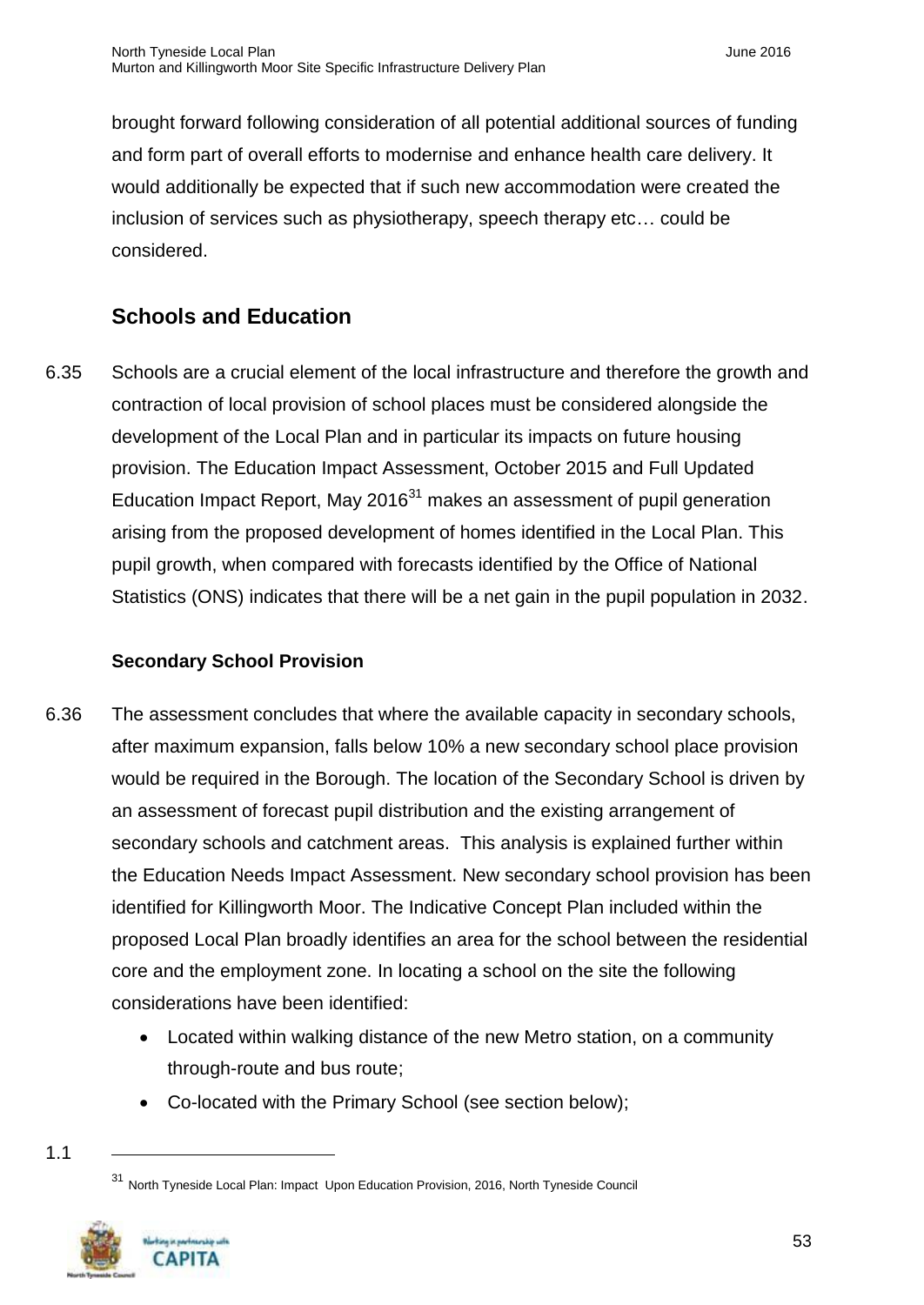brought forward following consideration of all potential additional sources of funding and form part of overall efforts to modernise and enhance health care delivery. It would additionally be expected that if such new accommodation were created the inclusion of services such as physiotherapy, speech therapy etc… could be considered.

## Schools and Education

6.35 Schools are a crucial element of the local infrastructure and therefore the growth and contraction of local provision of school places must be considered alongside the development of the Local Plan and in particular its impacts on future housing provision. The Education Impact Assessment, October 2015 and Full Updated Education Impact Report, May 2016[31] makes an assessment of pupil generation arising from the proposed development of homes identified in the Local Plan. This pupil growth, when compared with forecasts identified by the Office of National Statistics (ONS) indicates that there will be a net gain in the pupil population in 2032.

### Secondary School Provision

6.36 The assessment concludes that where the available capacity in secondary schools, after maximum expansion, falls below 10% a new secondary school place provision would be required in the Borough. The location of the Secondary School is driven by an assessment of forecast pupil distribution and the existing arrangement of secondary schools and catchment areas. This analysis is explained further within the Education Needs Impact Assessment. New secondary school provision has been identified for Killingworth Moor. The Indicative Concept Plan included within the proposed Local Plan broadly identifies an area for the school between the residential core and the employment zone. In locating a school on the site the following considerations have been identified:

- Located within walking distance of the new Metro station, on a community through-route and bus route;
- Co-located with the Primary School (see section below);

[31] North Tyneside Local Plan: Impact Upon Education Provision, 2016, North Tyneside Council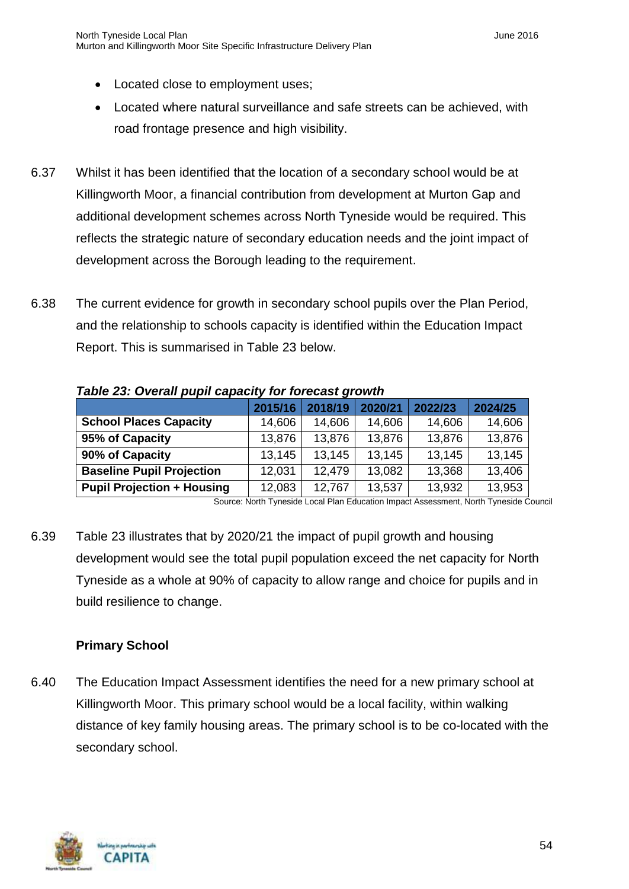- Located close to employment uses;
- Located where natural surveillance and safe streets can be achieved, with road frontage presence and high visibility.

6.37 Whilst it has been identified that the location of a secondary school would be at Killingworth Moor, a financial contribution from development at Murton Gap and additional development schemes across North Tyneside would be required. This reflects the strategic nature of secondary education needs and the joint impact of development across the Borough leading to the requirement.

6.38 The current evidence for growth in secondary school pupils over the Plan Period, and the relationship to schools capacity is identified within the Education Impact Report. This is summarised in Table 23 below.

***Table 23: Overall pupil capacity for forecast growth***

| | 2015/16 | 2018/19 | 2020/21 | 2022/23 | 2024/25 |
|---|---|---|---|---|---|
| **School Places Capacity** | 14,606 | 14,606 | 14,606 | 14,606 | 14,606 |
| **95% of Capacity** | 13,876 | 13,876 | 13,876 | 13,876 | 13,876 |
| **90% of Capacity** | 13,145 | 13,145 | 13,145 | 13,145 | 13,145 |
| **Baseline Pupil Projection** | 12,031 | 12,479 | 13,082 | 13,368 | 13,406 |
| **Pupil Projection + Housing** | 12,083 | 12,767 | 13,537 | 13,932 | 13,953 |

Source: North Tyneside Local Plan Education Impact Assessment, North Tyneside Council

6.39 Table 23 illustrates that by 2020/21 the impact of pupil growth and housing development would see the total pupil population exceed the net capacity for North Tyneside as a whole at 90% of capacity to allow range and choice for pupils and in build resilience to change.

### Primary School

6.40 The Education Impact Assessment identifies the need for a new primary school at Killingworth Moor. This primary school would be a local facility, within walking distance of key family housing areas. The primary school is to be co-located with the secondary school.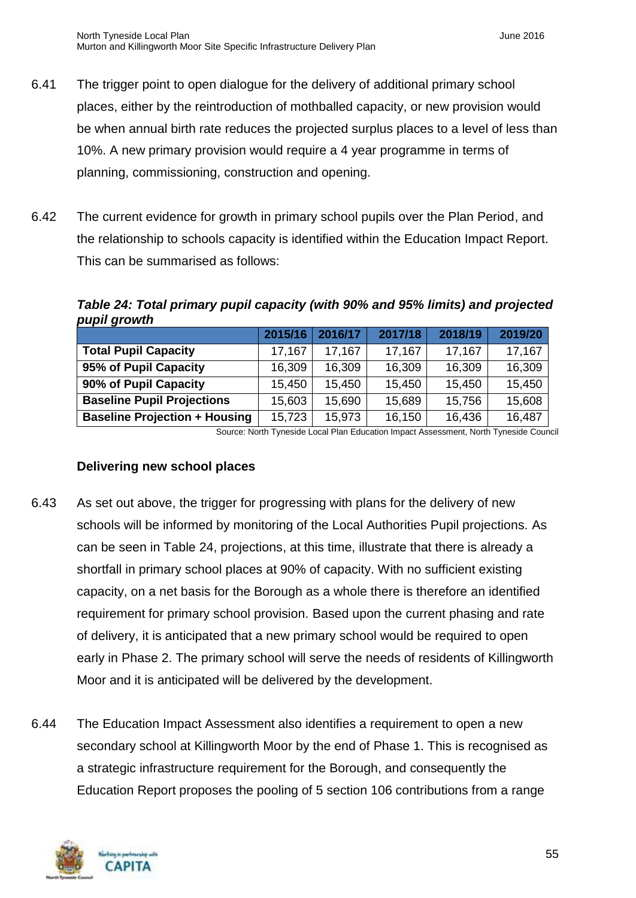6.41 The trigger point to open dialogue for the delivery of additional primary school places, either by the reintroduction of mothballed capacity, or new provision would be when annual birth rate reduces the projected surplus places to a level of less than 10%. A new primary provision would require a 4 year programme in terms of planning, commissioning, construction and opening.

6.42 The current evidence for growth in primary school pupils over the Plan Period, and the relationship to schools capacity is identified within the Education Impact Report. This can be summarised as follows:

***Table 24: Total primary pupil capacity (with 90% and 95% limits) and projected pupil growth***

| | 2015/16 | 2016/17 | 2017/18 | 2018/19 | 2019/20 |
|---|---|---|---|---|---|
| **Total Pupil Capacity** | 17,167 | 17,167 | 17,167 | 17,167 | 17,167 |
| **95% of Pupil Capacity** | 16,309 | 16,309 | 16,309 | 16,309 | 16,309 |
| **90% of Pupil Capacity** | 15,450 | 15,450 | 15,450 | 15,450 | 15,450 |
| **Baseline Pupil Projections** | 15,603 | 15,690 | 15,689 | 15,756 | 15,608 |
| **Baseline Projection + Housing** | 15,723 | 15,973 | 16,150 | 16,436 | 16,487 |

Source: North Tyneside Local Plan Education Impact Assessment, North Tyneside Council

### Delivering new school places

6.43 As set out above, the trigger for progressing with plans for the delivery of new schools will be informed by monitoring of the Local Authorities Pupil projections. As can be seen in Table 24, projections, at this time, illustrate that there is already a shortfall in primary school places at 90% of capacity. With no sufficient existing capacity, on a net basis for the Borough as a whole there is therefore an identified requirement for primary school provision. Based upon the current phasing and rate of delivery, it is anticipated that a new primary school would be required to open early in Phase 2. The primary school will serve the needs of residents of Killingworth Moor and it is anticipated will be delivered by the development.

6.44 The Education Impact Assessment also identifies a requirement to open a new secondary school at Killingworth Moor by the end of Phase 1. This is recognised as a strategic infrastructure requirement for the Borough, and consequently the Education Report proposes the pooling of 5 section 106 contributions from a range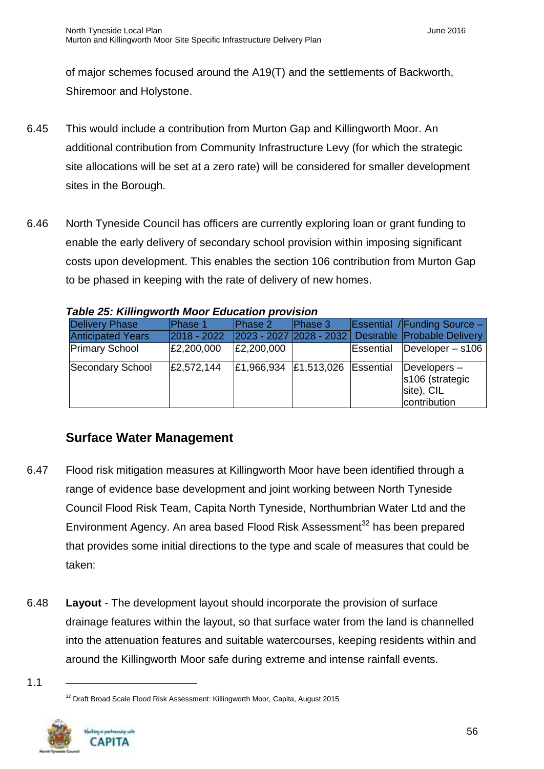of major schemes focused around the A19(T) and the settlements of Backworth, Shiremoor and Holystone.

6.45 This would include a contribution from Murton Gap and Killingworth Moor. An additional contribution from Community Infrastructure Levy (for which the strategic site allocations will be set at a zero rate) will be considered for smaller development sites in the Borough.

6.46 North Tyneside Council has officers are currently exploring loan or grant funding to enable the early delivery of secondary school provision within imposing significant costs upon development. This enables the section 106 contribution from Murton Gap to be phased in keeping with the rate of delivery of new homes.

***Table 25: Killingworth Moor Education provision***

| Delivery Phase | Phase 1 | Phase 2 | Phase 3 | Essential / Desirable | Funding Source – Probable Delivery |
|---|---|---|---|---|---|
| Anticipated Years | 2018 - 2022 | 2023 - 2027 | 2028 - 2032 | | |
| Primary School | £2,200,000 | £2,200,000 | | Essential | Developer – s106 |
| Secondary School | £2,572,144 | £1,966,934 | £1,513,026 | Essential | Developers – s106 (strategic site), CIL contribution |

## Surface Water Management

6.47 Flood risk mitigation measures at Killingworth Moor have been identified through a range of evidence base development and joint working between North Tyneside Council Flood Risk Team, Capita North Tyneside, Northumbrian Water Ltd and the Environment Agency. An area based Flood Risk Assessment[32] has been prepared that provides some initial directions to the type and scale of measures that could be taken:

6.48 **Layout** - The development layout should incorporate the provision of surface drainage features within the layout, so that surface water from the land is channelled into the attenuation features and suitable watercourses, keeping residents within and around the Killingworth Moor safe during extreme and intense rainfall events.

1.1

[32] Draft Broad Scale Flood Risk Assessment: Killingworth Moor, Capita, August 2015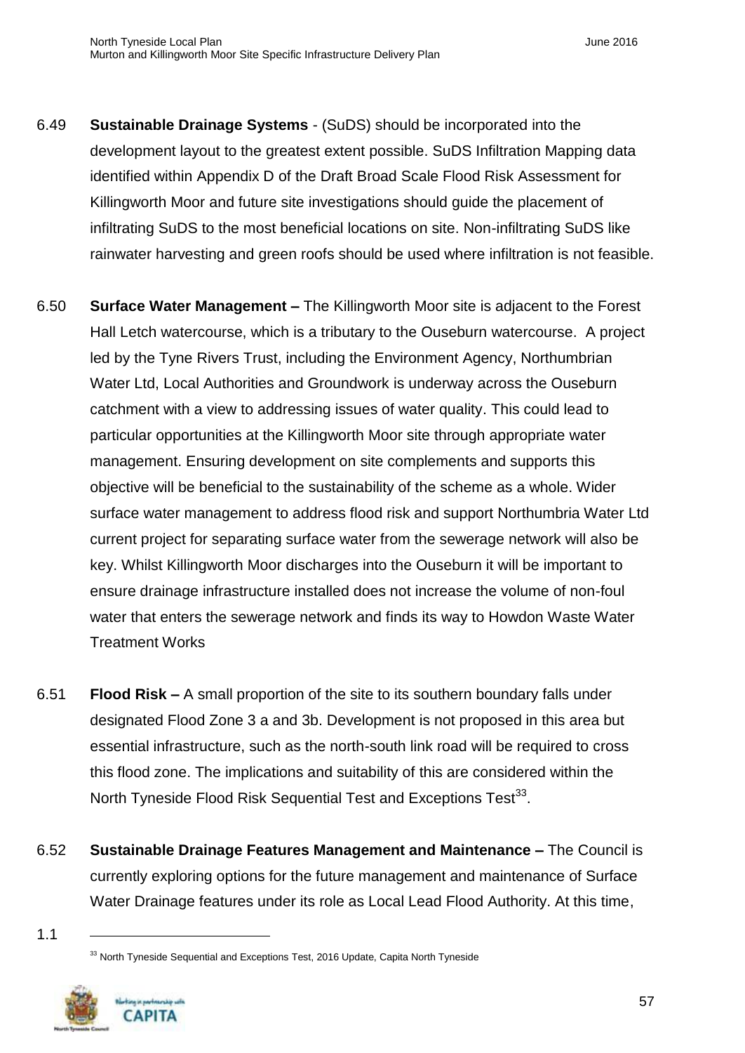6.49 **Sustainable Drainage Systems** - (SuDS) should be incorporated into the development layout to the greatest extent possible. SuDS Infiltration Mapping data identified within Appendix D of the Draft Broad Scale Flood Risk Assessment for Killingworth Moor and future site investigations should guide the placement of infiltrating SuDS to the most beneficial locations on site. Non-infiltrating SuDS like rainwater harvesting and green roofs should be used where infiltration is not feasible.

6.50 **Surface Water Management –** The Killingworth Moor site is adjacent to the Forest Hall Letch watercourse, which is a tributary to the Ouseburn watercourse. A project led by the Tyne Rivers Trust, including the Environment Agency, Northumbrian Water Ltd, Local Authorities and Groundwork is underway across the Ouseburn catchment with a view to addressing issues of water quality. This could lead to particular opportunities at the Killingworth Moor site through appropriate water management. Ensuring development on site complements and supports this objective will be beneficial to the sustainability of the scheme as a whole. Wider surface water management to address flood risk and support Northumbria Water Ltd current project for separating surface water from the sewerage network will also be key. Whilst Killingworth Moor discharges into the Ouseburn it will be important to ensure drainage infrastructure installed does not increase the volume of non-foul water that enters the sewerage network and finds its way to Howdon Waste Water Treatment Works

6.51 **Flood Risk –** A small proportion of the site to its southern boundary falls under designated Flood Zone 3 a and 3b. Development is not proposed in this area but essential infrastructure, such as the north-south link road will be required to cross this flood zone. The implications and suitability of this are considered within the North Tyneside Flood Risk Sequential Test and Exceptions Test[33].

6.52 **Sustainable Drainage Features Management and Maintenance –** The Council is currently exploring options for the future management and maintenance of Surface Water Drainage features under its role as Local Lead Flood Authority. At this time,

1.1

[33] North Tyneside Sequential and Exceptions Test, 2016 Update, Capita North Tyneside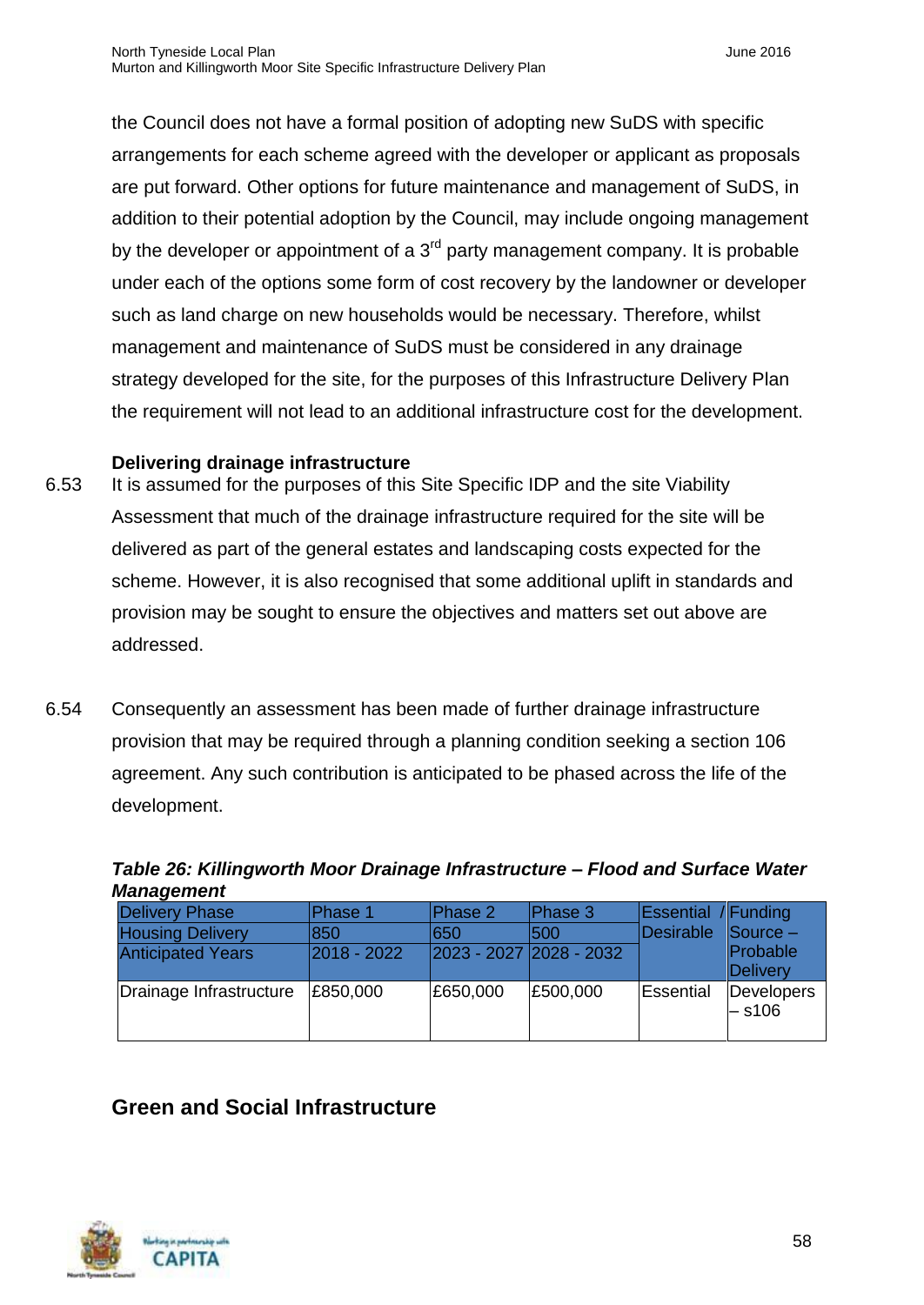the Council does not have a formal position of adopting new SuDS with specific arrangements for each scheme agreed with the developer or applicant as proposals are put forward. Other options for future maintenance and management of SuDS, in addition to their potential adoption by the Council, may include ongoing management by the developer or appointment of a 3rd party management company. It is probable under each of the options some form of cost recovery by the landowner or developer such as land charge on new households would be necessary. Therefore, whilst management and maintenance of SuDS must be considered in any drainage strategy developed for the site, for the purposes of this Infrastructure Delivery Plan the requirement will not lead to an additional infrastructure cost for the development.

**Delivering drainage infrastructure**

6.53 It is assumed for the purposes of this Site Specific IDP and the site Viability Assessment that much of the drainage infrastructure required for the site will be delivered as part of the general estates and landscaping costs expected for the scheme. However, it is also recognised that some additional uplift in standards and provision may be sought to ensure the objectives and matters set out above are addressed.

6.54 Consequently an assessment has been made of further drainage infrastructure provision that may be required through a planning condition seeking a section 106 agreement. Any such contribution is anticipated to be phased across the life of the development.

***Table 26: Killingworth Moor Drainage Infrastructure – Flood and Surface Water Management***

| Delivery Phase | Phase 1 | Phase 2 | Phase 3 | Essential / Desirable | Funding Source – Probable Delivery |
|---|---|---|---|---|---|
| Housing Delivery | 850 | 650 | 500 | | |
| Anticipated Years | 2018 - 2022 | 2023 - 2027 | 2028 - 2032 | | |
| Drainage Infrastructure | £850,000 | £650,000 | £500,000 | Essential | Developers – s106 |

## Green and Social Infrastructure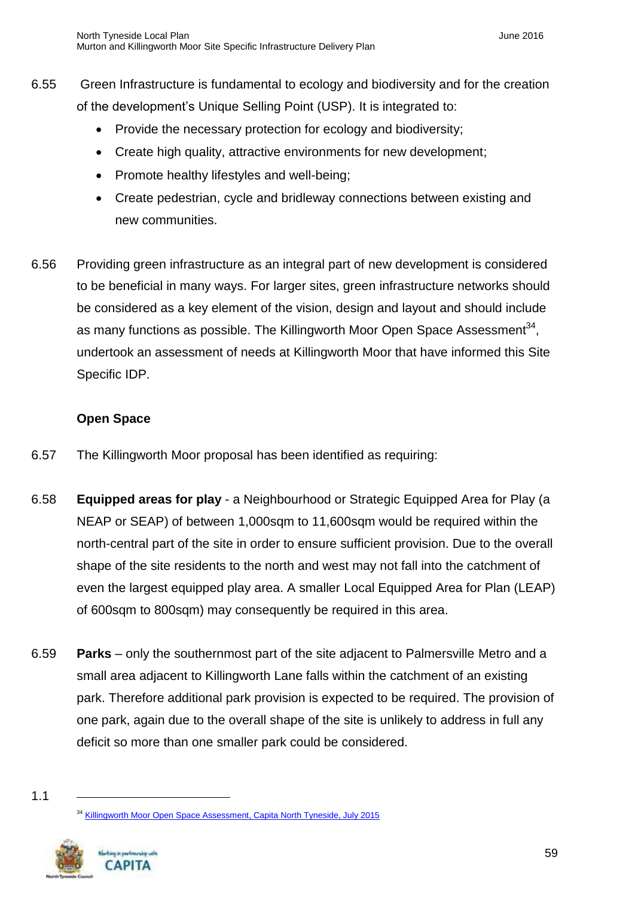6.55 Green Infrastructure is fundamental to ecology and biodiversity and for the creation of the development's Unique Selling Point (USP). It is integrated to:

- Provide the necessary protection for ecology and biodiversity;
- Create high quality, attractive environments for new development;
- Promote healthy lifestyles and well-being;
- Create pedestrian, cycle and bridleway connections between existing and new communities.

6.56 Providing green infrastructure as an integral part of new development is considered to be beneficial in many ways. For larger sites, green infrastructure networks should be considered as a key element of the vision, design and layout and should include as many functions as possible. The Killingworth Moor Open Space Assessment[34], undertook an assessment of needs at Killingworth Moor that have informed this Site Specific IDP.

**Open Space**

6.57 The Killingworth Moor proposal has been identified as requiring:

6.58 **Equipped areas for play** - a Neighbourhood or Strategic Equipped Area for Play (a NEAP or SEAP) of between 1,000sqm to 11,600sqm would be required within the north-central part of the site in order to ensure sufficient provision. Due to the overall shape of the site residents to the north and west may not fall into the catchment of even the largest equipped play area. A smaller Local Equipped Area for Plan (LEAP) of 600sqm to 800sqm) may consequently be required in this area.

6.59 **Parks** – only the southernmost part of the site adjacent to Palmersville Metro and a small area adjacent to Killingworth Lane falls within the catchment of an existing park. Therefore additional park provision is expected to be required. The provision of one park, again due to the overall shape of the site is unlikely to address in full any deficit so more than one smaller park could be considered.

1.1

[34] Killingworth Moor Open Space Assessment, Capita North Tyneside, July 2015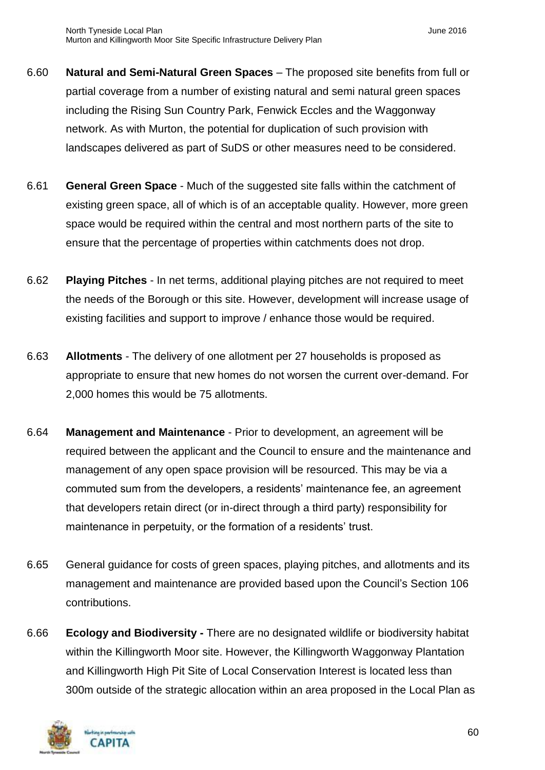6.60 **Natural and Semi-Natural Green Spaces** – The proposed site benefits from full or partial coverage from a number of existing natural and semi natural green spaces including the Rising Sun Country Park, Fenwick Eccles and the Waggonway network. As with Murton, the potential for duplication of such provision with landscapes delivered as part of SuDS or other measures need to be considered.

6.61 **General Green Space** - Much of the suggested site falls within the catchment of existing green space, all of which is of an acceptable quality. However, more green space would be required within the central and most northern parts of the site to ensure that the percentage of properties within catchments does not drop.

6.62 **Playing Pitches** - In net terms, additional playing pitches are not required to meet the needs of the Borough or this site. However, development will increase usage of existing facilities and support to improve / enhance those would be required.

6.63 **Allotments** - The delivery of one allotment per 27 households is proposed as appropriate to ensure that new homes do not worsen the current over-demand. For 2,000 homes this would be 75 allotments.

6.64 **Management and Maintenance** - Prior to development, an agreement will be required between the applicant and the Council to ensure and the maintenance and management of any open space provision will be resourced. This may be via a commuted sum from the developers, a residents' maintenance fee, an agreement that developers retain direct (or in-direct through a third party) responsibility for maintenance in perpetuity, or the formation of a residents' trust.

6.65 General guidance for costs of green spaces, playing pitches, and allotments and its management and maintenance are provided based upon the Council's Section 106 contributions.

6.66 **Ecology and Biodiversity -** There are no designated wildlife or biodiversity habitat within the Killingworth Moor site. However, the Killingworth Waggonway Plantation and Killingworth High Pit Site of Local Conservation Interest is located less than 300m outside of the strategic allocation within an area proposed in the Local Plan as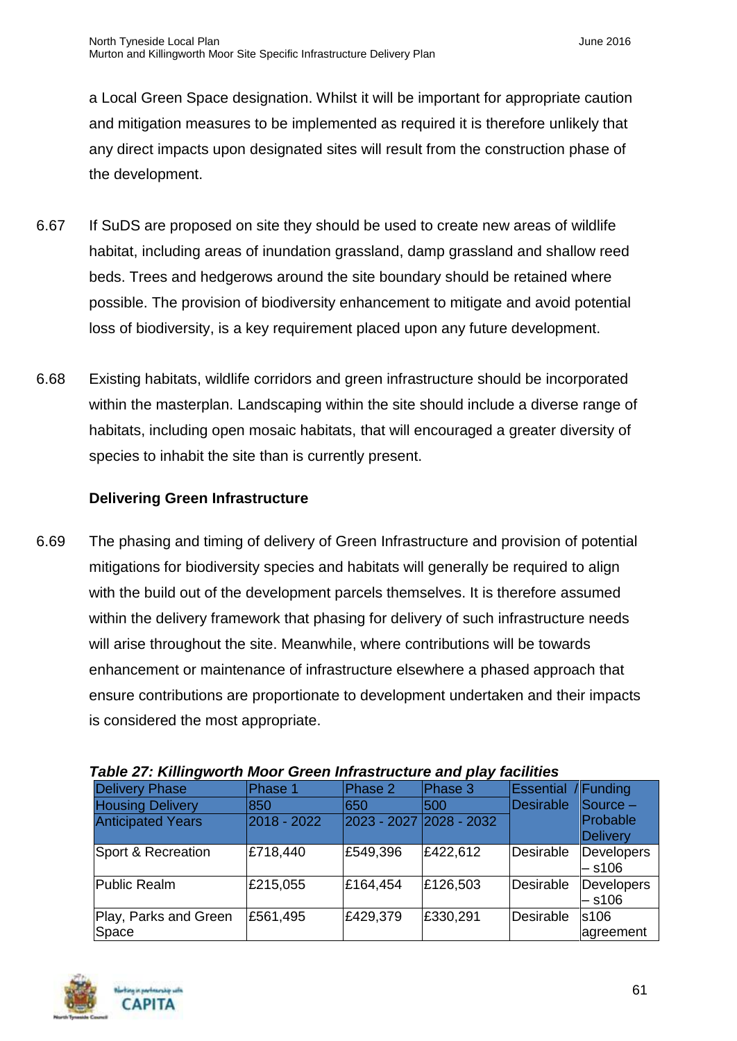a Local Green Space designation. Whilst it will be important for appropriate caution and mitigation measures to be implemented as required it is therefore unlikely that any direct impacts upon designated sites will result from the construction phase of the development.

6.67 If SuDS are proposed on site they should be used to create new areas of wildlife habitat, including areas of inundation grassland, damp grassland and shallow reed beds. Trees and hedgerows around the site boundary should be retained where possible. The provision of biodiversity enhancement to mitigate and avoid potential loss of biodiversity, is a key requirement placed upon any future development.

6.68 Existing habitats, wildlife corridors and green infrastructure should be incorporated within the masterplan. Landscaping within the site should include a diverse range of habitats, including open mosaic habitats, that will encouraged a greater diversity of species to inhabit the site than is currently present.

**Delivering Green Infrastructure**

6.69 The phasing and timing of delivery of Green Infrastructure and provision of potential mitigations for biodiversity species and habitats will generally be required to align with the build out of the development parcels themselves. It is therefore assumed within the delivery framework that phasing for delivery of such infrastructure needs will arise throughout the site. Meanwhile, where contributions will be towards enhancement or maintenance of infrastructure elsewhere a phased approach that ensure contributions are proportionate to development undertaken and their impacts is considered the most appropriate.

***Table 27: Killingworth Moor Green Infrastructure and play facilities***

| Delivery Phase | Phase 1 | Phase 2 | Phase 3 | Essential / Desirable | Funding Source – Probable Delivery |
|---|---|---|---|---|---|
| Housing Delivery | 850 | 650 | 500 | | |
| Anticipated Years | 2018 - 2022 | 2023 - 2027 | 2028 - 2032 | | |
| Sport & Recreation | £718,440 | £549,396 | £422,612 | Desirable | Developers – s106 |
| Public Realm | £215,055 | £164,454 | £126,503 | Desirable | Developers – s106 |
| Play, Parks and Green Space | £561,495 | £429,379 | £330,291 | Desirable | s106 agreement |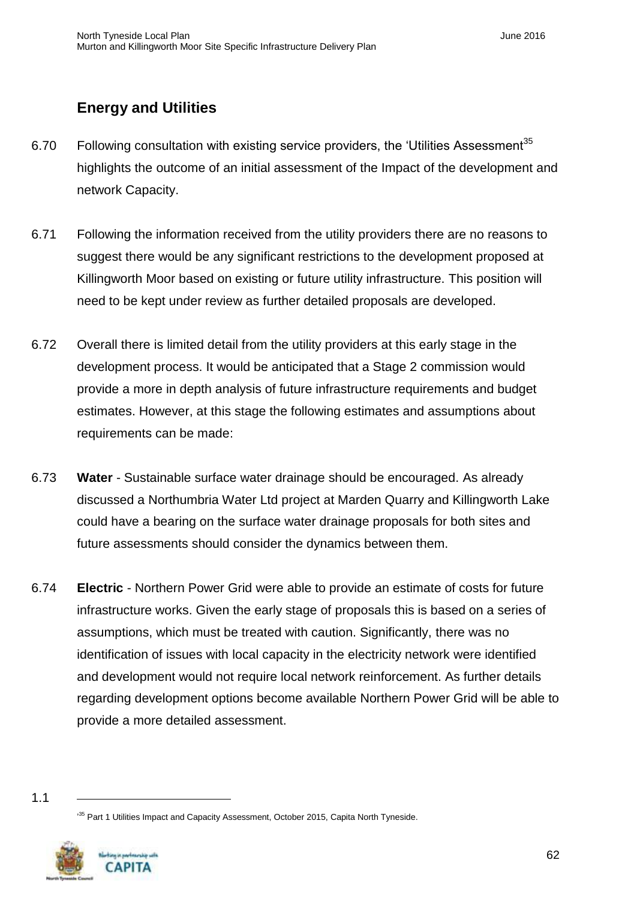## Energy and Utilities

6.70 Following consultation with existing service providers, the 'Utilities Assessment[35] highlights the outcome of an initial assessment of the Impact of the development and network Capacity.

6.71 Following the information received from the utility providers there are no reasons to suggest there would be any significant restrictions to the development proposed at Killingworth Moor based on existing or future utility infrastructure. This position will need to be kept under review as further detailed proposals are developed.

6.72 Overall there is limited detail from the utility providers at this early stage in the development process. It would be anticipated that a Stage 2 commission would provide a more in depth analysis of future infrastructure requirements and budget estimates. However, at this stage the following estimates and assumptions about requirements can be made:

6.73 **Water** - Sustainable surface water drainage should be encouraged. As already discussed a Northumbria Water Ltd project at Marden Quarry and Killingworth Lake could have a bearing on the surface water drainage proposals for both sites and future assessments should consider the dynamics between them.

6.74 **Electric** - Northern Power Grid were able to provide an estimate of costs for future infrastructure works. Given the early stage of proposals this is based on a series of assumptions, which must be treated with caution. Significantly, there was no identification of issues with local capacity in the electricity network were identified and development would not require local network reinforcement. As further details regarding development options become available Northern Power Grid will be able to provide a more detailed assessment.

1.1

---

[35] Part 1 Utilities Impact and Capacity Assessment, October 2015, Capita North Tyneside.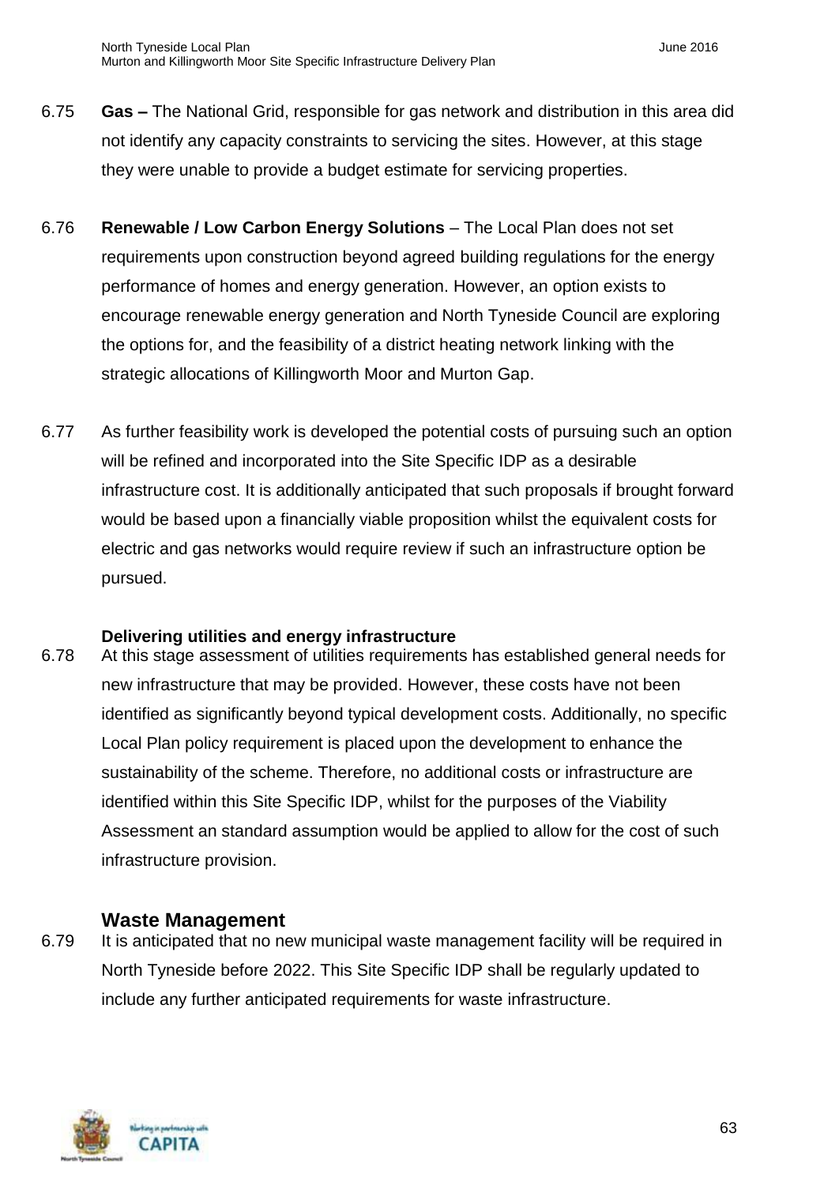6.75 **Gas –** The National Grid, responsible for gas network and distribution in this area did not identify any capacity constraints to servicing the sites. However, at this stage they were unable to provide a budget estimate for servicing properties.

6.76 **Renewable / Low Carbon Energy Solutions** – The Local Plan does not set requirements upon construction beyond agreed building regulations for the energy performance of homes and energy generation. However, an option exists to encourage renewable energy generation and North Tyneside Council are exploring the options for, and the feasibility of a district heating network linking with the strategic allocations of Killingworth Moor and Murton Gap.

6.77 As further feasibility work is developed the potential costs of pursuing such an option will be refined and incorporated into the Site Specific IDP as a desirable infrastructure cost. It is additionally anticipated that such proposals if brought forward would be based upon a financially viable proposition whilst the equivalent costs for electric and gas networks would require review if such an infrastructure option be pursued.

**Delivering utilities and energy infrastructure**

6.78 At this stage assessment of utilities requirements has established general needs for new infrastructure that may be provided. However, these costs have not been identified as significantly beyond typical development costs. Additionally, no specific Local Plan policy requirement is placed upon the development to enhance the sustainability of the scheme. Therefore, no additional costs or infrastructure are identified within this Site Specific IDP, whilst for the purposes of the Viability Assessment an standard assumption would be applied to allow for the cost of such infrastructure provision.

## Waste Management

6.79 It is anticipated that no new municipal waste management facility will be required in North Tyneside before 2022. This Site Specific IDP shall be regularly updated to include any further anticipated requirements for waste infrastructure.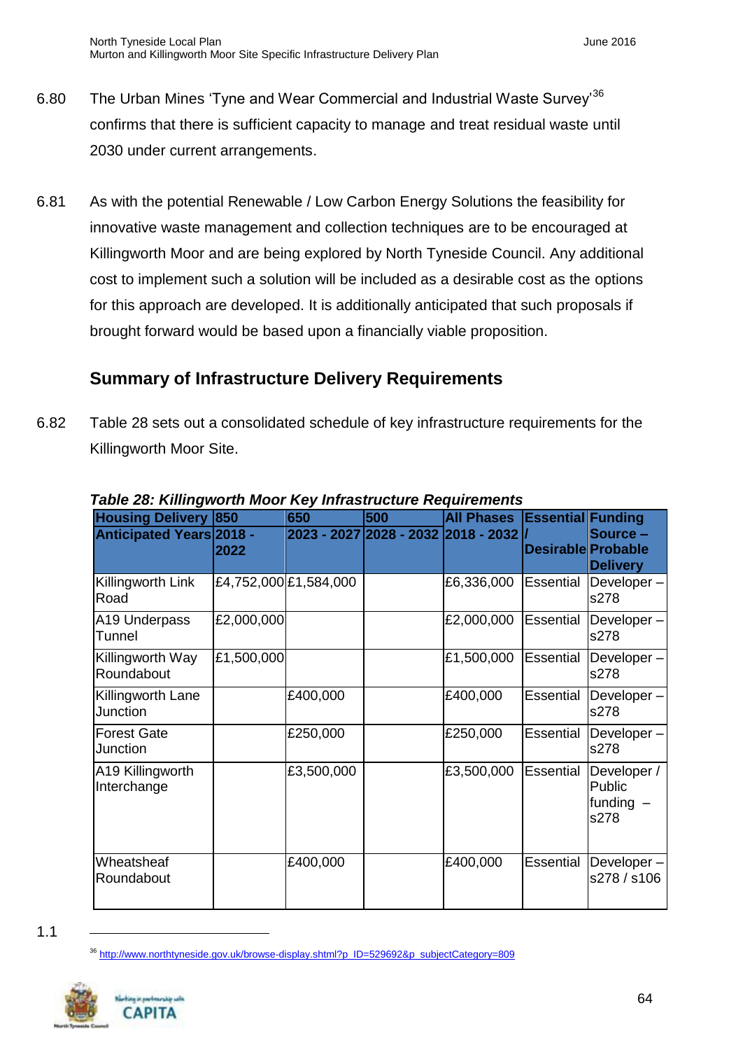6.80 The Urban Mines 'Tyne and Wear Commercial and Industrial Waste Survey'[36] confirms that there is sufficient capacity to manage and treat residual waste until 2030 under current arrangements.

6.81 As with the potential Renewable / Low Carbon Energy Solutions the feasibility for innovative waste management and collection techniques are to be encouraged at Killingworth Moor and are being explored by North Tyneside Council. Any additional cost to implement such a solution will be included as a desirable cost as the options for this approach are developed. It is additionally anticipated that such proposals if brought forward would be based upon a financially viable proposition.

## Summary of Infrastructure Delivery Requirements

6.82 Table 28 sets out a consolidated schedule of key infrastructure requirements for the Killingworth Moor Site.

***Table 28: Killingworth Moor Key Infrastructure Requirements***

| **Housing Delivery** | **850** | **650** | **500** | **All Phases** | **Essential / Desirable** | **Funding Source – Probable Delivery** |
|---|---|---|---|---|---|---|
| **Anticipated Years** | **2018 - 2022** | **2023 - 2027** | **2028 - 2032** | **2018 - 2032** | | |
| Killingworth Link Road | £4,752,000 | £1,584,000 | | £6,336,000 | Essential | Developer – s278 |
| A19 Underpass Tunnel | £2,000,000 | | | £2,000,000 | Essential | Developer – s278 |
| Killingworth Way Roundabout | £1,500,000 | | | £1,500,000 | Essential | Developer – s278 |
| Killingworth Lane Junction | | £400,000 | | £400,000 | Essential | Developer – s278 |
| Forest Gate Junction | | £250,000 | | £250,000 | Essential | Developer – s278 |
| A19 Killingworth Interchange | | £3,500,000 | | £3,500,000 | Essential | Developer / Public funding – s278 |
| Wheatsheaf Roundabout | | £400,000 | | £400,000 | Essential | Developer – s278 / s106 |

1.1

[36] http://www.northtyneside.gov.uk/browse-display.shtml?p_ID=529692&p_subjectCategory=809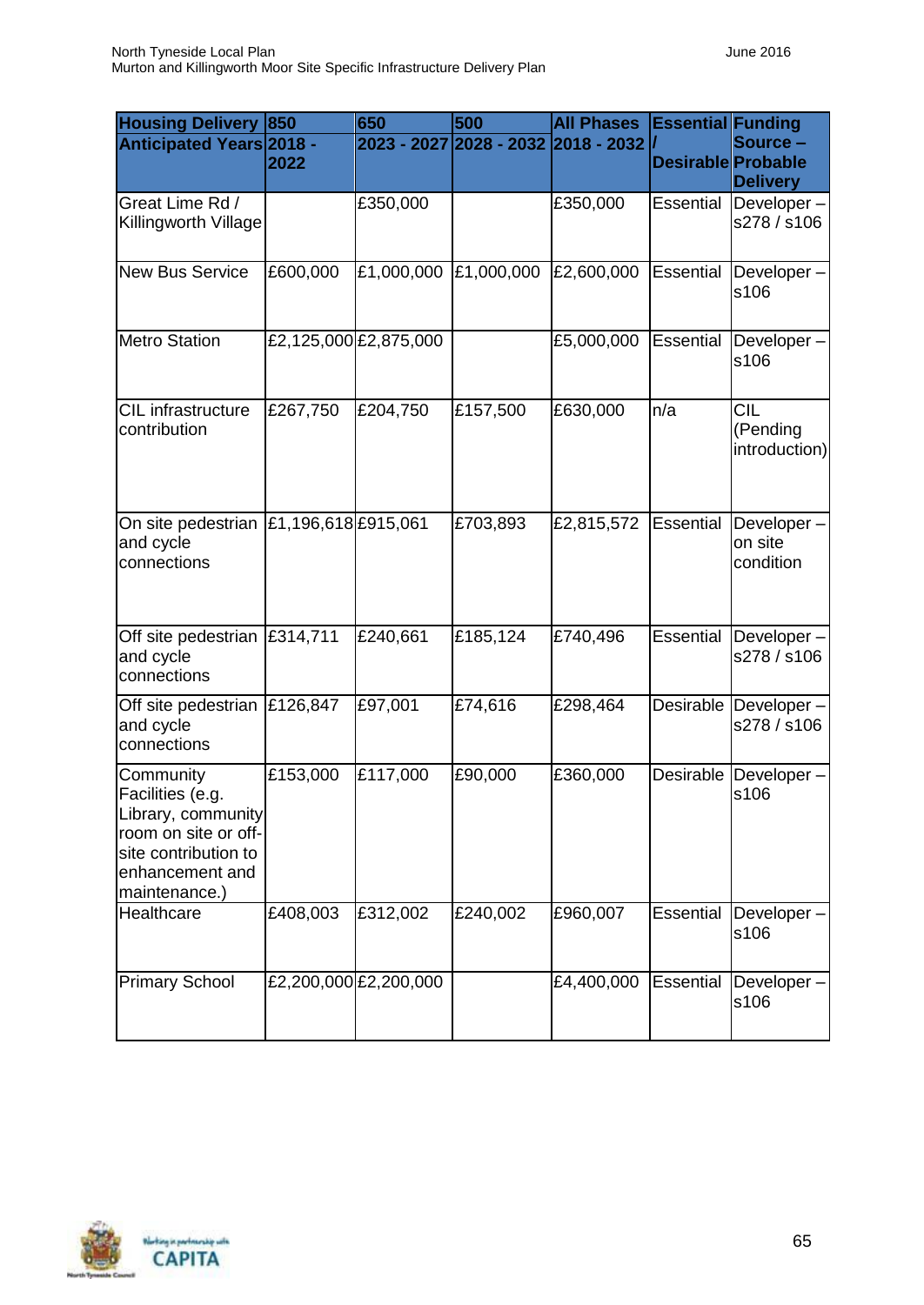| Housing Delivery<br>Anticipated Years | 850<br>2018 - 2022 | 650<br>2023 - 2027 | 500<br>2028 - 2032 | All Phases<br>2018 - 2032 | Essential / Desirable | Funding Source – Probable Delivery |
|---|---|---|---|---|---|---|
| Great Lime Rd / Killingworth Village | | £350,000 | | £350,000 | Essential | Developer – s278 / s106 |
| New Bus Service | £600,000 | £1,000,000 | £1,000,000 | £2,600,000 | Essential | Developer – s106 |
| Metro Station | £2,125,000 | £2,875,000 | | £5,000,000 | Essential | Developer – s106 |
| CIL infrastructure contribution | £267,750 | £204,750 | £157,500 | £630,000 | n/a | CIL (Pending introduction) |
| On site pedestrian and cycle connections | £1,196,618 | £915,061 | £703,893 | £2,815,572 | Essential | Developer – on site condition |
| Off site pedestrian and cycle connections | £314,711 | £240,661 | £185,124 | £740,496 | Essential | Developer – s278 / s106 |
| Off site pedestrian and cycle connections | £126,847 | £97,001 | £74,616 | £298,464 | Desirable | Developer – s278 / s106 |
| Community Facilities (e.g. Library, community room on site or off-site contribution to enhancement and maintenance.) | £153,000 | £117,000 | £90,000 | £360,000 | Desirable | Developer – s106 |
| Healthcare | £408,003 | £312,002 | £240,002 | £960,007 | Essential | Developer – s106 |
| Primary School | £2,200,000 | £2,200,000 | | £4,400,000 | Essential | Developer – s106 |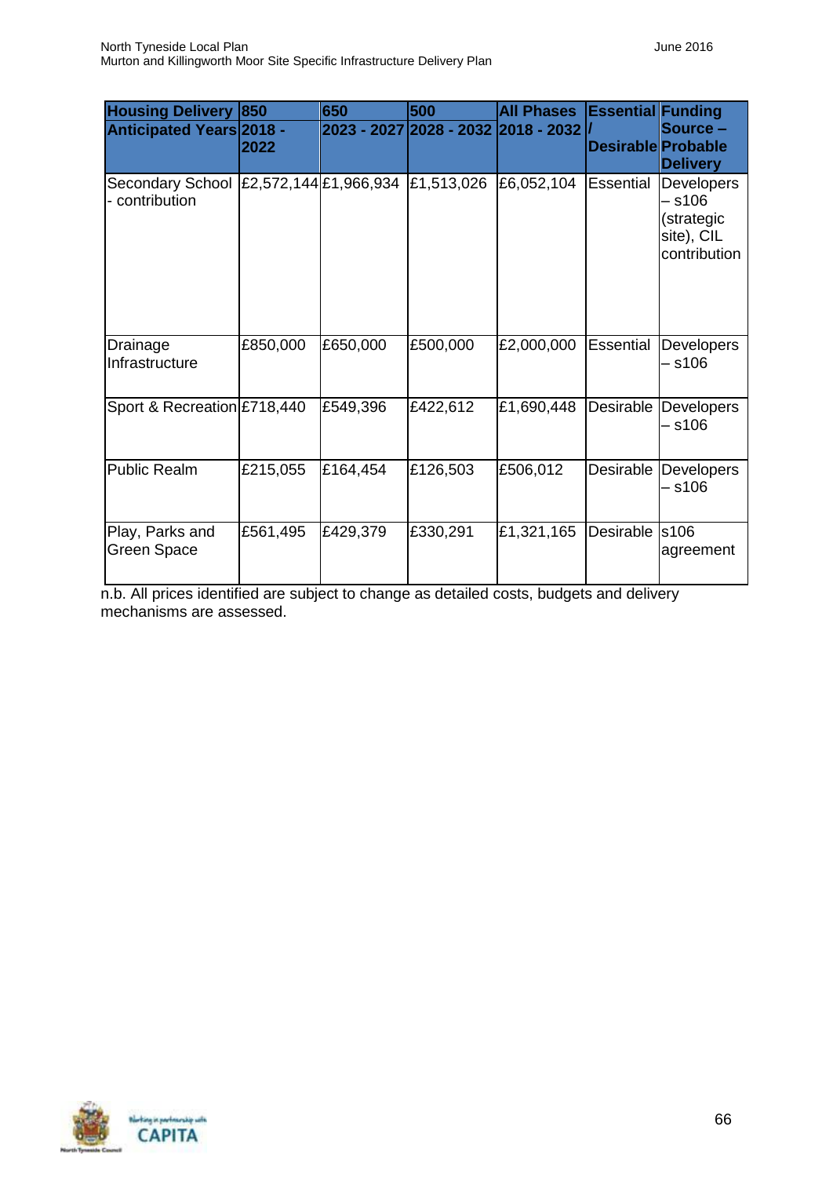| Housing Delivery Anticipated Years | 850 2018 - 2022 | 650 2023 - 2027 | 500 2028 - 2032 | All Phases 2018 - 2032 | Essential / Desirable | Funding Source – Probable Delivery |
|---|---|---|---|---|---|---|
| Secondary School - contribution | £2,572,144 | £1,966,934 | £1,513,026 | £6,052,104 | Essential | Developers – s106 (strategic site), CIL contribution |
| Drainage Infrastructure | £850,000 | £650,000 | £500,000 | £2,000,000 | Essential | Developers – s106 |
| Sport & Recreation | £718,440 | £549,396 | £422,612 | £1,690,448 | Desirable | Developers – s106 |
| Public Realm | £215,055 | £164,454 | £126,503 | £506,012 | Desirable | Developers – s106 |
| Play, Parks and Green Space | £561,495 | £429,379 | £330,291 | £1,321,165 | Desirable | s106 agreement |

n.b. All prices identified are subject to change as detailed costs, budgets and delivery mechanisms are assessed.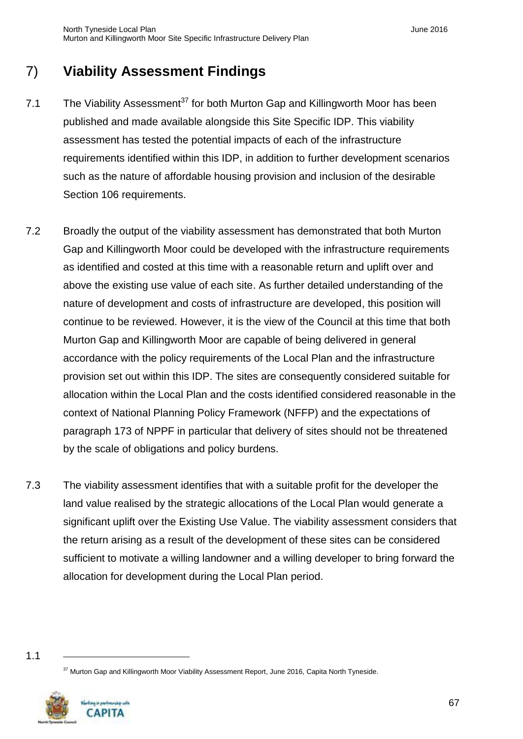# 7) Viability Assessment Findings

7.1 The Viability Assessment[37] for both Murton Gap and Killingworth Moor has been published and made available alongside this Site Specific IDP. This viability assessment has tested the potential impacts of each of the infrastructure requirements identified within this IDP, in addition to further development scenarios such as the nature of affordable housing provision and inclusion of the desirable Section 106 requirements.

7.2 Broadly the output of the viability assessment has demonstrated that both Murton Gap and Killingworth Moor could be developed with the infrastructure requirements as identified and costed at this time with a reasonable return and uplift over and above the existing use value of each site. As further detailed understanding of the nature of development and costs of infrastructure are developed, this position will continue to be reviewed. However, it is the view of the Council at this time that both Murton Gap and Killingworth Moor are capable of being delivered in general accordance with the policy requirements of the Local Plan and the infrastructure provision set out within this IDP. The sites are consequently considered suitable for allocation within the Local Plan and the costs identified considered reasonable in the context of National Planning Policy Framework (NFFP) and the expectations of paragraph 173 of NPPF in particular that delivery of sites should not be threatened by the scale of obligations and policy burdens.

7.3 The viability assessment identifies that with a suitable profit for the developer the land value realised by the strategic allocations of the Local Plan would generate a significant uplift over the Existing Use Value. The viability assessment considers that the return arising as a result of the development of these sites can be considered sufficient to motivate a willing landowner and a willing developer to bring forward the allocation for development during the Local Plan period.

1.1

[37] Murton Gap and Killingworth Moor Viability Assessment Report, June 2016, Capita North Tyneside.